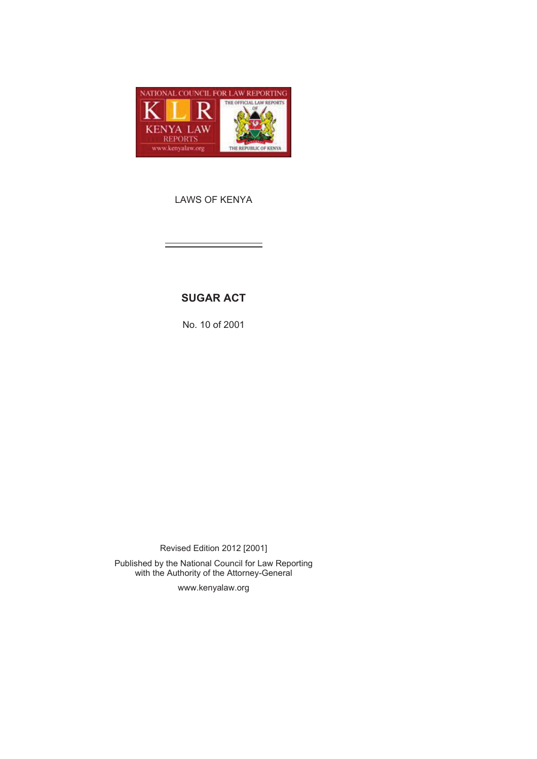LAWS OF KENYA

# SUGAR ACT

No. 10 of 2001

Revised Edition 2012 [2001]

Published by the National Council for Law Reporting
with the Authority of the Attorney-General

www.kenyalaw.org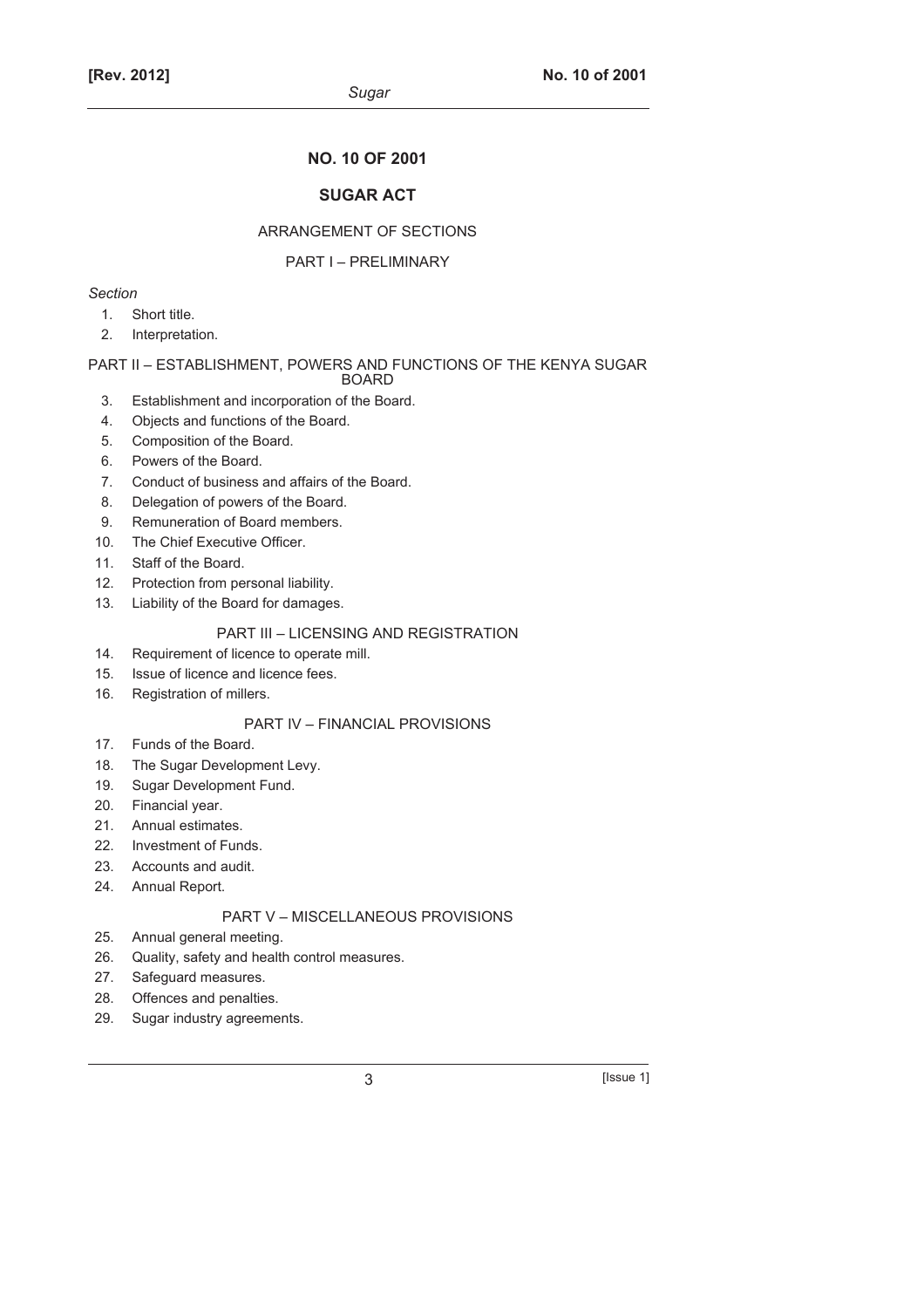# NO. 10 OF 2001

# SUGAR ACT

## ARRANGEMENT OF SECTIONS

### PART I – PRELIMINARY

*Section*

1. Short title.
2. Interpretation.

### PART II – ESTABLISHMENT, POWERS AND FUNCTIONS OF THE KENYA SUGAR BOARD

3. Establishment and incorporation of the Board.
4. Objects and functions of the Board.
5. Composition of the Board.
6. Powers of the Board.
7. Conduct of business and affairs of the Board.
8. Delegation of powers of the Board.
9. Remuneration of Board members.
10. The Chief Executive Officer.
11. Staff of the Board.
12. Protection from personal liability.
13. Liability of the Board for damages.

### PART III – LICENSING AND REGISTRATION

14. Requirement of licence to operate mill.
15. Issue of licence and licence fees.
16. Registration of millers.

### PART IV – FINANCIAL PROVISIONS

17. Funds of the Board.
18. The Sugar Development Levy.
19. Sugar Development Fund.
20. Financial year.
21. Annual estimates.
22. Investment of Funds.
23. Accounts and audit.
24. Annual Report.

### PART V – MISCELLANEOUS PROVISIONS

25. Annual general meeting.
26. Quality, safety and health control measures.
27. Safeguard measures.
28. Offences and penalties.
29. Sugar industry agreements.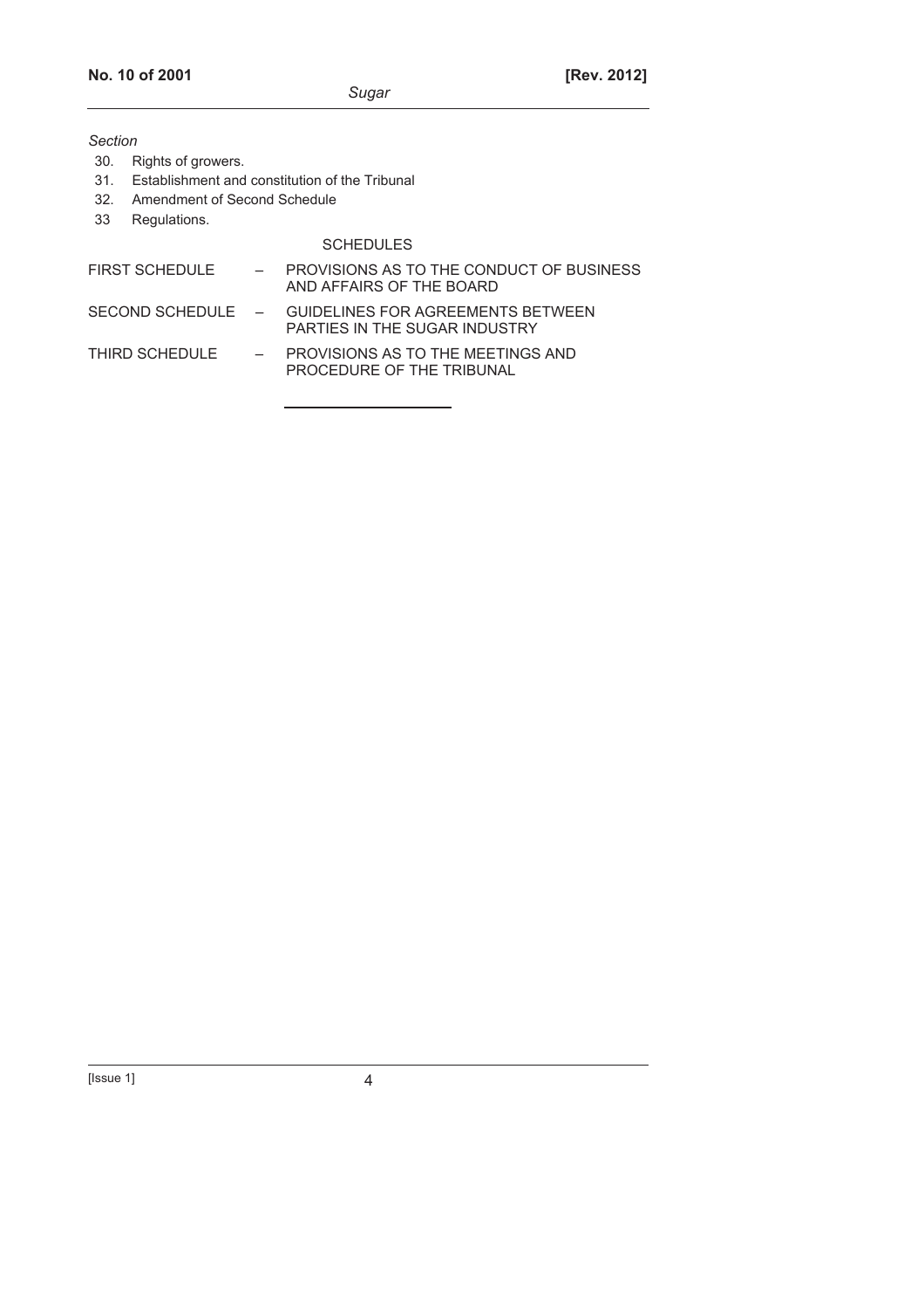*Section*

30. Rights of growers.
31. Establishment and constitution of the Tribunal
32. Amendment of Second Schedule
33 Regulations.

SCHEDULES

| | | |
|---|---|---|
| FIRST SCHEDULE | – | PROVISIONS AS TO THE CONDUCT OF BUSINESS AND AFFAIRS OF THE BOARD |
| SECOND SCHEDULE | – | GUIDELINES FOR AGREEMENTS BETWEEN PARTIES IN THE SUGAR INDUSTRY |
| THIRD SCHEDULE | – | PROVISIONS AS TO THE MEETINGS AND PROCEDURE OF THE TRIBUNAL |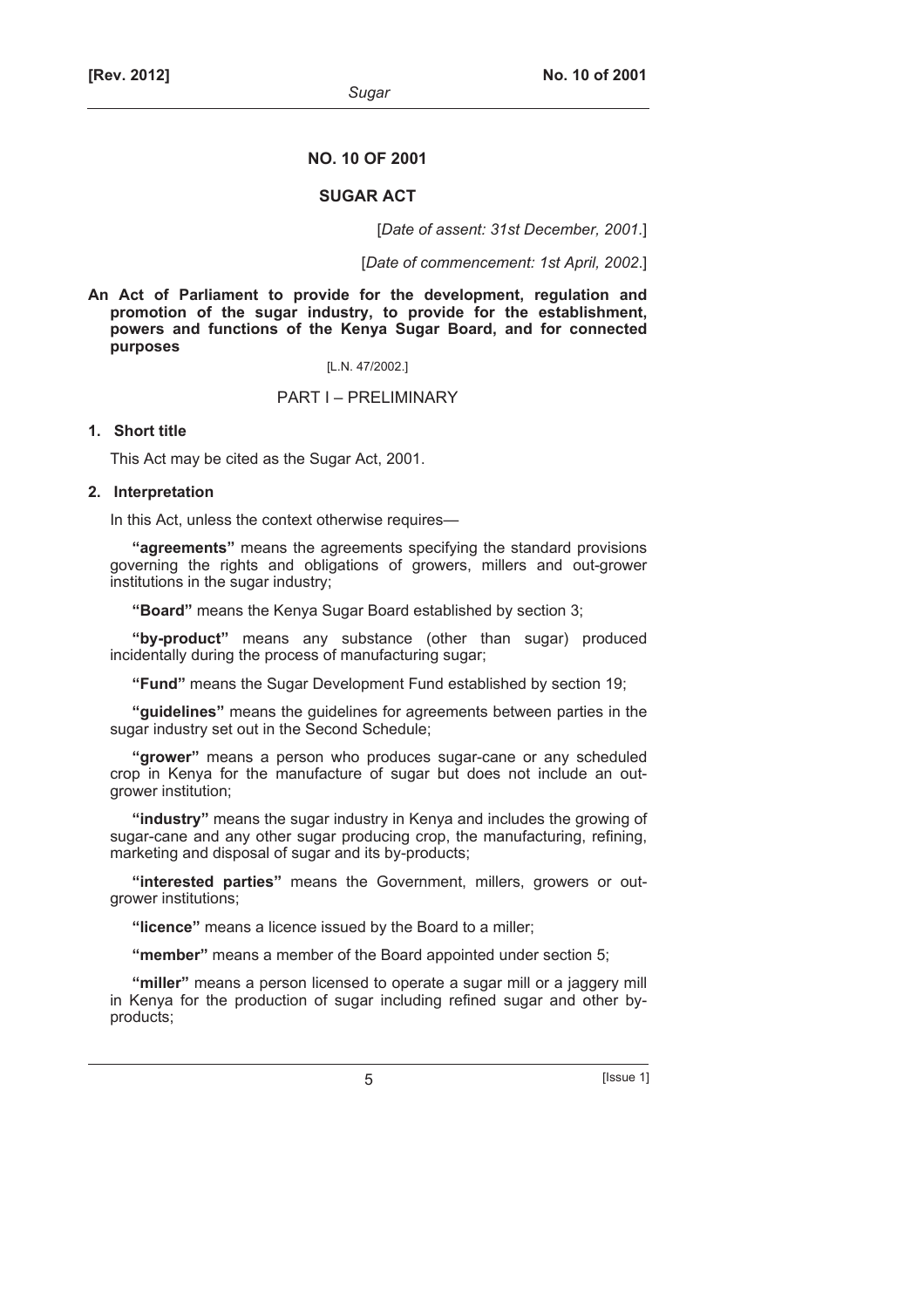# NO. 10 OF 2001

## SUGAR ACT

[*Date of assent: 31st December, 2001.*]

[*Date of commencement: 1st April, 2002.*]

**An Act of Parliament to provide for the development, regulation and promotion of the sugar industry, to provide for the establishment, powers and functions of the Kenya Sugar Board, and for connected purposes**

[L.N. 47/2002.]

## PART I – PRELIMINARY

**1. Short title**

This Act may be cited as the Sugar Act, 2001.

**2. Interpretation**

In this Act, unless the context otherwise requires—

**"agreements"** means the agreements specifying the standard provisions governing the rights and obligations of growers, millers and out-grower institutions in the sugar industry;

**"Board"** means the Kenya Sugar Board established by section 3;

**"by-product"** means any substance (other than sugar) produced incidentally during the process of manufacturing sugar;

**"Fund"** means the Sugar Development Fund established by section 19;

**"guidelines"** means the guidelines for agreements between parties in the sugar industry set out in the Second Schedule;

**"grower"** means a person who produces sugar-cane or any scheduled crop in Kenya for the manufacture of sugar but does not include an out-grower institution;

**"industry"** means the sugar industry in Kenya and includes the growing of sugar-cane and any other sugar producing crop, the manufacturing, refining, marketing and disposal of sugar and its by-products;

**"interested parties"** means the Government, millers, growers or out-grower institutions;

**"licence"** means a licence issued by the Board to a miller;

**"member"** means a member of the Board appointed under section 5;

**"miller"** means a person licensed to operate a sugar mill or a jaggery mill in Kenya for the production of sugar including refined sugar and other by-products;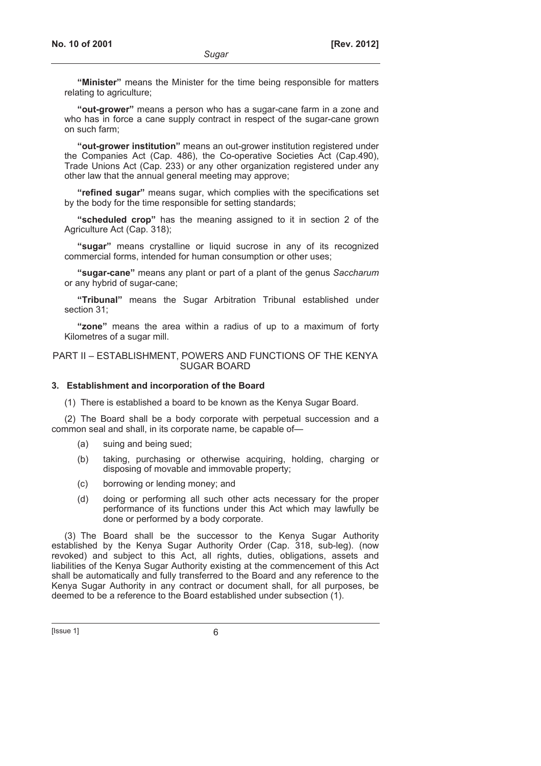**"Minister"** means the Minister for the time being responsible for matters relating to agriculture;

**"out-grower"** means a person who has a sugar-cane farm in a zone and who has in force a cane supply contract in respect of the sugar-cane grown on such farm;

**"out-grower institution"** means an out-grower institution registered under the Companies Act (Cap. 486), the Co-operative Societies Act (Cap.490), Trade Unions Act (Cap. 233) or any other organization registered under any other law that the annual general meeting may approve;

**"refined sugar"** means sugar, which complies with the specifications set by the body for the time responsible for setting standards;

**"scheduled crop"** has the meaning assigned to it in section 2 of the Agriculture Act (Cap. 318);

**"sugar"** means crystalline or liquid sucrose in any of its recognized commercial forms, intended for human consumption or other uses;

**"sugar-cane"** means any plant or part of a plant of the genus *Saccharum* or any hybrid of sugar-cane;

**"Tribunal"** means the Sugar Arbitration Tribunal established under section 31;

**"zone"** means the area within a radius of up to a maximum of forty Kilometres of a sugar mill.

## PART II – ESTABLISHMENT, POWERS AND FUNCTIONS OF THE KENYA SUGAR BOARD

### 3. Establishment and incorporation of the Board

(1) There is established a board to be known as the Kenya Sugar Board.

(2) The Board shall be a body corporate with perpetual succession and a common seal and shall, in its corporate name, be capable of—

- (a) suing and being sued;
- (b) taking, purchasing or otherwise acquiring, holding, charging or disposing of movable and immovable property;
- (c) borrowing or lending money; and
- (d) doing or performing all such other acts necessary for the proper performance of its functions under this Act which may lawfully be done or performed by a body corporate.

(3) The Board shall be the successor to the Kenya Sugar Authority established by the Kenya Sugar Authority Order (Cap. 318, sub-leg). (now revoked) and subject to this Act, all rights, duties, obligations, assets and liabilities of the Kenya Sugar Authority existing at the commencement of this Act shall be automatically and fully transferred to the Board and any reference to the Kenya Sugar Authority in any contract or document shall, for all purposes, be deemed to be a reference to the Board established under subsection (1).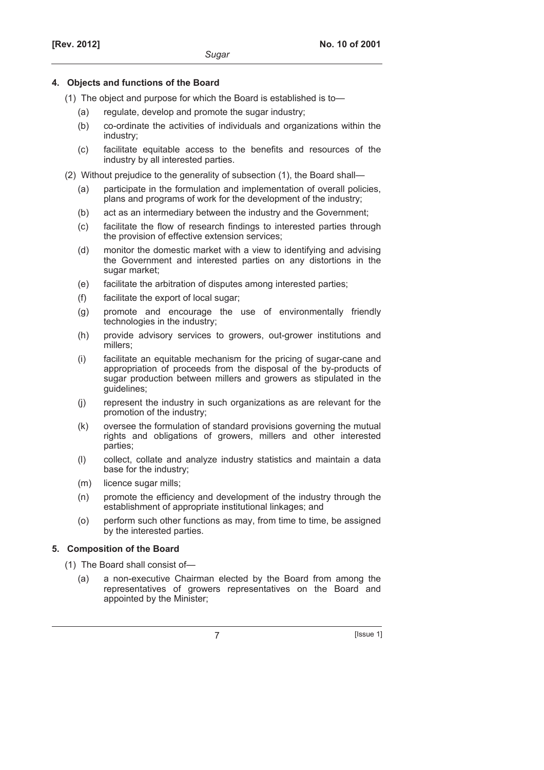### 4. Objects and functions of the Board

(1) The object and purpose for which the Board is established is to—

- (a) regulate, develop and promote the sugar industry;
- (b) co-ordinate the activities of individuals and organizations within the industry;
- (c) facilitate equitable access to the benefits and resources of the industry by all interested parties.

(2) Without prejudice to the generality of subsection (1), the Board shall—

- (a) participate in the formulation and implementation of overall policies, plans and programs of work for the development of the industry;
- (b) act as an intermediary between the industry and the Government;
- (c) facilitate the flow of research findings to interested parties through the provision of effective extension services;
- (d) monitor the domestic market with a view to identifying and advising the Government and interested parties on any distortions in the sugar market;
- (e) facilitate the arbitration of disputes among interested parties;
- (f) facilitate the export of local sugar;
- (g) promote and encourage the use of environmentally friendly technologies in the industry;
- (h) provide advisory services to growers, out-grower institutions and millers;
- (i) facilitate an equitable mechanism for the pricing of sugar-cane and appropriation of proceeds from the disposal of the by-products of sugar production between millers and growers as stipulated in the guidelines;
- (j) represent the industry in such organizations as are relevant for the promotion of the industry;
- (k) oversee the formulation of standard provisions governing the mutual rights and obligations of growers, millers and other interested parties;
- (l) collect, collate and analyze industry statistics and maintain a data base for the industry;
- (m) licence sugar mills;
- (n) promote the efficiency and development of the industry through the establishment of appropriate institutional linkages; and
- (o) perform such other functions as may, from time to time, be assigned by the interested parties.

### 5. Composition of the Board

(1) The Board shall consist of—

- (a) a non-executive Chairman elected by the Board from among the representatives of growers representatives on the Board and appointed by the Minister;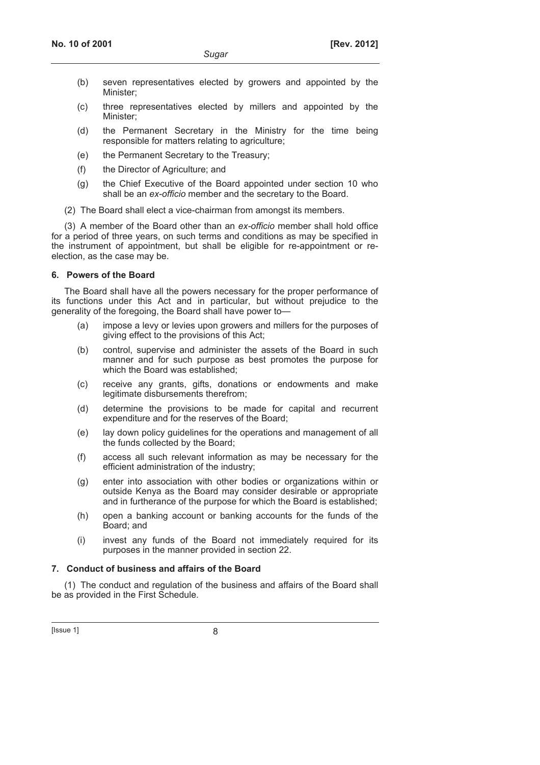(b) seven representatives elected by growers and appointed by the Minister;

(c) three representatives elected by millers and appointed by the Minister;

(d) the Permanent Secretary in the Ministry for the time being responsible for matters relating to agriculture;

(e) the Permanent Secretary to the Treasury;

(f) the Director of Agriculture; and

(g) the Chief Executive of the Board appointed under section 10 who shall be an *ex-officio* member and the secretary to the Board.

(2) The Board shall elect a vice-chairman from amongst its members.

(3) A member of the Board other than an *ex-officio* member shall hold office for a period of three years, on such terms and conditions as may be specified in the instrument of appointment, but shall be eligible for re-appointment or re-election, as the case may be.

**6. Powers of the Board**

The Board shall have all the powers necessary for the proper performance of its functions under this Act and in particular, but without prejudice to the generality of the foregoing, the Board shall have power to—

(a) impose a levy or levies upon growers and millers for the purposes of giving effect to the provisions of this Act;

(b) control, supervise and administer the assets of the Board in such manner and for such purpose as best promotes the purpose for which the Board was established;

(c) receive any grants, gifts, donations or endowments and make legitimate disbursements therefrom;

(d) determine the provisions to be made for capital and recurrent expenditure and for the reserves of the Board;

(e) lay down policy guidelines for the operations and management of all the funds collected by the Board;

(f) access all such relevant information as may be necessary for the efficient administration of the industry;

(g) enter into association with other bodies or organizations within or outside Kenya as the Board may consider desirable or appropriate and in furtherance of the purpose for which the Board is established;

(h) open a banking account or banking accounts for the funds of the Board; and

(i) invest any funds of the Board not immediately required for its purposes in the manner provided in section 22.

**7. Conduct of business and affairs of the Board**

(1) The conduct and regulation of the business and affairs of the Board shall be as provided in the First Schedule.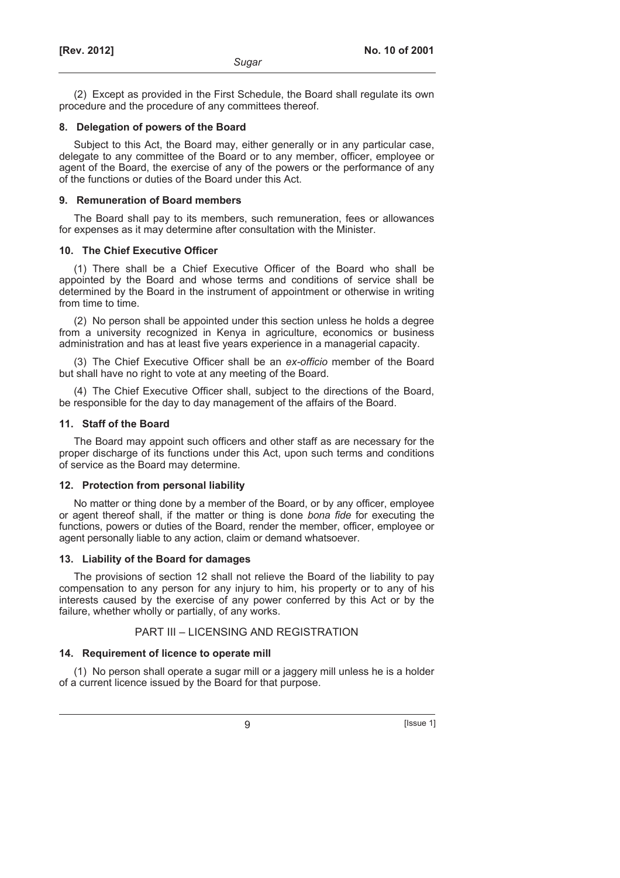(2) Except as provided in the First Schedule, the Board shall regulate its own procedure and the procedure of any committees thereof.

### 8. Delegation of powers of the Board

Subject to this Act, the Board may, either generally or in any particular case, delegate to any committee of the Board or to any member, officer, employee or agent of the Board, the exercise of any of the powers or the performance of any of the functions or duties of the Board under this Act.

### 9. Remuneration of Board members

The Board shall pay to its members, such remuneration, fees or allowances for expenses as it may determine after consultation with the Minister.

### 10. The Chief Executive Officer

(1) There shall be a Chief Executive Officer of the Board who shall be appointed by the Board and whose terms and conditions of service shall be determined by the Board in the instrument of appointment or otherwise in writing from time to time.

(2) No person shall be appointed under this section unless he holds a degree from a university recognized in Kenya in agriculture, economics or business administration and has at least five years experience in a managerial capacity.

(3) The Chief Executive Officer shall be an *ex-officio* member of the Board but shall have no right to vote at any meeting of the Board.

(4) The Chief Executive Officer shall, subject to the directions of the Board, be responsible for the day to day management of the affairs of the Board.

### 11. Staff of the Board

The Board may appoint such officers and other staff as are necessary for the proper discharge of its functions under this Act, upon such terms and conditions of service as the Board may determine.

### 12. Protection from personal liability

No matter or thing done by a member of the Board, or by any officer, employee or agent thereof shall, if the matter or thing is done *bona fide* for executing the functions, powers or duties of the Board, render the member, officer, employee or agent personally liable to any action, claim or demand whatsoever.

### 13. Liability of the Board for damages

The provisions of section 12 shall not relieve the Board of the liability to pay compensation to any person for any injury to him, his property or to any of his interests caused by the exercise of any power conferred by this Act or by the failure, whether wholly or partially, of any works.

## PART III – LICENSING AND REGISTRATION

### 14. Requirement of licence to operate mill

(1) No person shall operate a sugar mill or a jaggery mill unless he is a holder of a current licence issued by the Board for that purpose.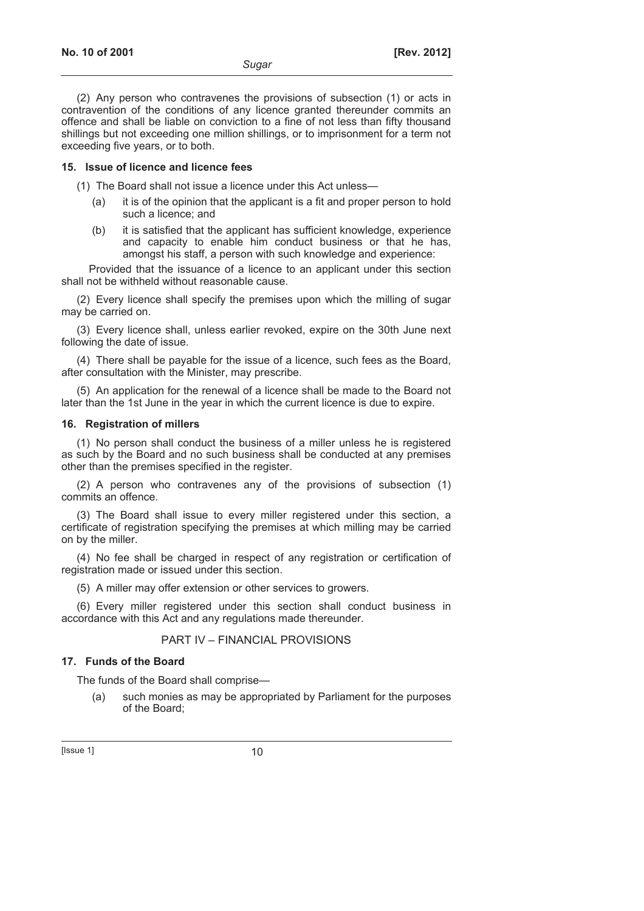(2) Any person who contravenes the provisions of subsection (1) or acts in contravention of the conditions of any licence granted thereunder commits an offence and shall be liable on conviction to a fine of not less than fifty thousand shillings but not exceeding one million shillings, or to imprisonment for a term not exceeding five years, or to both.

**15. Issue of licence and licence fees**

(1) The Board shall not issue a licence under this Act unless—

(a) it is of the opinion that the applicant is a fit and proper person to hold such a licence; and

(b) it is satisfied that the applicant has sufficient knowledge, experience and capacity to enable him conduct business or that he has, amongst his staff, a person with such knowledge and experience:

Provided that the issuance of a licence to an applicant under this section shall not be withheld without reasonable cause.

(2) Every licence shall specify the premises upon which the milling of sugar may be carried on.

(3) Every licence shall, unless earlier revoked, expire on the 30th June next following the date of issue.

(4) There shall be payable for the issue of a licence, such fees as the Board, after consultation with the Minister, may prescribe.

(5) An application for the renewal of a licence shall be made to the Board not later than the 1st June in the year in which the current licence is due to expire.

**16. Registration of millers**

(1) No person shall conduct the business of a miller unless he is registered as such by the Board and no such business shall be conducted at any premises other than the premises specified in the register.

(2) A person who contravenes any of the provisions of subsection (1) commits an offence.

(3) The Board shall issue to every miller registered under this section, a certificate of registration specifying the premises at which milling may be carried on by the miller.

(4) No fee shall be charged in respect of any registration or certification of registration made or issued under this section.

(5) A miller may offer extension or other services to growers.

(6) Every miller registered under this section shall conduct business in accordance with this Act and any regulations made thereunder.

## PART IV – FINANCIAL PROVISIONS

**17. Funds of the Board**

The funds of the Board shall comprise—

(a) such monies as may be appropriated by Parliament for the purposes of the Board;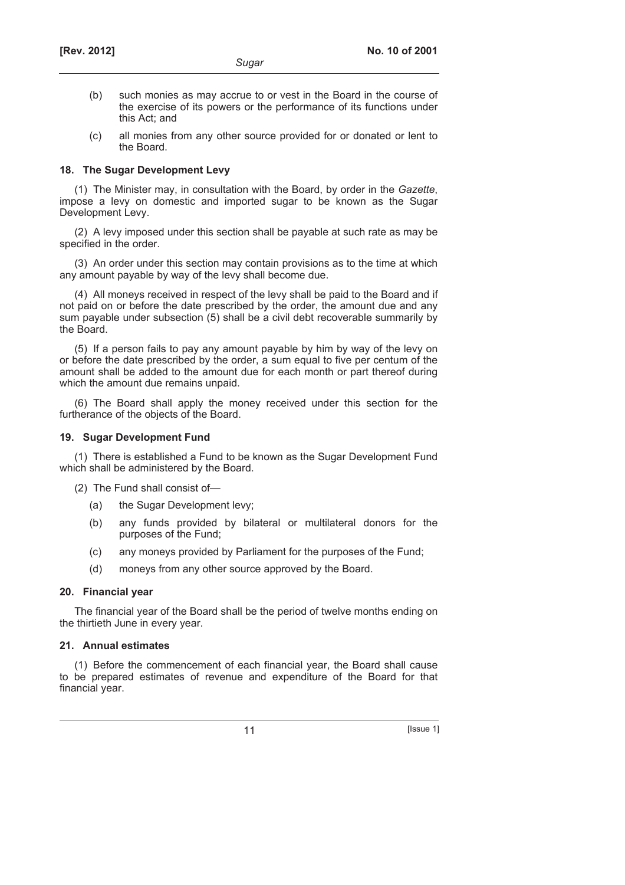(b) such monies as may accrue to or vest in the Board in the course of the exercise of its powers or the performance of its functions under this Act; and

(c) all monies from any other source provided for or donated or lent to the Board.

### 18. The Sugar Development Levy

(1) The Minister may, in consultation with the Board, by order in the *Gazette*, impose a levy on domestic and imported sugar to be known as the Sugar Development Levy.

(2) A levy imposed under this section shall be payable at such rate as may be specified in the order.

(3) An order under this section may contain provisions as to the time at which any amount payable by way of the levy shall become due.

(4) All moneys received in respect of the levy shall be paid to the Board and if not paid on or before the date prescribed by the order, the amount due and any sum payable under subsection (5) shall be a civil debt recoverable summarily by the Board.

(5) If a person fails to pay any amount payable by him by way of the levy on or before the date prescribed by the order, a sum equal to five per centum of the amount shall be added to the amount due for each month or part thereof during which the amount due remains unpaid.

(6) The Board shall apply the money received under this section for the furtherance of the objects of the Board.

### 19. Sugar Development Fund

(1) There is established a Fund to be known as the Sugar Development Fund which shall be administered by the Board.

(2) The Fund shall consist of—

(a) the Sugar Development levy;

(b) any funds provided by bilateral or multilateral donors for the purposes of the Fund;

(c) any moneys provided by Parliament for the purposes of the Fund;

(d) moneys from any other source approved by the Board.

### 20. Financial year

The financial year of the Board shall be the period of twelve months ending on the thirtieth June in every year.

### 21. Annual estimates

(1) Before the commencement of each financial year, the Board shall cause to be prepared estimates of revenue and expenditure of the Board for that financial year.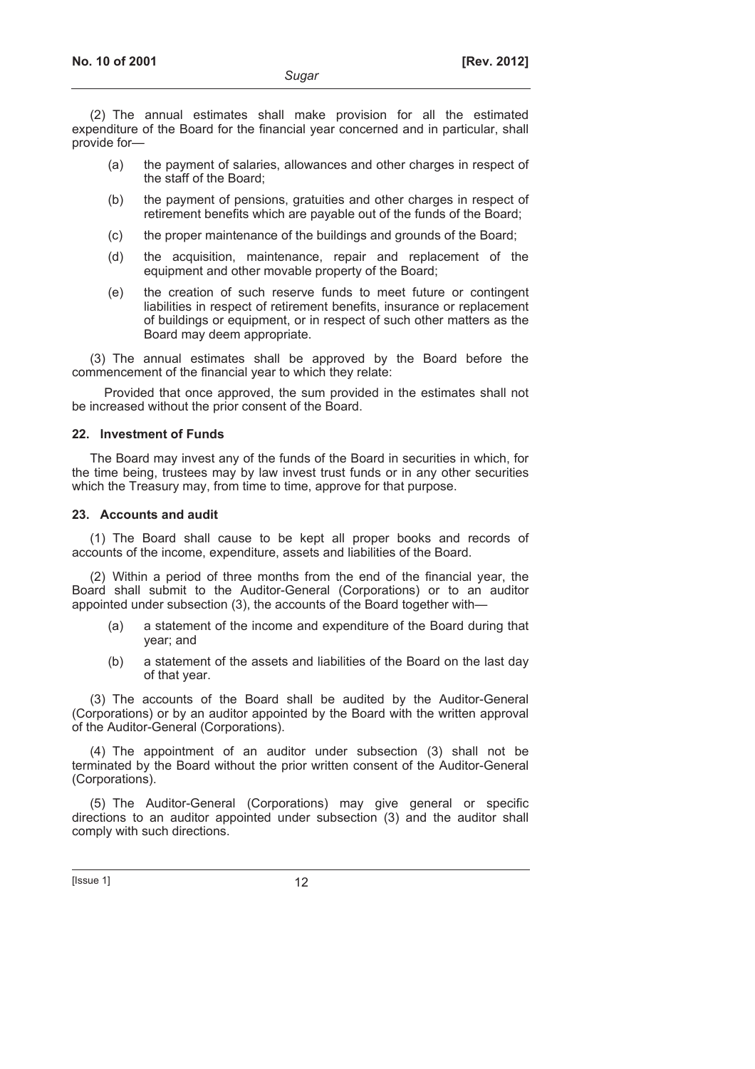(2) The annual estimates shall make provision for all the estimated expenditure of the Board for the financial year concerned and in particular, shall provide for—

(a) the payment of salaries, allowances and other charges in respect of the staff of the Board;

(b) the payment of pensions, gratuities and other charges in respect of retirement benefits which are payable out of the funds of the Board;

(c) the proper maintenance of the buildings and grounds of the Board;

(d) the acquisition, maintenance, repair and replacement of the equipment and other movable property of the Board;

(e) the creation of such reserve funds to meet future or contingent liabilities in respect of retirement benefits, insurance or replacement of buildings or equipment, or in respect of such other matters as the Board may deem appropriate.

(3) The annual estimates shall be approved by the Board before the commencement of the financial year to which they relate:

Provided that once approved, the sum provided in the estimates shall not be increased without the prior consent of the Board.

### 22. Investment of Funds

The Board may invest any of the funds of the Board in securities in which, for the time being, trustees may by law invest trust funds or in any other securities which the Treasury may, from time to time, approve for that purpose.

### 23. Accounts and audit

(1) The Board shall cause to be kept all proper books and records of accounts of the income, expenditure, assets and liabilities of the Board.

(2) Within a period of three months from the end of the financial year, the Board shall submit to the Auditor-General (Corporations) or to an auditor appointed under subsection (3), the accounts of the Board together with—

(a) a statement of the income and expenditure of the Board during that year; and

(b) a statement of the assets and liabilities of the Board on the last day of that year.

(3) The accounts of the Board shall be audited by the Auditor-General (Corporations) or by an auditor appointed by the Board with the written approval of the Auditor-General (Corporations).

(4) The appointment of an auditor under subsection (3) shall not be terminated by the Board without the prior written consent of the Auditor-General (Corporations).

(5) The Auditor-General (Corporations) may give general or specific directions to an auditor appointed under subsection (3) and the auditor shall comply with such directions.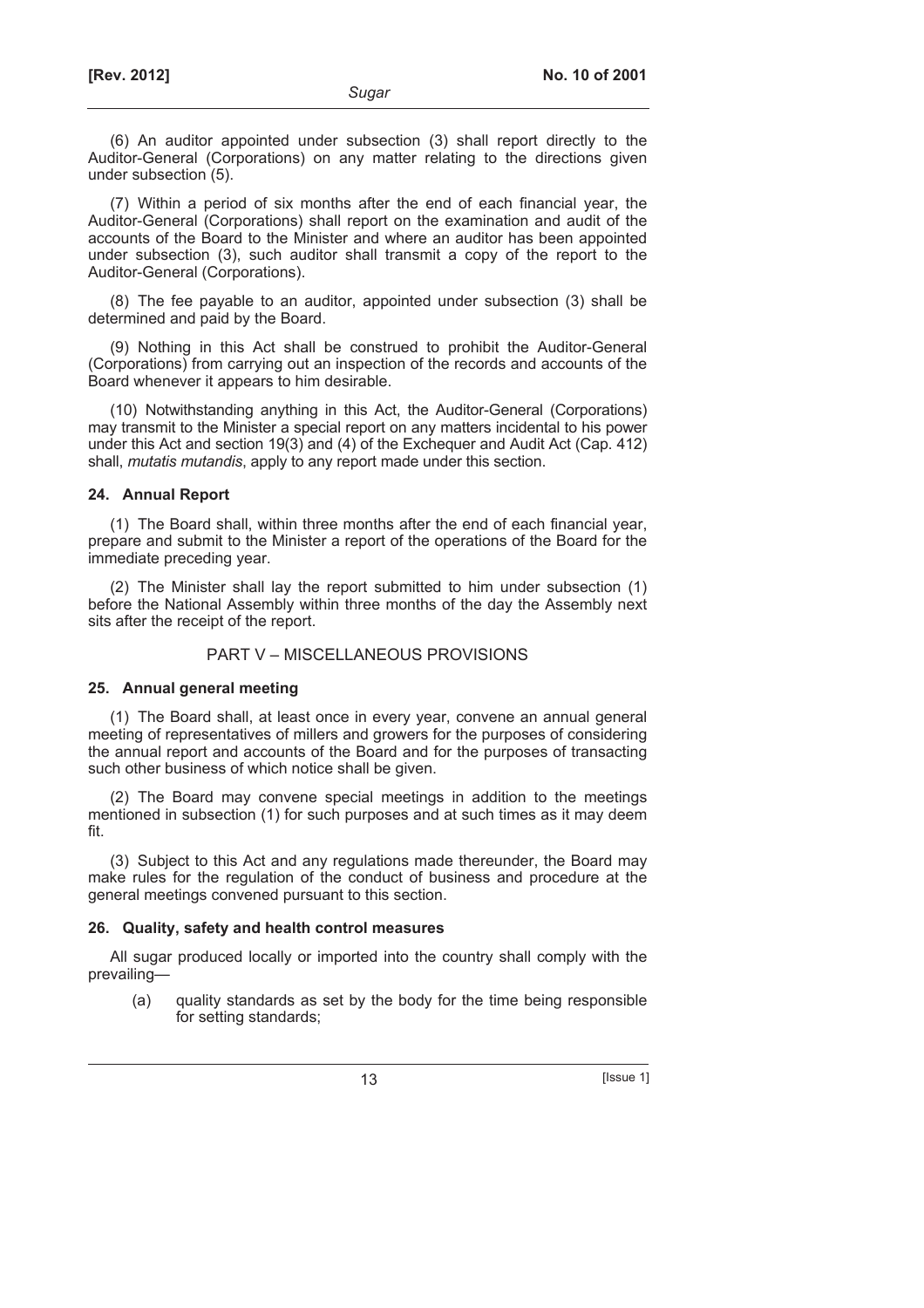(6) An auditor appointed under subsection (3) shall report directly to the Auditor-General (Corporations) on any matter relating to the directions given under subsection (5).

(7) Within a period of six months after the end of each financial year, the Auditor-General (Corporations) shall report on the examination and audit of the accounts of the Board to the Minister and where an auditor has been appointed under subsection (3), such auditor shall transmit a copy of the report to the Auditor-General (Corporations).

(8) The fee payable to an auditor, appointed under subsection (3) shall be determined and paid by the Board.

(9) Nothing in this Act shall be construed to prohibit the Auditor-General (Corporations) from carrying out an inspection of the records and accounts of the Board whenever it appears to him desirable.

(10) Notwithstanding anything in this Act, the Auditor-General (Corporations) may transmit to the Minister a special report on any matters incidental to his power under this Act and section 19(3) and (4) of the Exchequer and Audit Act (Cap. 412) shall, *mutatis mutandis*, apply to any report made under this section.

**24. Annual Report**

(1) The Board shall, within three months after the end of each financial year, prepare and submit to the Minister a report of the operations of the Board for the immediate preceding year.

(2) The Minister shall lay the report submitted to him under subsection (1) before the National Assembly within three months of the day the Assembly next sits after the receipt of the report.

## PART V – MISCELLANEOUS PROVISIONS

**25. Annual general meeting**

(1) The Board shall, at least once in every year, convene an annual general meeting of representatives of millers and growers for the purposes of considering the annual report and accounts of the Board and for the purposes of transacting such other business of which notice shall be given.

(2) The Board may convene special meetings in addition to the meetings mentioned in subsection (1) for such purposes and at such times as it may deem fit.

(3) Subject to this Act and any regulations made thereunder, the Board may make rules for the regulation of the conduct of business and procedure at the general meetings convened pursuant to this section.

**26. Quality, safety and health control measures**

All sugar produced locally or imported into the country shall comply with the prevailing—

(a) quality standards as set by the body for the time being responsible for setting standards;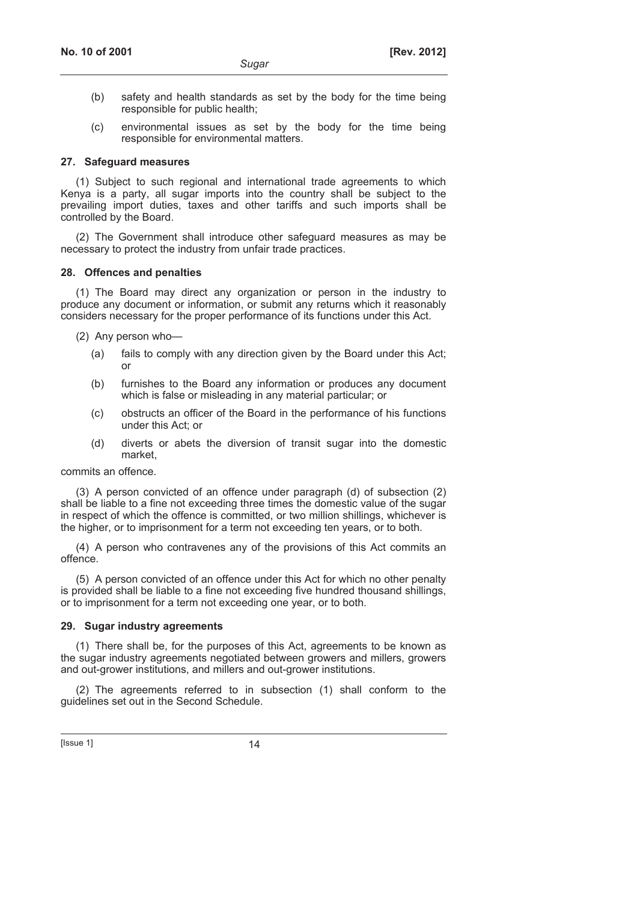(b) safety and health standards as set by the body for the time being responsible for public health;

(c) environmental issues as set by the body for the time being responsible for environmental matters.

### 27. Safeguard measures

(1) Subject to such regional and international trade agreements to which Kenya is a party, all sugar imports into the country shall be subject to the prevailing import duties, taxes and other tariffs and such imports shall be controlled by the Board.

(2) The Government shall introduce other safeguard measures as may be necessary to protect the industry from unfair trade practices.

### 28. Offences and penalties

(1) The Board may direct any organization or person in the industry to produce any document or information, or submit any returns which it reasonably considers necessary for the proper performance of its functions under this Act.

(2) Any person who—

(a) fails to comply with any direction given by the Board under this Act; or

(b) furnishes to the Board any information or produces any document which is false or misleading in any material particular; or

(c) obstructs an officer of the Board in the performance of his functions under this Act; or

(d) diverts or abets the diversion of transit sugar into the domestic market,

commits an offence.

(3) A person convicted of an offence under paragraph (d) of subsection (2) shall be liable to a fine not exceeding three times the domestic value of the sugar in respect of which the offence is committed, or two million shillings, whichever is the higher, or to imprisonment for a term not exceeding ten years, or to both.

(4) A person who contravenes any of the provisions of this Act commits an offence.

(5) A person convicted of an offence under this Act for which no other penalty is provided shall be liable to a fine not exceeding five hundred thousand shillings, or to imprisonment for a term not exceeding one year, or to both.

### 29. Sugar industry agreements

(1) There shall be, for the purposes of this Act, agreements to be known as the sugar industry agreements negotiated between growers and millers, growers and out-grower institutions, and millers and out-grower institutions.

(2) The agreements referred to in subsection (1) shall conform to the guidelines set out in the Second Schedule.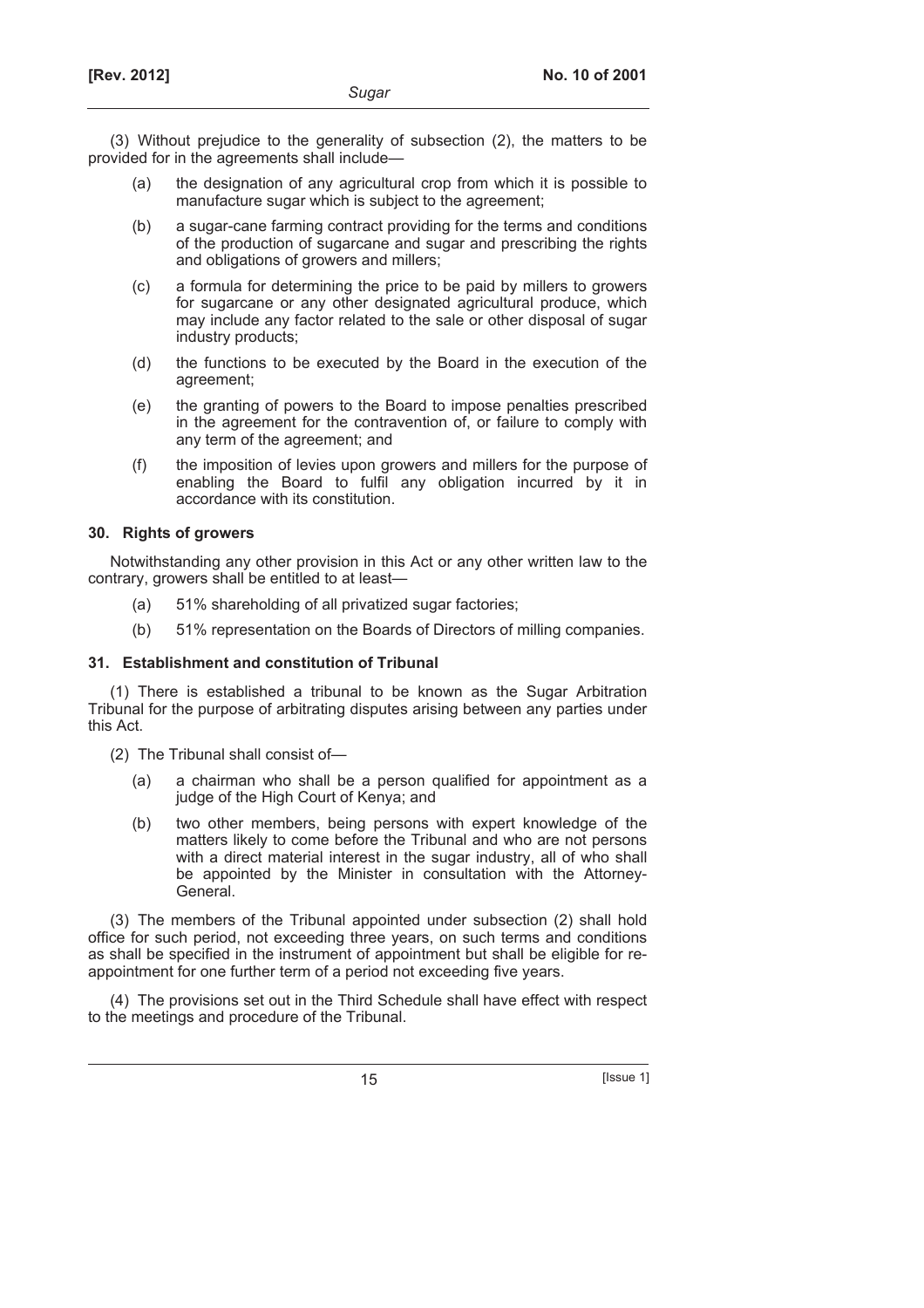(3) Without prejudice to the generality of subsection (2), the matters to be provided for in the agreements shall include—

(a) the designation of any agricultural crop from which it is possible to manufacture sugar which is subject to the agreement;

(b) a sugar-cane farming contract providing for the terms and conditions of the production of sugarcane and sugar and prescribing the rights and obligations of growers and millers;

(c) a formula for determining the price to be paid by millers to growers for sugarcane or any other designated agricultural produce, which may include any factor related to the sale or other disposal of sugar industry products;

(d) the functions to be executed by the Board in the execution of the agreement;

(e) the granting of powers to the Board to impose penalties prescribed in the agreement for the contravention of, or failure to comply with any term of the agreement; and

(f) the imposition of levies upon growers and millers for the purpose of enabling the Board to fulfil any obligation incurred by it in accordance with its constitution.

### 30. Rights of growers

Notwithstanding any other provision in this Act or any other written law to the contrary, growers shall be entitled to at least—

(a) 51% shareholding of all privatized sugar factories;

(b) 51% representation on the Boards of Directors of milling companies.

### 31. Establishment and constitution of Tribunal

(1) There is established a tribunal to be known as the Sugar Arbitration Tribunal for the purpose of arbitrating disputes arising between any parties under this Act.

(2) The Tribunal shall consist of—

(a) a chairman who shall be a person qualified for appointment as a judge of the High Court of Kenya; and

(b) two other members, being persons with expert knowledge of the matters likely to come before the Tribunal and who are not persons with a direct material interest in the sugar industry, all of who shall be appointed by the Minister in consultation with the Attorney-General.

(3) The members of the Tribunal appointed under subsection (2) shall hold office for such period, not exceeding three years, on such terms and conditions as shall be specified in the instrument of appointment but shall be eligible for re-appointment for one further term of a period not exceeding five years.

(4) The provisions set out in the Third Schedule shall have effect with respect to the meetings and procedure of the Tribunal.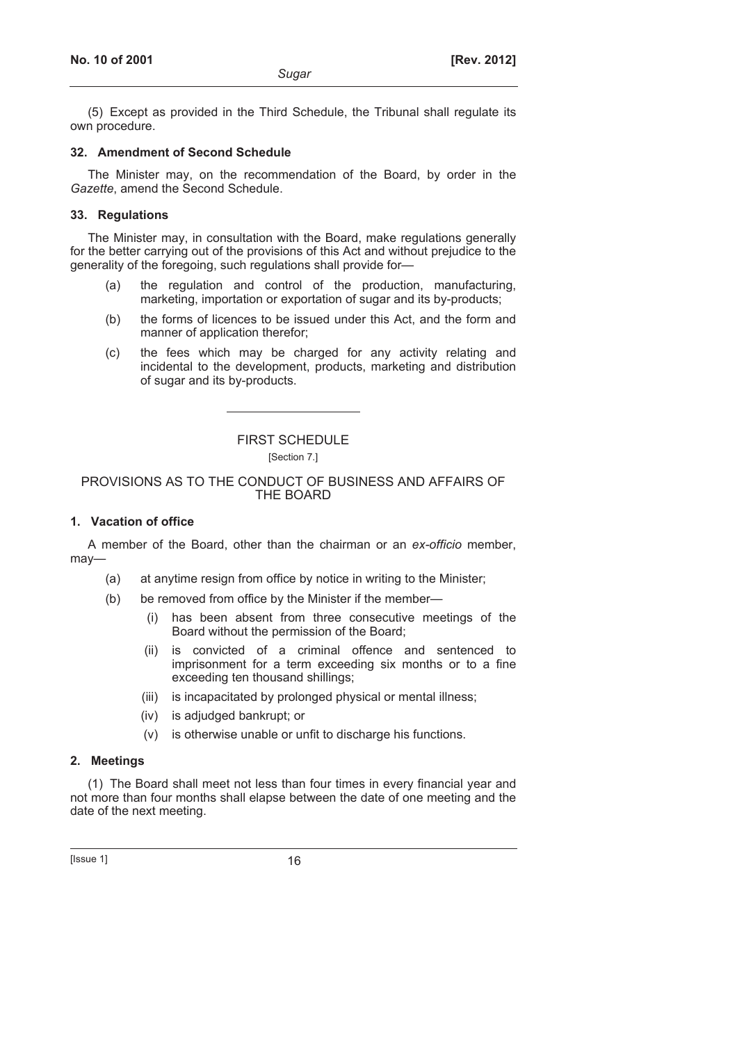(5) Except as provided in the Third Schedule, the Tribunal shall regulate its own procedure.

### 32. Amendment of Second Schedule

The Minister may, on the recommendation of the Board, by order in the *Gazette*, amend the Second Schedule.

### 33. Regulations

The Minister may, in consultation with the Board, make regulations generally for the better carrying out of the provisions of this Act and without prejudice to the generality of the foregoing, such regulations shall provide for—

(a) the regulation and control of the production, manufacturing, marketing, importation or exportation of sugar and its by-products;

(b) the forms of licences to be issued under this Act, and the form and manner of application therefor;

(c) the fees which may be charged for any activity relating and incidental to the development, products, marketing and distribution of sugar and its by-products.

---

## FIRST SCHEDULE

[Section 7.]

## PROVISIONS AS TO THE CONDUCT OF BUSINESS AND AFFAIRS OF THE BOARD

### 1. Vacation of office

A member of the Board, other than the chairman or an *ex-officio* member, may—

(a) at anytime resign from office by notice in writing to the Minister;

(b) be removed from office by the Minister if the member—

  (i) has been absent from three consecutive meetings of the Board without the permission of the Board;

  (ii) is convicted of a criminal offence and sentenced to imprisonment for a term exceeding six months or to a fine exceeding ten thousand shillings;

  (iii) is incapacitated by prolonged physical or mental illness;

  (iv) is adjudged bankrupt; or

  (v) is otherwise unable or unfit to discharge his functions.

### 2. Meetings

(1) The Board shall meet not less than four times in every financial year and not more than four months shall elapse between the date of one meeting and the date of the next meeting.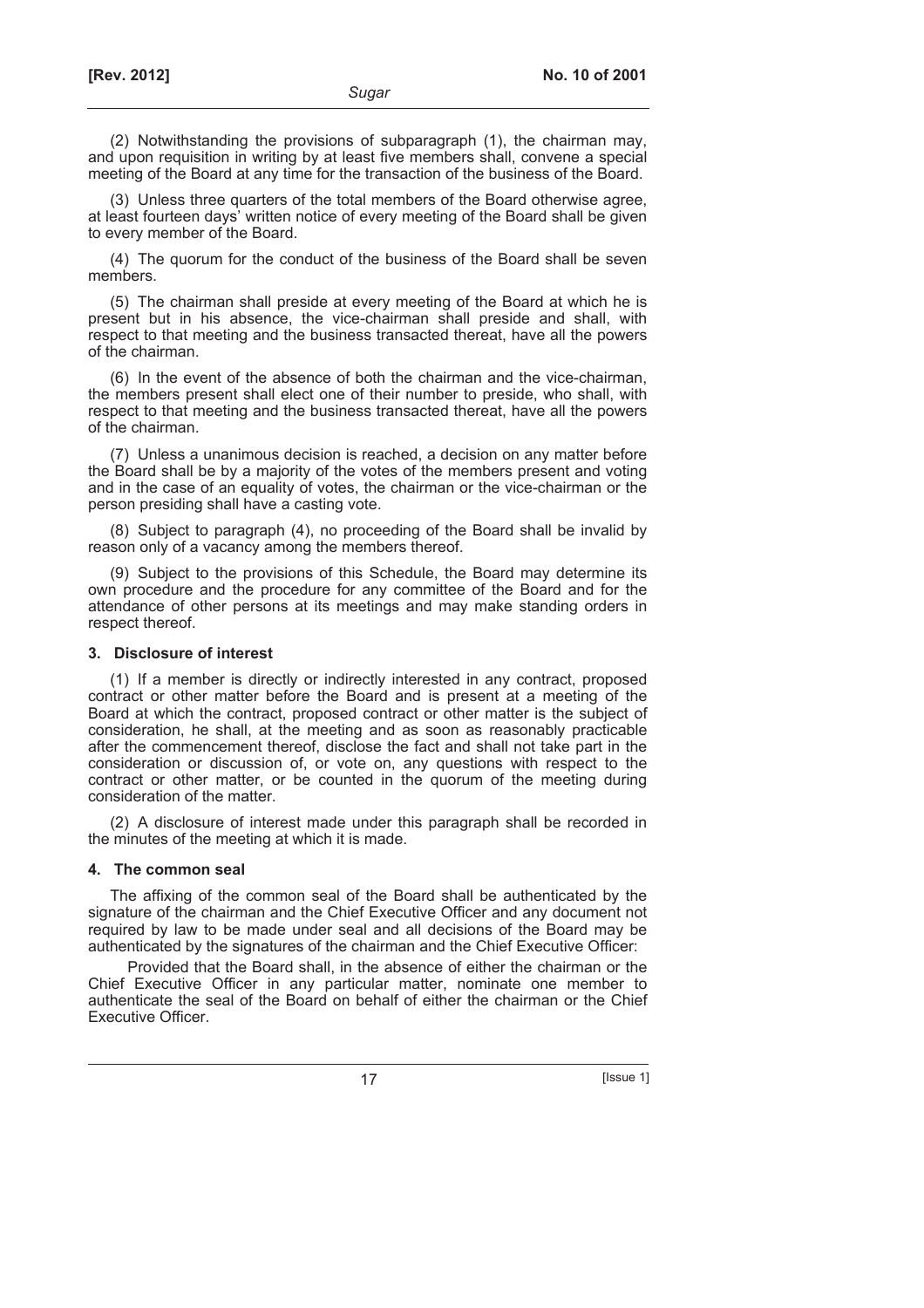(2) Notwithstanding the provisions of subparagraph (1), the chairman may, and upon requisition in writing by at least five members shall, convene a special meeting of the Board at any time for the transaction of the business of the Board.

(3) Unless three quarters of the total members of the Board otherwise agree, at least fourteen days' written notice of every meeting of the Board shall be given to every member of the Board.

(4) The quorum for the conduct of the business of the Board shall be seven members.

(5) The chairman shall preside at every meeting of the Board at which he is present but in his absence, the vice-chairman shall preside and shall, with respect to that meeting and the business transacted thereat, have all the powers of the chairman.

(6) In the event of the absence of both the chairman and the vice-chairman, the members present shall elect one of their number to preside, who shall, with respect to that meeting and the business transacted thereat, have all the powers of the chairman.

(7) Unless a unanimous decision is reached, a decision on any matter before the Board shall be by a majority of the votes of the members present and voting and in the case of an equality of votes, the chairman or the vice-chairman or the person presiding shall have a casting vote.

(8) Subject to paragraph (4), no proceeding of the Board shall be invalid by reason only of a vacancy among the members thereof.

(9) Subject to the provisions of this Schedule, the Board may determine its own procedure and the procedure for any committee of the Board and for the attendance of other persons at its meetings and may make standing orders in respect thereof.

### 3. Disclosure of interest

(1) If a member is directly or indirectly interested in any contract, proposed contract or other matter before the Board and is present at a meeting of the Board at which the contract, proposed contract or other matter is the subject of consideration, he shall, at the meeting and as soon as reasonably practicable after the commencement thereof, disclose the fact and shall not take part in the consideration or discussion of, or vote on, any questions with respect to the contract or other matter, or be counted in the quorum of the meeting during consideration of the matter.

(2) A disclosure of interest made under this paragraph shall be recorded in the minutes of the meeting at which it is made.

### 4. The common seal

The affixing of the common seal of the Board shall be authenticated by the signature of the chairman and the Chief Executive Officer and any document not required by law to be made under seal and all decisions of the Board may be authenticated by the signatures of the chairman and the Chief Executive Officer:

Provided that the Board shall, in the absence of either the chairman or the Chief Executive Officer in any particular matter, nominate one member to authenticate the seal of the Board on behalf of either the chairman or the Chief Executive Officer.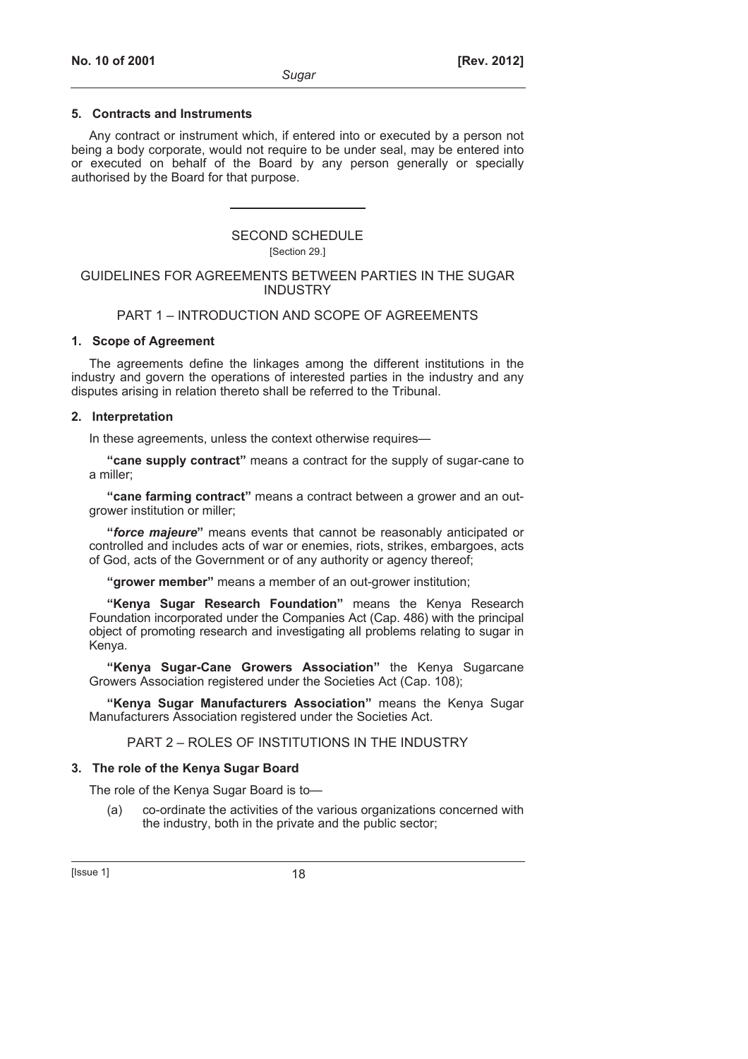#### 5. Contracts and Instruments

Any contract or instrument which, if entered into or executed by a person not being a body corporate, would not require to be under seal, may be entered into or executed on behalf of the Board by any person generally or specially authorised by the Board for that purpose.

---

## SECOND SCHEDULE

[Section 29.]

## GUIDELINES FOR AGREEMENTS BETWEEN PARTIES IN THE SUGAR INDUSTRY

### PART 1 – INTRODUCTION AND SCOPE OF AGREEMENTS

#### 1. Scope of Agreement

The agreements define the linkages among the different institutions in the industry and govern the operations of interested parties in the industry and any disputes arising in relation thereto shall be referred to the Tribunal.

#### 2. Interpretation

In these agreements, unless the context otherwise requires—

**"cane supply contract"** means a contract for the supply of sugar-cane to a miller;

**"cane farming contract"** means a contract between a grower and an out-grower institution or miller;

**"*force majeure*"** means events that cannot be reasonably anticipated or controlled and includes acts of war or enemies, riots, strikes, embargoes, acts of God, acts of the Government or of any authority or agency thereof;

**"grower member"** means a member of an out-grower institution;

**"Kenya Sugar Research Foundation"** means the Kenya Research Foundation incorporated under the Companies Act (Cap. 486) with the principal object of promoting research and investigating all problems relating to sugar in Kenya.

**"Kenya Sugar-Cane Growers Association"** the Kenya Sugarcane Growers Association registered under the Societies Act (Cap. 108);

**"Kenya Sugar Manufacturers Association"** means the Kenya Sugar Manufacturers Association registered under the Societies Act.

### PART 2 – ROLES OF INSTITUTIONS IN THE INDUSTRY

#### 3. The role of the Kenya Sugar Board

The role of the Kenya Sugar Board is to—

(a) co-ordinate the activities of the various organizations concerned with the industry, both in the private and the public sector;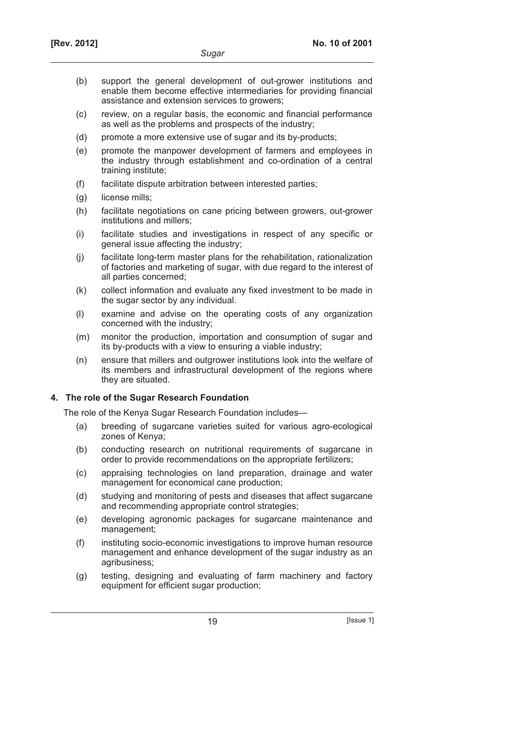(b) support the general development of out-grower institutions and enable them become effective intermediaries for providing financial assistance and extension services to growers;

(c) review, on a regular basis, the economic and financial performance as well as the problems and prospects of the industry;

(d) promote a more extensive use of sugar and its by-products;

(e) promote the manpower development of farmers and employees in the industry through establishment and co-ordination of a central training institute;

(f) facilitate dispute arbitration between interested parties;

(g) license mills;

(h) facilitate negotiations on cane pricing between growers, out-grower institutions and millers;

(i) facilitate studies and investigations in respect of any specific or general issue affecting the industry;

(j) facilitate long-term master plans for the rehabilitation, rationalization of factories and marketing of sugar, with due regard to the interest of all parties concerned;

(k) collect information and evaluate any fixed investment to be made in the sugar sector by any individual.

(l) examine and advise on the operating costs of any organization concerned with the industry;

(m) monitor the production, importation and consumption of sugar and its by-products with a view to ensuring a viable industry;

(n) ensure that millers and outgrower institutions look into the welfare of its members and infrastructural development of the regions where they are situated.

**4. The role of the Sugar Research Foundation**

The role of the Kenya Sugar Research Foundation includes—

(a) breeding of sugarcane varieties suited for various agro-ecological zones of Kenya;

(b) conducting research on nutritional requirements of sugarcane in order to provide recommendations on the appropriate fertilizers;

(c) appraising technologies on land preparation, drainage and water management for economical cane production;

(d) studying and monitoring of pests and diseases that affect sugarcane and recommending appropriate control strategies;

(e) developing agronomic packages for sugarcane maintenance and management;

(f) instituting socio-economic investigations to improve human resource management and enhance development of the sugar industry as an agribusiness;

(g) testing, designing and evaluating of farm machinery and factory equipment for efficient sugar production;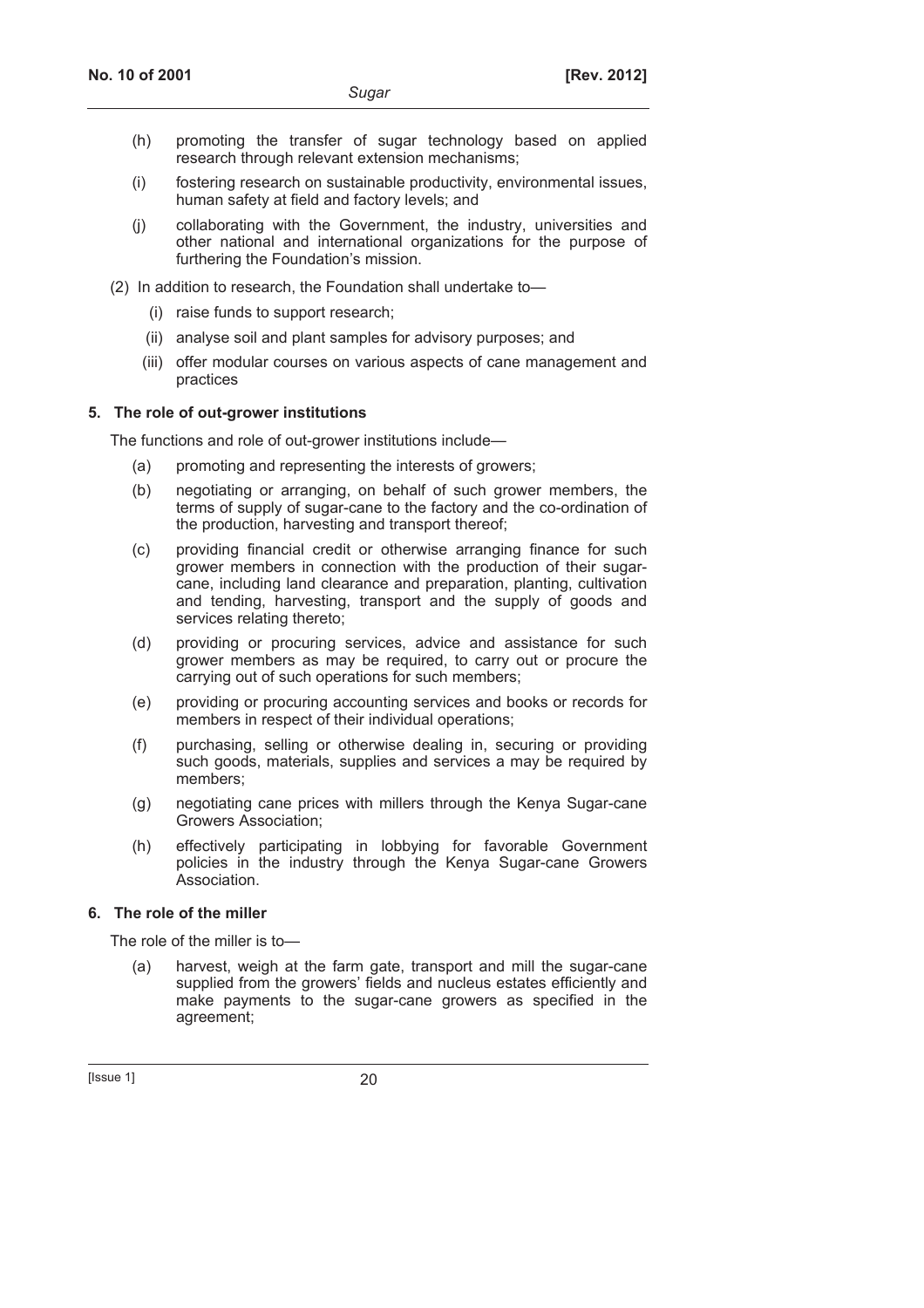(h) promoting the transfer of sugar technology based on applied research through relevant extension mechanisms;

(i) fostering research on sustainable productivity, environmental issues, human safety at field and factory levels; and

(j) collaborating with the Government, the industry, universities and other national and international organizations for the purpose of furthering the Foundation's mission.

(2) In addition to research, the Foundation shall undertake to—

(i) raise funds to support research;

(ii) analyse soil and plant samples for advisory purposes; and

(iii) offer modular courses on various aspects of cane management and practices

**5. The role of out-grower institutions**

The functions and role of out-grower institutions include—

(a) promoting and representing the interests of growers;

(b) negotiating or arranging, on behalf of such grower members, the terms of supply of sugar-cane to the factory and the co-ordination of the production, harvesting and transport thereof;

(c) providing financial credit or otherwise arranging finance for such grower members in connection with the production of their sugar-cane, including land clearance and preparation, planting, cultivation and tending, harvesting, transport and the supply of goods and services relating thereto;

(d) providing or procuring services, advice and assistance for such grower members as may be required, to carry out or procure the carrying out of such operations for such members;

(e) providing or procuring accounting services and books or records for members in respect of their individual operations;

(f) purchasing, selling or otherwise dealing in, securing or providing such goods, materials, supplies and services a may be required by members;

(g) negotiating cane prices with millers through the Kenya Sugar-cane Growers Association;

(h) effectively participating in lobbying for favorable Government policies in the industry through the Kenya Sugar-cane Growers Association.

**6. The role of the miller**

The role of the miller is to—

(a) harvest, weigh at the farm gate, transport and mill the sugar-cane supplied from the growers' fields and nucleus estates efficiently and make payments to the sugar-cane growers as specified in the agreement;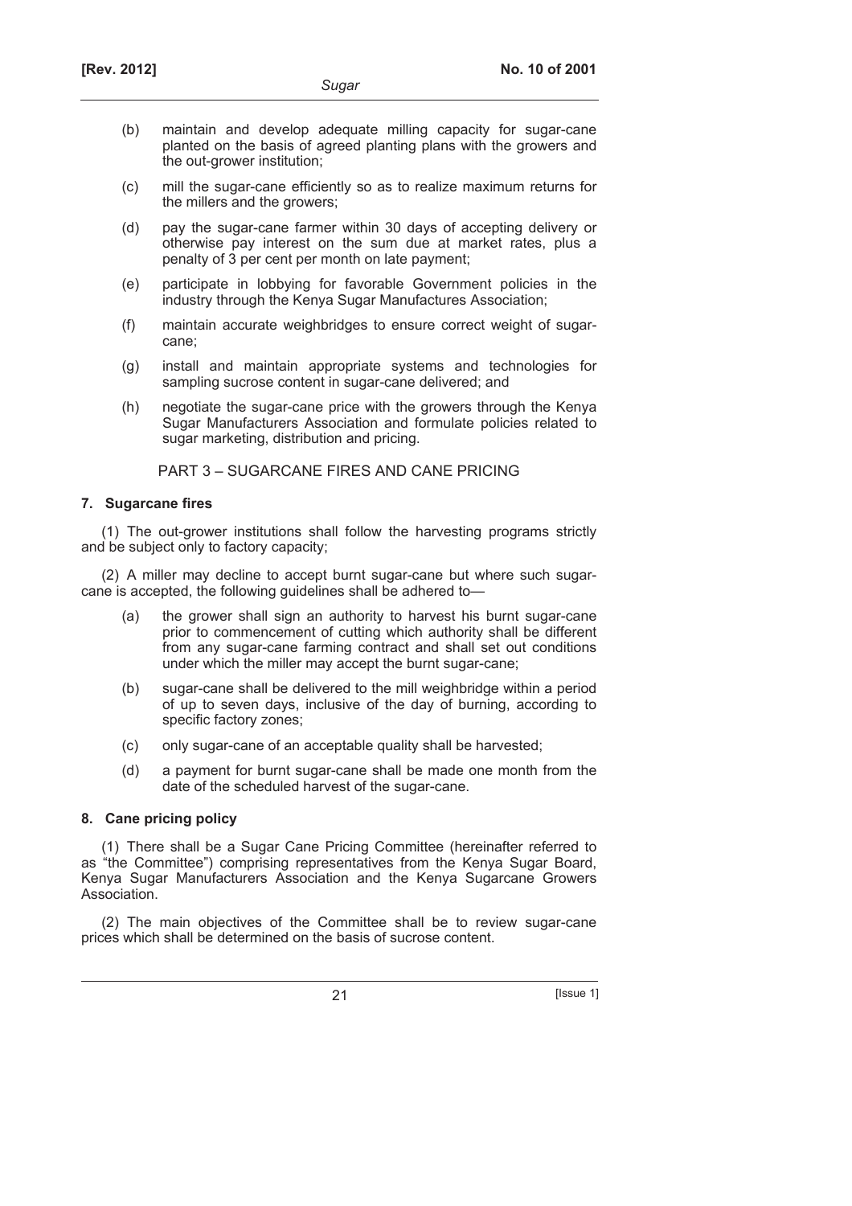(b) maintain and develop adequate milling capacity for sugar-cane planted on the basis of agreed planting plans with the growers and the out-grower institution;

(c) mill the sugar-cane efficiently so as to realize maximum returns for the millers and the growers;

(d) pay the sugar-cane farmer within 30 days of accepting delivery or otherwise pay interest on the sum due at market rates, plus a penalty of 3 per cent per month on late payment;

(e) participate in lobbying for favorable Government policies in the industry through the Kenya Sugar Manufactures Association;

(f) maintain accurate weighbridges to ensure correct weight of sugar-cane;

(g) install and maintain appropriate systems and technologies for sampling sucrose content in sugar-cane delivered; and

(h) negotiate the sugar-cane price with the growers through the Kenya Sugar Manufacturers Association and formulate policies related to sugar marketing, distribution and pricing.

PART 3 – SUGARCANE FIRES AND CANE PRICING

**7. Sugarcane fires**

(1) The out-grower institutions shall follow the harvesting programs strictly and be subject only to factory capacity;

(2) A miller may decline to accept burnt sugar-cane but where such sugar-cane is accepted, the following guidelines shall be adhered to—

(a) the grower shall sign an authority to harvest his burnt sugar-cane prior to commencement of cutting which authority shall be different from any sugar-cane farming contract and shall set out conditions under which the miller may accept the burnt sugar-cane;

(b) sugar-cane shall be delivered to the mill weighbridge within a period of up to seven days, inclusive of the day of burning, according to specific factory zones;

(c) only sugar-cane of an acceptable quality shall be harvested;

(d) a payment for burnt sugar-cane shall be made one month from the date of the scheduled harvest of the sugar-cane.

**8. Cane pricing policy**

(1) There shall be a Sugar Cane Pricing Committee (hereinafter referred to as "the Committee") comprising representatives from the Kenya Sugar Board, Kenya Sugar Manufacturers Association and the Kenya Sugarcane Growers Association.

(2) The main objectives of the Committee shall be to review sugar-cane prices which shall be determined on the basis of sucrose content.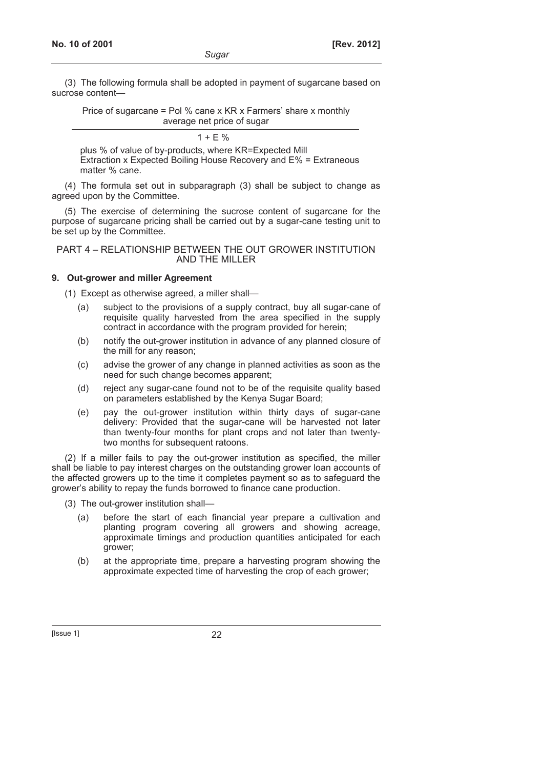(3) The following formula shall be adopted in payment of sugarcane based on sucrose content—

$$\text{Price of sugarcane} = \frac{\text{Pol \% cane} \times \text{KR} \times \text{Farmers' share} \times \text{monthly average net price of sugar}}{1 + \text{E \%}}$$

plus % of value of by-products, where KR=Expected Mill Extraction x Expected Boiling House Recovery and E% = Extraneous matter % cane.

(4) The formula set out in subparagraph (3) shall be subject to change as agreed upon by the Committee.

(5) The exercise of determining the sucrose content of sugarcane for the purpose of sugarcane pricing shall be carried out by a sugar-cane testing unit to be set up by the Committee.

## PART 4 – RELATIONSHIP BETWEEN THE OUT GROWER INSTITUTION AND THE MILLER

### 9. Out-grower and miller Agreement

(1) Except as otherwise agreed, a miller shall—

- (a) subject to the provisions of a supply contract, buy all sugar-cane of requisite quality harvested from the area specified in the supply contract in accordance with the program provided for herein;
- (b) notify the out-grower institution in advance of any planned closure of the mill for any reason;
- (c) advise the grower of any change in planned activities as soon as the need for such change becomes apparent;
- (d) reject any sugar-cane found not to be of the requisite quality based on parameters established by the Kenya Sugar Board;
- (e) pay the out-grower institution within thirty days of sugar-cane delivery: Provided that the sugar-cane will be harvested not later than twenty-four months for plant crops and not later than twenty-two months for subsequent ratoons.

(2) If a miller fails to pay the out-grower institution as specified, the miller shall be liable to pay interest charges on the outstanding grower loan accounts of the affected growers up to the time it completes payment so as to safeguard the grower's ability to repay the funds borrowed to finance cane production.

(3) The out-grower institution shall—

- (a) before the start of each financial year prepare a cultivation and planting program covering all growers and showing acreage, approximate timings and production quantities anticipated for each grower;
- (b) at the appropriate time, prepare a harvesting program showing the approximate expected time of harvesting the crop of each grower;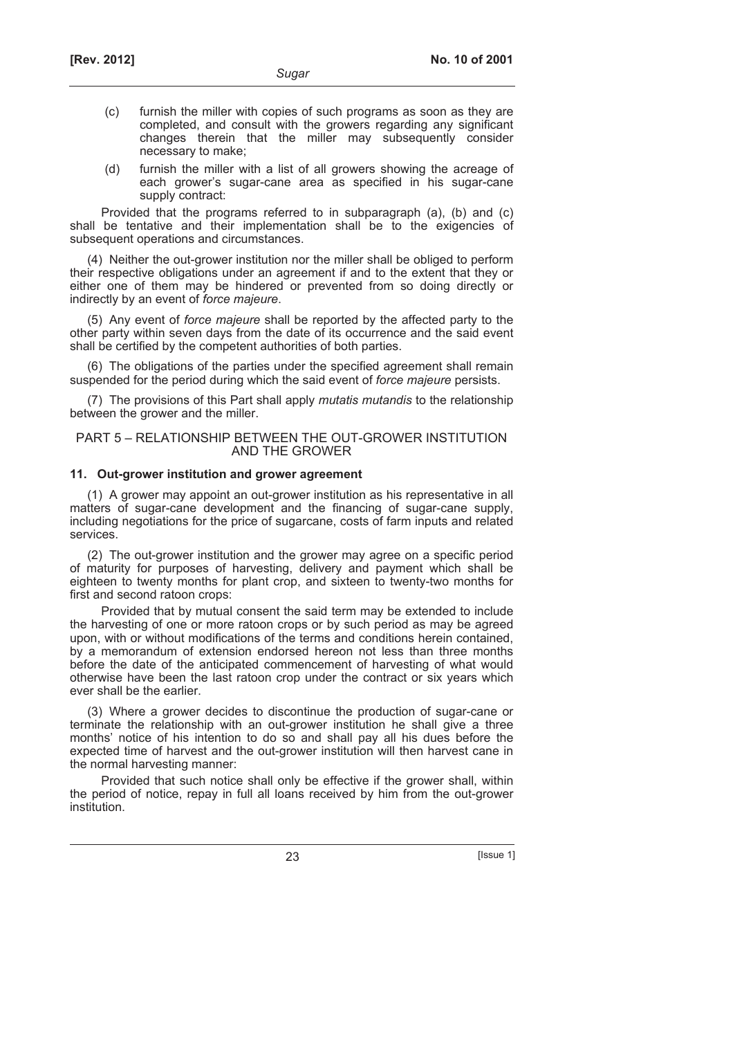(c) furnish the miller with copies of such programs as soon as they are completed, and consult with the growers regarding any significant changes therein that the miller may subsequently consider necessary to make;

(d) furnish the miller with a list of all growers showing the acreage of each grower's sugar-cane area as specified in his sugar-cane supply contract:

Provided that the programs referred to in subparagraph (a), (b) and (c) shall be tentative and their implementation shall be to the exigencies of subsequent operations and circumstances.

(4) Neither the out-grower institution nor the miller shall be obliged to perform their respective obligations under an agreement if and to the extent that they or either one of them may be hindered or prevented from so doing directly or indirectly by an event of *force majeure*.

(5) Any event of *force majeure* shall be reported by the affected party to the other party within seven days from the date of its occurrence and the said event shall be certified by the competent authorities of both parties.

(6) The obligations of the parties under the specified agreement shall remain suspended for the period during which the said event of *force majeure* persists.

(7) The provisions of this Part shall apply *mutatis mutandis* to the relationship between the grower and the miller.

## PART 5 – RELATIONSHIP BETWEEN THE OUT-GROWER INSTITUTION AND THE GROWER

### 11. Out-grower institution and grower agreement

(1) A grower may appoint an out-grower institution as his representative in all matters of sugar-cane development and the financing of sugar-cane supply, including negotiations for the price of sugarcane, costs of farm inputs and related services.

(2) The out-grower institution and the grower may agree on a specific period of maturity for purposes of harvesting, delivery and payment which shall be eighteen to twenty months for plant crop, and sixteen to twenty-two months for first and second ratoon crops:

Provided that by mutual consent the said term may be extended to include the harvesting of one or more ratoon crops or by such period as may be agreed upon, with or without modifications of the terms and conditions herein contained, by a memorandum of extension endorsed hereon not less than three months before the date of the anticipated commencement of harvesting of what would otherwise have been the last ratoon crop under the contract or six years which ever shall be the earlier.

(3) Where a grower decides to discontinue the production of sugar-cane or terminate the relationship with an out-grower institution he shall give a three months' notice of his intention to do so and shall pay all his dues before the expected time of harvest and the out-grower institution will then harvest cane in the normal harvesting manner:

Provided that such notice shall only be effective if the grower shall, within the period of notice, repay in full all loans received by him from the out-grower institution.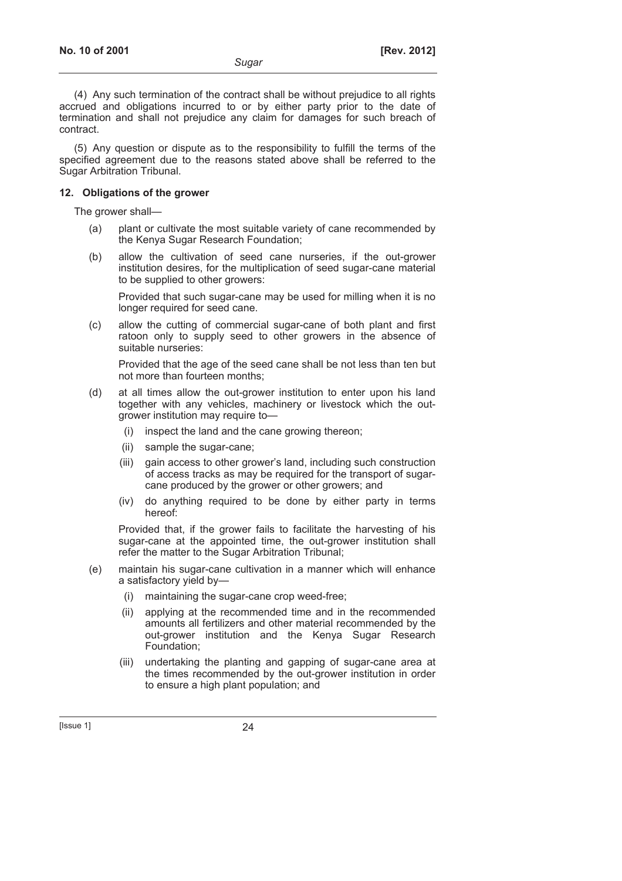(4) Any such termination of the contract shall be without prejudice to all rights accrued and obligations incurred to or by either party prior to the date of termination and shall not prejudice any claim for damages for such breach of contract.

(5) Any question or dispute as to the responsibility to fulfill the terms of the specified agreement due to the reasons stated above shall be referred to the Sugar Arbitration Tribunal.

**12. Obligations of the grower**

The grower shall—

(a) plant or cultivate the most suitable variety of cane recommended by the Kenya Sugar Research Foundation;

(b) allow the cultivation of seed cane nurseries, if the out-grower institution desires, for the multiplication of seed sugar-cane material to be supplied to other growers:

Provided that such sugar-cane may be used for milling when it is no longer required for seed cane.

(c) allow the cutting of commercial sugar-cane of both plant and first ratoon only to supply seed to other growers in the absence of suitable nurseries:

Provided that the age of the seed cane shall be not less than ten but not more than fourteen months;

(d) at all times allow the out-grower institution to enter upon his land together with any vehicles, machinery or livestock which the out-grower institution may require to—

(i) inspect the land and the cane growing thereon;

(ii) sample the sugar-cane;

(iii) gain access to other grower's land, including such construction of access tracks as may be required for the transport of sugar-cane produced by the grower or other growers; and

(iv) do anything required to be done by either party in terms hereof:

Provided that, if the grower fails to facilitate the harvesting of his sugar-cane at the appointed time, the out-grower institution shall refer the matter to the Sugar Arbitration Tribunal;

(e) maintain his sugar-cane cultivation in a manner which will enhance a satisfactory yield by—

(i) maintaining the sugar-cane crop weed-free;

(ii) applying at the recommended time and in the recommended amounts all fertilizers and other material recommended by the out-grower institution and the Kenya Sugar Research Foundation;

(iii) undertaking the planting and gapping of sugar-cane area at the times recommended by the out-grower institution in order to ensure a high plant population; and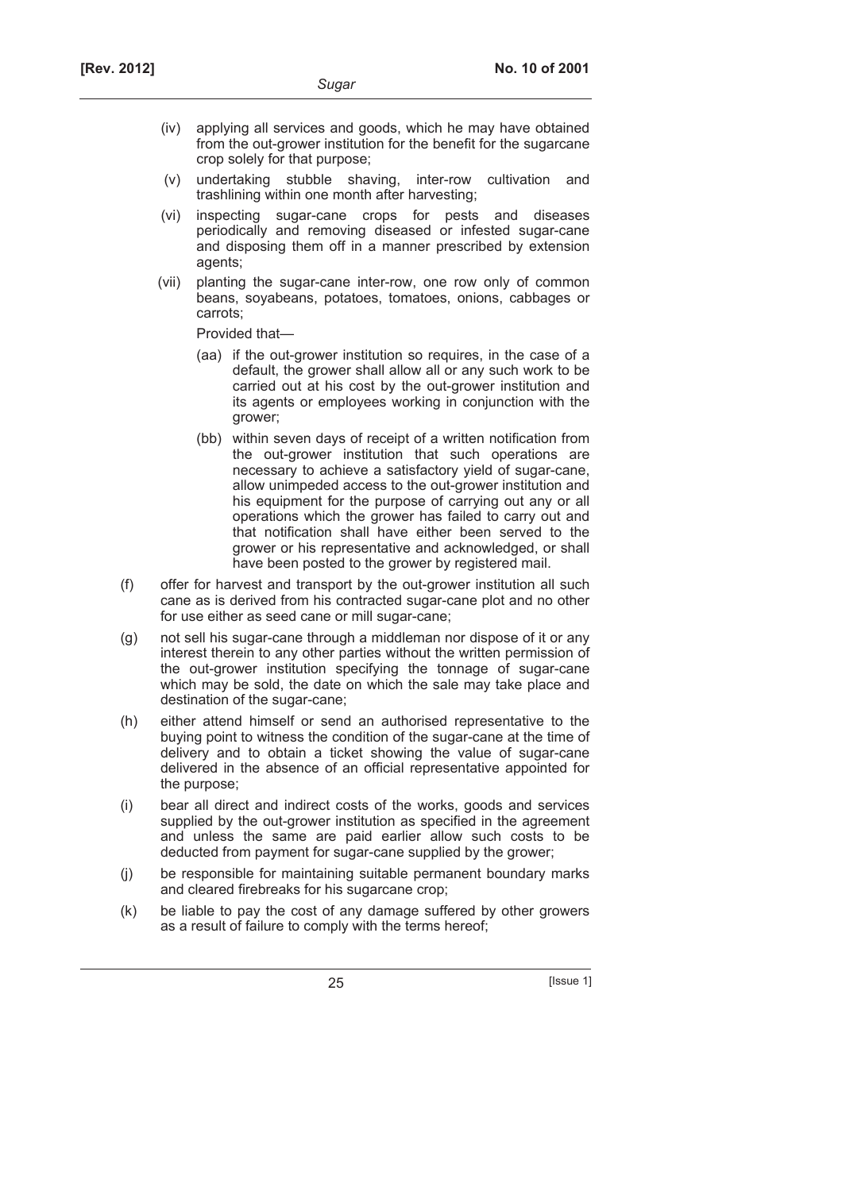(iv) applying all services and goods, which he may have obtained from the out-grower institution for the benefit for the sugarcane crop solely for that purpose;

(v) undertaking stubble shaving, inter-row cultivation and trashlining within one month after harvesting;

(vi) inspecting sugar-cane crops for pests and diseases periodically and removing diseased or infested sugar-cane and disposing them off in a manner prescribed by extension agents;

(vii) planting the sugar-cane inter-row, one row only of common beans, soyabeans, potatoes, tomatoes, onions, cabbages or carrots;

Provided that—

(aa) if the out-grower institution so requires, in the case of a default, the grower shall allow all or any such work to be carried out at his cost by the out-grower institution and its agents or employees working in conjunction with the grower;

(bb) within seven days of receipt of a written notification from the out-grower institution that such operations are necessary to achieve a satisfactory yield of sugar-cane, allow unimpeded access to the out-grower institution and his equipment for the purpose of carrying out any or all operations which the grower has failed to carry out and that notification shall have either been served to the grower or his representative and acknowledged, or shall have been posted to the grower by registered mail.

(f) offer for harvest and transport by the out-grower institution all such cane as is derived from his contracted sugar-cane plot and no other for use either as seed cane or mill sugar-cane;

(g) not sell his sugar-cane through a middleman nor dispose of it or any interest therein to any other parties without the written permission of the out-grower institution specifying the tonnage of sugar-cane which may be sold, the date on which the sale may take place and destination of the sugar-cane;

(h) either attend himself or send an authorised representative to the buying point to witness the condition of the sugar-cane at the time of delivery and to obtain a ticket showing the value of sugar-cane delivered in the absence of an official representative appointed for the purpose;

(i) bear all direct and indirect costs of the works, goods and services supplied by the out-grower institution as specified in the agreement and unless the same are paid earlier allow such costs to be deducted from payment for sugar-cane supplied by the grower;

(j) be responsible for maintaining suitable permanent boundary marks and cleared firebreaks for his sugarcane crop;

(k) be liable to pay the cost of any damage suffered by other growers as a result of failure to comply with the terms hereof;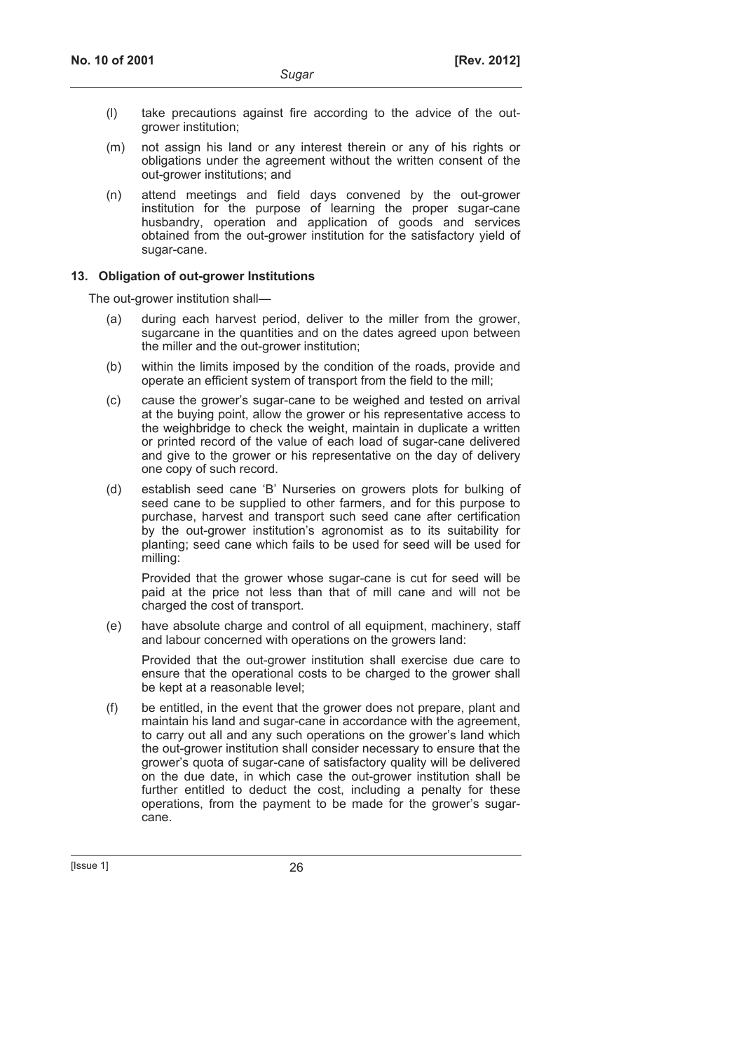(l) take precautions against fire according to the advice of the out-grower institution;

(m) not assign his land or any interest therein or any of his rights or obligations under the agreement without the written consent of the out-grower institutions; and

(n) attend meetings and field days convened by the out-grower institution for the purpose of learning the proper sugar-cane husbandry, operation and application of goods and services obtained from the out-grower institution for the satisfactory yield of sugar-cane.

**13. Obligation of out-grower Institutions**

The out-grower institution shall—

(a) during each harvest period, deliver to the miller from the grower, sugarcane in the quantities and on the dates agreed upon between the miller and the out-grower institution;

(b) within the limits imposed by the condition of the roads, provide and operate an efficient system of transport from the field to the mill;

(c) cause the grower's sugar-cane to be weighed and tested on arrival at the buying point, allow the grower or his representative access to the weighbridge to check the weight, maintain in duplicate a written or printed record of the value of each load of sugar-cane delivered and give to the grower or his representative on the day of delivery one copy of such record.

(d) establish seed cane 'B' Nurseries on growers plots for bulking of seed cane to be supplied to other farmers, and for this purpose to purchase, harvest and transport such seed cane after certification by the out-grower institution's agronomist as to its suitability for planting; seed cane which fails to be used for seed will be used for milling:

Provided that the grower whose sugar-cane is cut for seed will be paid at the price not less than that of mill cane and will not be charged the cost of transport.

(e) have absolute charge and control of all equipment, machinery, staff and labour concerned with operations on the growers land:

Provided that the out-grower institution shall exercise due care to ensure that the operational costs to be charged to the grower shall be kept at a reasonable level;

(f) be entitled, in the event that the grower does not prepare, plant and maintain his land and sugar-cane in accordance with the agreement, to carry out all and any such operations on the grower's land which the out-grower institution shall consider necessary to ensure that the grower's quota of sugar-cane of satisfactory quality will be delivered on the due date, in which case the out-grower institution shall be further entitled to deduct the cost, including a penalty for these operations, from the payment to be made for the grower's sugar-cane.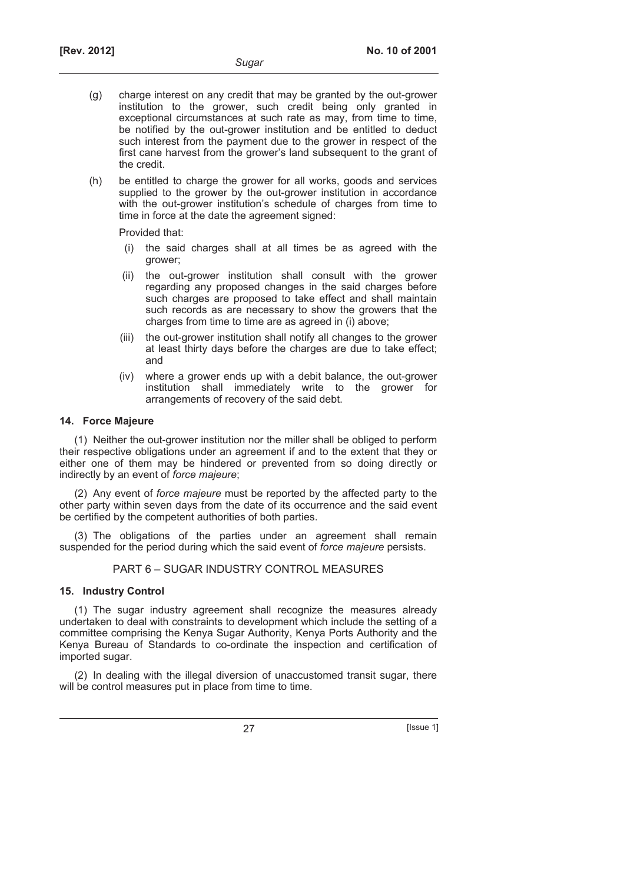(g) charge interest on any credit that may be granted by the out-grower institution to the grower, such credit being only granted in exceptional circumstances at such rate as may, from time to time, be notified by the out-grower institution and be entitled to deduct such interest from the payment due to the grower in respect of the first cane harvest from the grower's land subsequent to the grant of the credit.

(h) be entitled to charge the grower for all works, goods and services supplied to the grower by the out-grower institution in accordance with the out-grower institution's schedule of charges from time to time in force at the date the agreement signed:

Provided that:

(i) the said charges shall at all times be as agreed with the grower;

(ii) the out-grower institution shall consult with the grower regarding any proposed changes in the said charges before such charges are proposed to take effect and shall maintain such records as are necessary to show the growers that the charges from time to time are as agreed in (i) above;

(iii) the out-grower institution shall notify all changes to the grower at least thirty days before the charges are due to take effect; and

(iv) where a grower ends up with a debit balance, the out-grower institution shall immediately write to the grower for arrangements of recovery of the said debt.

**14. Force Majeure**

(1) Neither the out-grower institution nor the miller shall be obliged to perform their respective obligations under an agreement if and to the extent that they or either one of them may be hindered or prevented from so doing directly or indirectly by an event of *force majeure*;

(2) Any event of *force majeure* must be reported by the affected party to the other party within seven days from the date of its occurrence and the said event be certified by the competent authorities of both parties.

(3) The obligations of the parties under an agreement shall remain suspended for the period during which the said event of *force majeure* persists.

## PART 6 – SUGAR INDUSTRY CONTROL MEASURES

**15. Industry Control**

(1) The sugar industry agreement shall recognize the measures already undertaken to deal with constraints to development which include the setting of a committee comprising the Kenya Sugar Authority, Kenya Ports Authority and the Kenya Bureau of Standards to co-ordinate the inspection and certification of imported sugar.

(2) In dealing with the illegal diversion of unaccustomed transit sugar, there will be control measures put in place from time to time.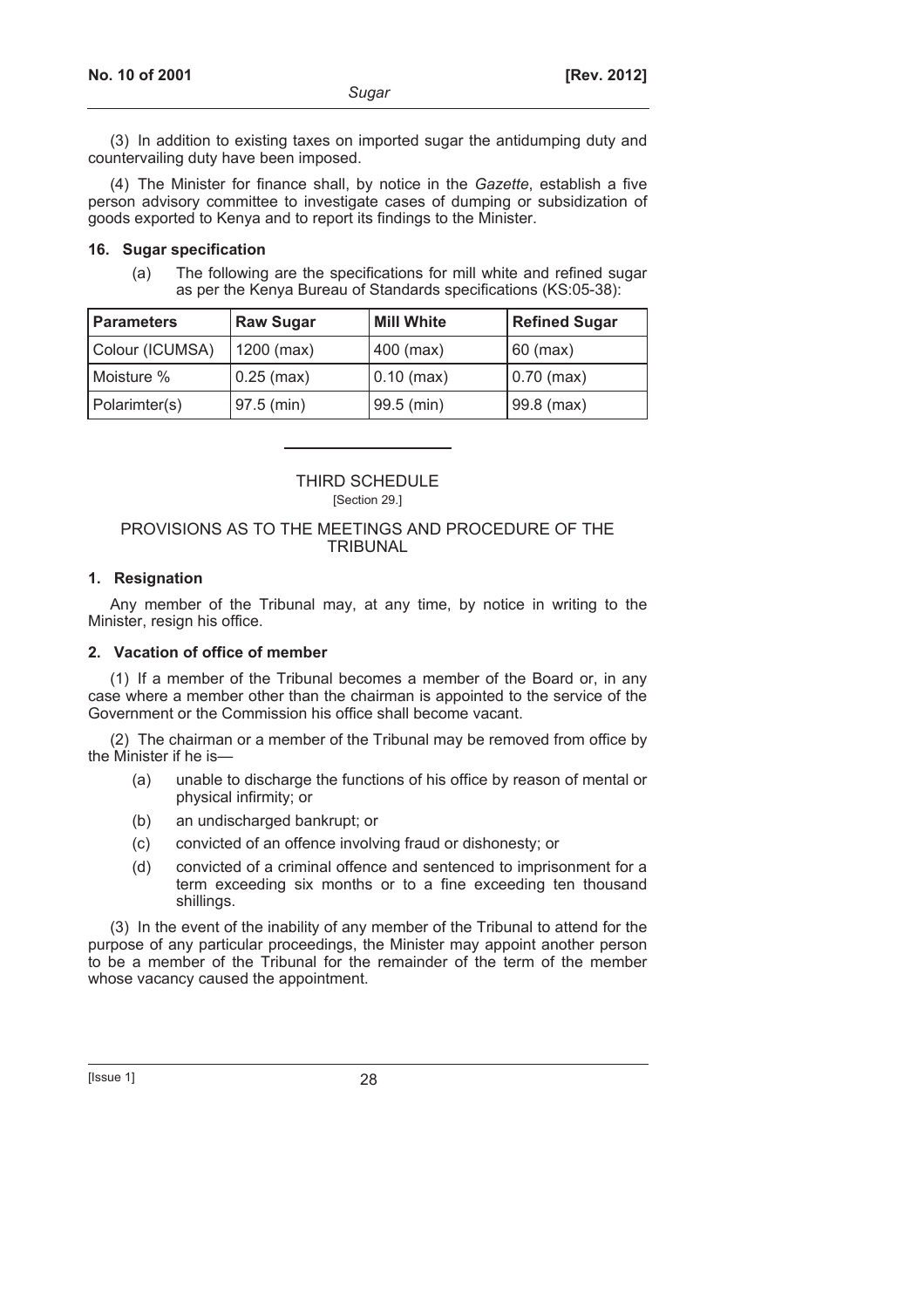(3) In addition to existing taxes on imported sugar the antidumping duty and countervailing duty have been imposed.

(4) The Minister for finance shall, by notice in the *Gazette*, establish a five person advisory committee to investigate cases of dumping or subsidization of goods exported to Kenya and to report its findings to the Minister.

**16. Sugar specification**

(a) The following are the specifications for mill white and refined sugar as per the Kenya Bureau of Standards specifications (KS:05-38):

| Parameters | Raw Sugar | Mill White | Refined Sugar |
|---|---|---|---|
| Colour (ICUMSA) | 1200 (max) | 400 (max) | 60 (max) |
| Moisture % | 0.25 (max) | 0.10 (max) | 0.70 (max) |
| Polarimter(s) | 97.5 (min) | 99.5 (min) | 99.8 (max) |

---

THIRD SCHEDULE

[Section 29.]

PROVISIONS AS TO THE MEETINGS AND PROCEDURE OF THE TRIBUNAL

**1. Resignation**

Any member of the Tribunal may, at any time, by notice in writing to the Minister, resign his office.

**2. Vacation of office of member**

(1) If a member of the Tribunal becomes a member of the Board or, in any case where a member other than the chairman is appointed to the service of the Government or the Commission his office shall become vacant.

(2) The chairman or a member of the Tribunal may be removed from office by the Minister if he is—

(a) unable to discharge the functions of his office by reason of mental or physical infirmity; or

(b) an undischarged bankrupt; or

(c) convicted of an offence involving fraud or dishonesty; or

(d) convicted of a criminal offence and sentenced to imprisonment for a term exceeding six months or to a fine exceeding ten thousand shillings.

(3) In the event of the inability of any member of the Tribunal to attend for the purpose of any particular proceedings, the Minister may appoint another person to be a member of the Tribunal for the remainder of the term of the member whose vacancy caused the appointment.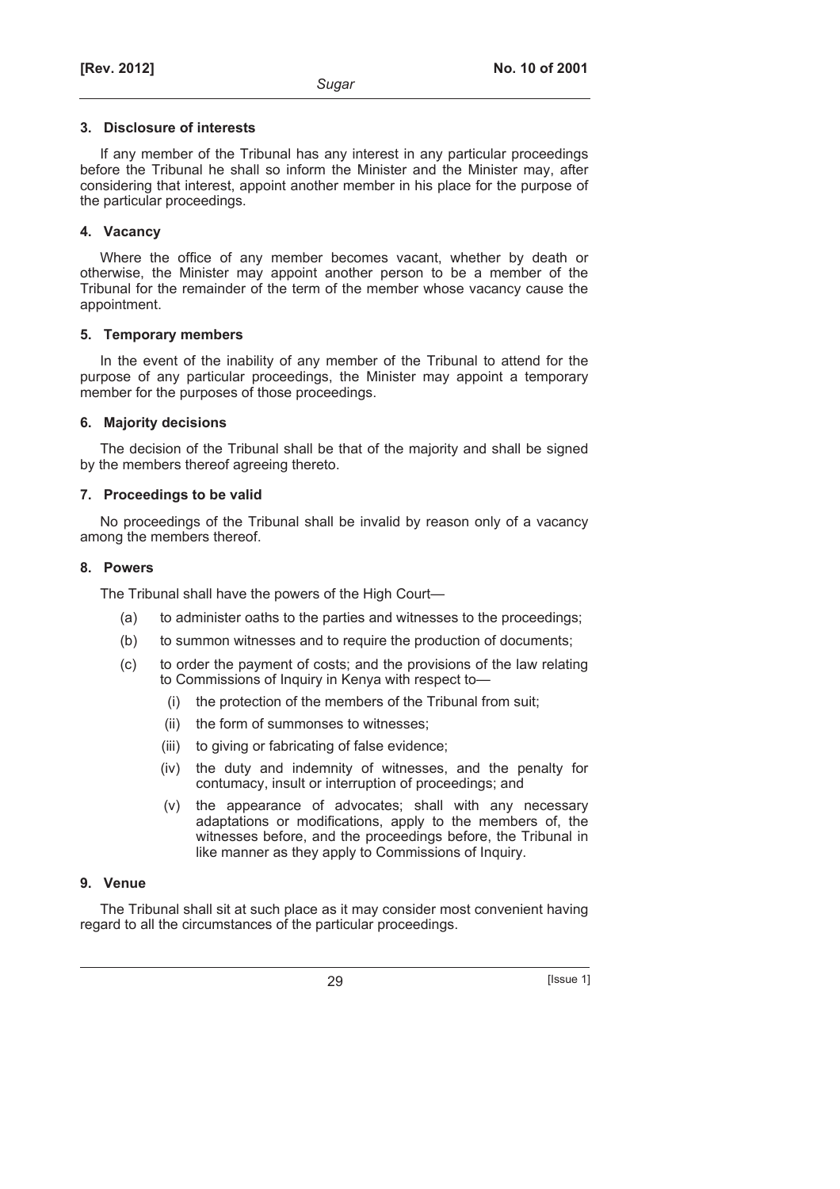### 3. Disclosure of interests

If any member of the Tribunal has any interest in any particular proceedings before the Tribunal he shall so inform the Minister and the Minister may, after considering that interest, appoint another member in his place for the purpose of the particular proceedings.

### 4. Vacancy

Where the office of any member becomes vacant, whether by death or otherwise, the Minister may appoint another person to be a member of the Tribunal for the remainder of the term of the member whose vacancy cause the appointment.

### 5. Temporary members

In the event of the inability of any member of the Tribunal to attend for the purpose of any particular proceedings, the Minister may appoint a temporary member for the purposes of those proceedings.

### 6. Majority decisions

The decision of the Tribunal shall be that of the majority and shall be signed by the members thereof agreeing thereto.

### 7. Proceedings to be valid

No proceedings of the Tribunal shall be invalid by reason only of a vacancy among the members thereof.

### 8. Powers

The Tribunal shall have the powers of the High Court—

- (a) to administer oaths to the parties and witnesses to the proceedings;
- (b) to summon witnesses and to require the production of documents;
- (c) to order the payment of costs; and the provisions of the law relating to Commissions of Inquiry in Kenya with respect to—
  - (i) the protection of the members of the Tribunal from suit;
  - (ii) the form of summonses to witnesses;
  - (iii) to giving or fabricating of false evidence;
  - (iv) the duty and indemnity of witnesses, and the penalty for contumacy, insult or interruption of proceedings; and
  - (v) the appearance of advocates; shall with any necessary adaptations or modifications, apply to the members of, the witnesses before, and the proceedings before, the Tribunal in like manner as they apply to Commissions of Inquiry.

### 9. Venue

The Tribunal shall sit at such place as it may consider most convenient having regard to all the circumstances of the particular proceedings.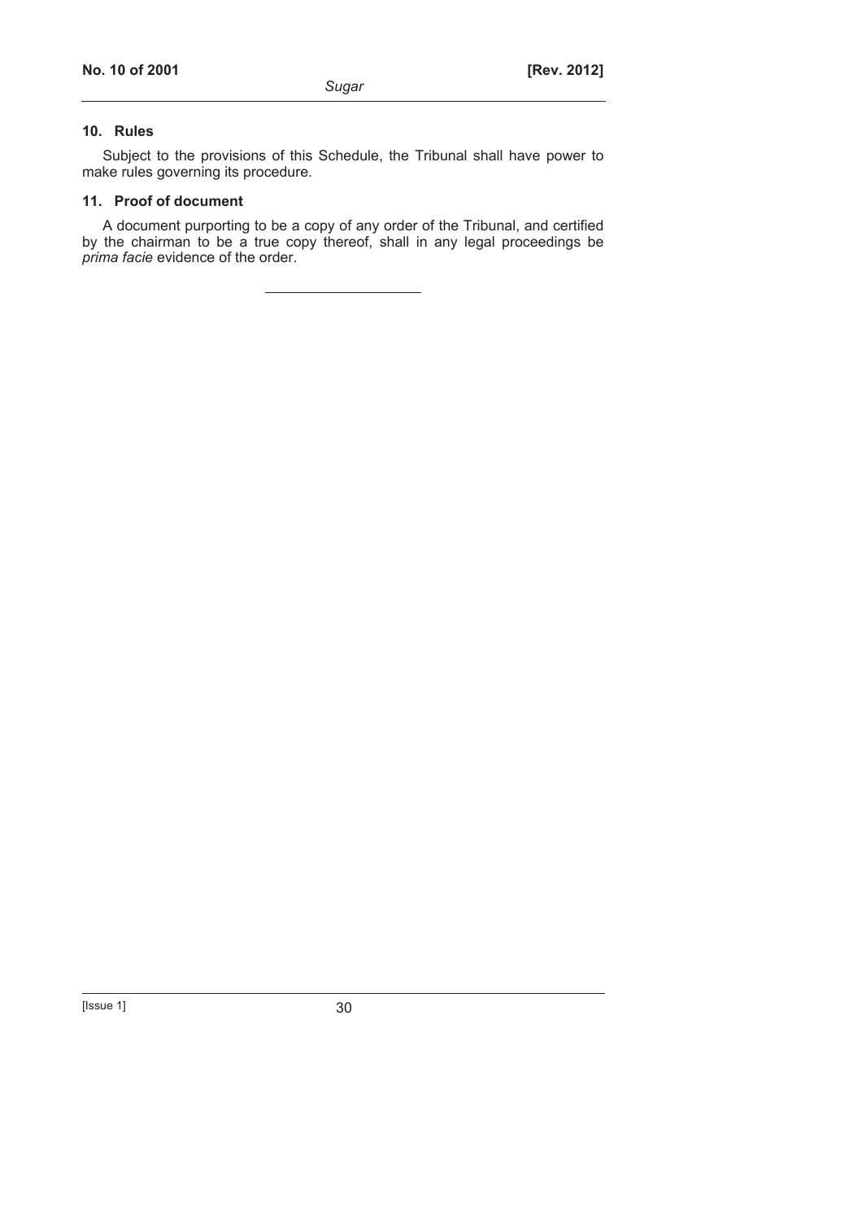### 10. Rules

Subject to the provisions of this Schedule, the Tribunal shall have power to make rules governing its procedure.

### 11. Proof of document

A document purporting to be a copy of any order of the Tribunal, and certified by the chairman to be a true copy thereof, shall in any legal proceedings be *prima facie* evidence of the order.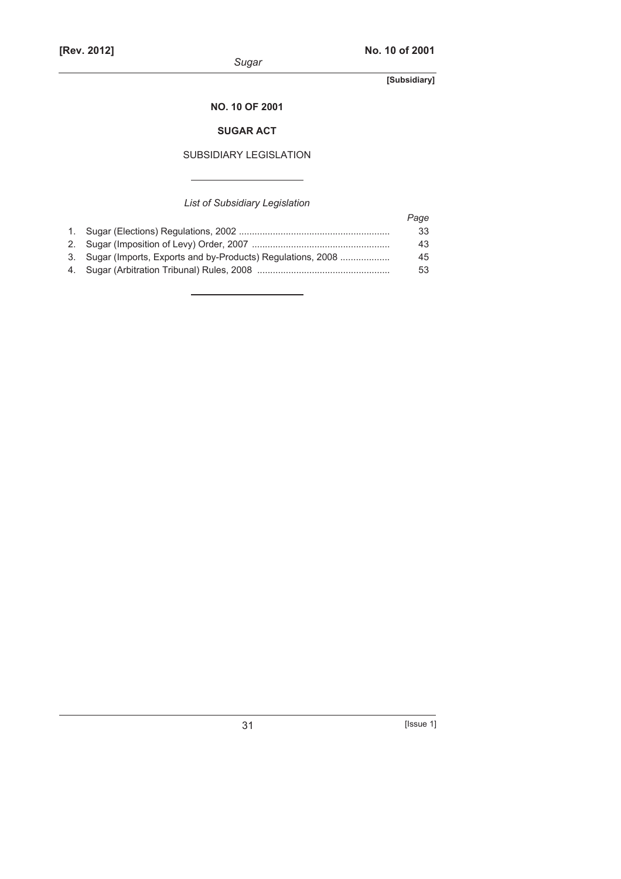**NO. 10 OF 2001**

**SUGAR ACT**

SUBSIDIARY LEGISLATION

---

*List of Subsidiary Legislation*

| | | *Page* |
|---|---|---|
| 1. | Sugar (Elections) Regulations, 2002 | 33 |
| 2. | Sugar (Imposition of Levy) Order, 2007 | 43 |
| 3. | Sugar (Imports, Exports and by-Products) Regulations, 2008 | 45 |
| 4. | Sugar (Arbitration Tribunal) Rules, 2008 | 53 |

---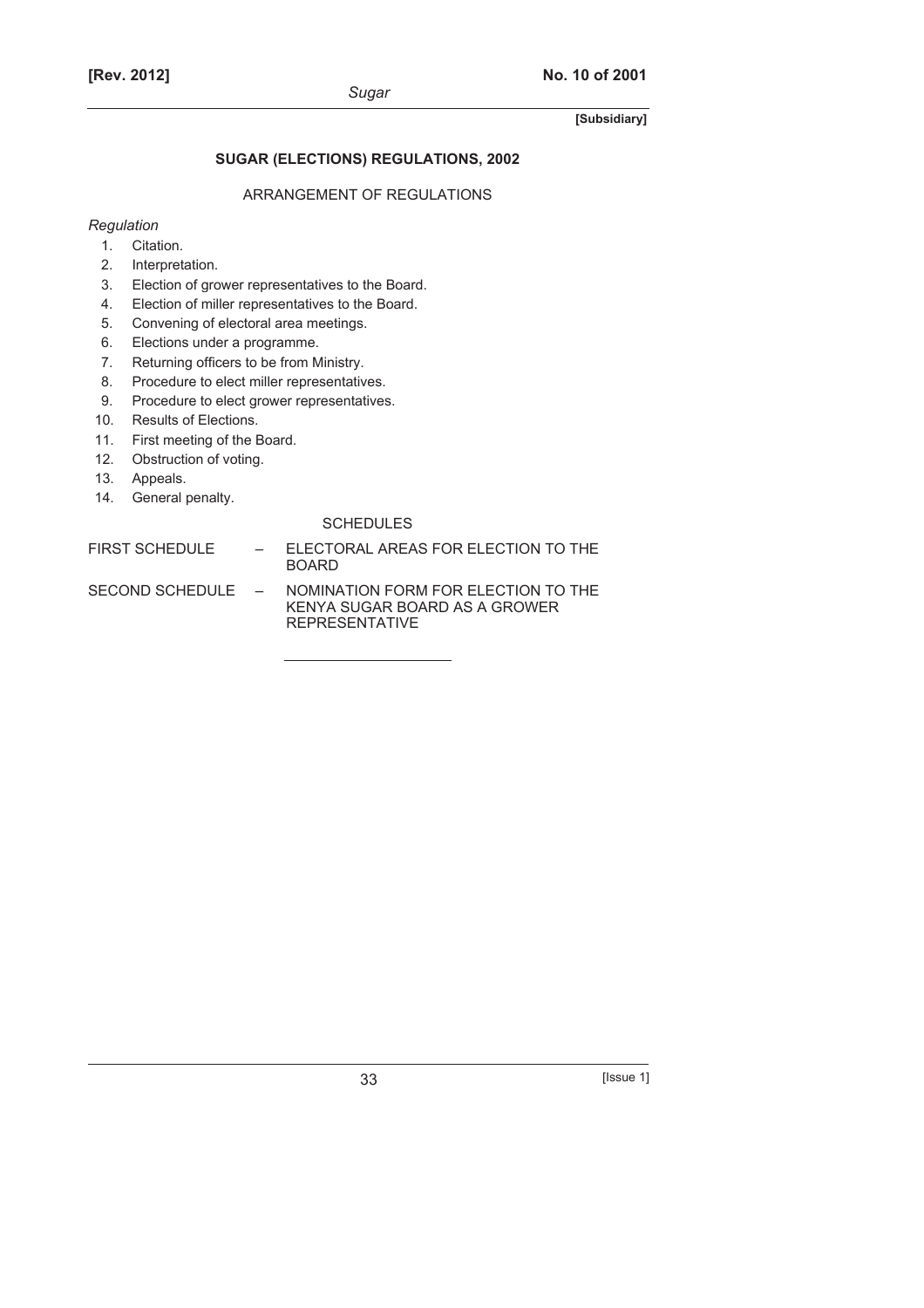## SUGAR (ELECTIONS) REGULATIONS, 2002

ARRANGEMENT OF REGULATIONS

*Regulation*

1. Citation.
2. Interpretation.
3. Election of grower representatives to the Board.
4. Election of miller representatives to the Board.
5. Convening of electoral area meetings.
6. Elections under a programme.
7. Returning officers to be from Ministry.
8. Procedure to elect miller representatives.
9. Procedure to elect grower representatives.
10. Results of Elections.
11. First meeting of the Board.
12. Obstruction of voting.
13. Appeals.
14. General penalty.

SCHEDULES

FIRST SCHEDULE – ELECTORAL AREAS FOR ELECTION TO THE BOARD

SECOND SCHEDULE – NOMINATION FORM FOR ELECTION TO THE KENYA SUGAR BOARD AS A GROWER REPRESENTATIVE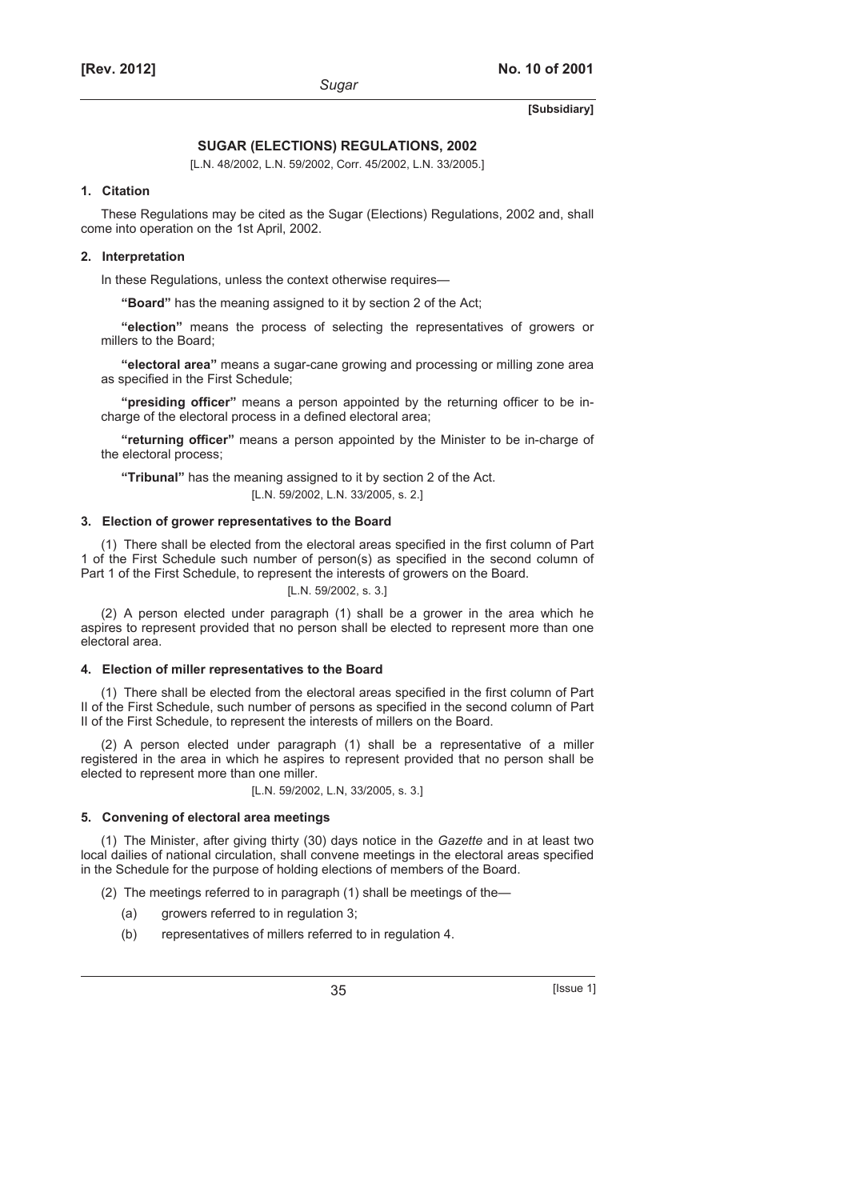**[Subsidiary]**

## SUGAR (ELECTIONS) REGULATIONS, 2002

[L.N. 48/2002, L.N. 59/2002, Corr. 45/2002, L.N. 33/2005.]

### 1. Citation

These Regulations may be cited as the Sugar (Elections) Regulations, 2002 and, shall come into operation on the 1st April, 2002.

### 2. Interpretation

In these Regulations, unless the context otherwise requires—

**"Board"** has the meaning assigned to it by section 2 of the Act;

**"election"** means the process of selecting the representatives of growers or millers to the Board;

**"electoral area"** means a sugar-cane growing and processing or milling zone area as specified in the First Schedule;

**"presiding officer"** means a person appointed by the returning officer to be in-charge of the electoral process in a defined electoral area;

**"returning officer"** means a person appointed by the Minister to be in-charge of the electoral process;

**"Tribunal"** has the meaning assigned to it by section 2 of the Act.

[L.N. 59/2002, L.N. 33/2005, s. 2.]

### 3. Election of grower representatives to the Board

(1) There shall be elected from the electoral areas specified in the first column of Part 1 of the First Schedule such number of person(s) as specified in the second column of Part 1 of the First Schedule, to represent the interests of growers on the Board.

[L.N. 59/2002, s. 3.]

(2) A person elected under paragraph (1) shall be a grower in the area which he aspires to represent provided that no person shall be elected to represent more than one electoral area.

### 4. Election of miller representatives to the Board

(1) There shall be elected from the electoral areas specified in the first column of Part II of the First Schedule, such number of persons as specified in the second column of Part II of the First Schedule, to represent the interests of millers on the Board.

(2) A person elected under paragraph (1) shall be a representative of a miller registered in the area in which he aspires to represent provided that no person shall be elected to represent more than one miller.

[L.N. 59/2002, L.N, 33/2005, s. 3.]

### 5. Convening of electoral area meetings

(1) The Minister, after giving thirty (30) days notice in the *Gazette* and in at least two local dailies of national circulation, shall convene meetings in the electoral areas specified in the Schedule for the purpose of holding elections of members of the Board.

(2) The meetings referred to in paragraph (1) shall be meetings of the—

- (a) growers referred to in regulation 3;
- (b) representatives of millers referred to in regulation 4.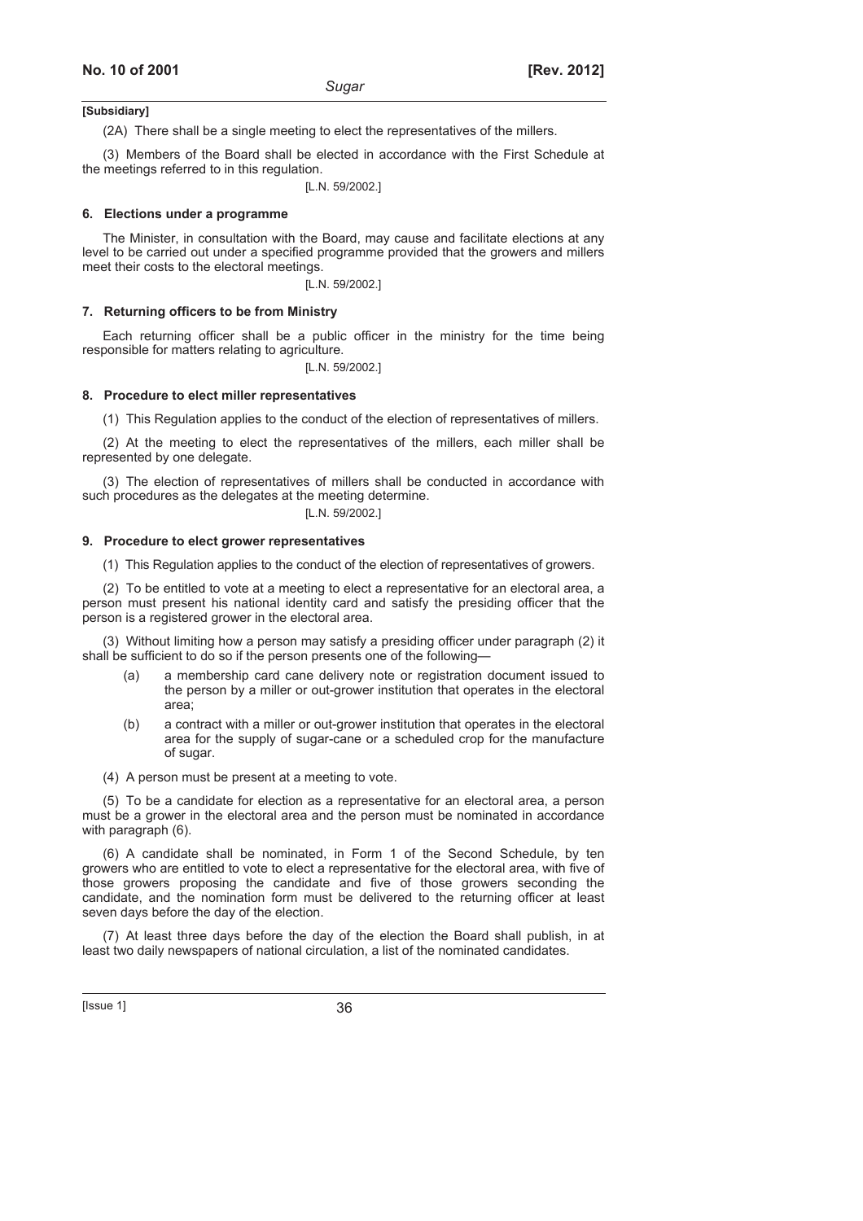**[Subsidiary]**

(2A) There shall be a single meeting to elect the representatives of the millers.

(3) Members of the Board shall be elected in accordance with the First Schedule at the meetings referred to in this regulation.

[L.N. 59/2002.]

### 6. Elections under a programme

The Minister, in consultation with the Board, may cause and facilitate elections at any level to be carried out under a specified programme provided that the growers and millers meet their costs to the electoral meetings.

[L.N. 59/2002.]

### 7. Returning officers to be from Ministry

Each returning officer shall be a public officer in the ministry for the time being responsible for matters relating to agriculture.

[L.N. 59/2002.]

### 8. Procedure to elect miller representatives

(1) This Regulation applies to the conduct of the election of representatives of millers.

(2) At the meeting to elect the representatives of the millers, each miller shall be represented by one delegate.

(3) The election of representatives of millers shall be conducted in accordance with such procedures as the delegates at the meeting determine.

[L.N. 59/2002.]

### 9. Procedure to elect grower representatives

(1) This Regulation applies to the conduct of the election of representatives of growers.

(2) To be entitled to vote at a meeting to elect a representative for an electoral area, a person must present his national identity card and satisfy the presiding officer that the person is a registered grower in the electoral area.

(3) Without limiting how a person may satisfy a presiding officer under paragraph (2) it shall be sufficient to do so if the person presents one of the following—

(a) a membership card cane delivery note or registration document issued to the person by a miller or out-grower institution that operates in the electoral area;

(b) a contract with a miller or out-grower institution that operates in the electoral area for the supply of sugar-cane or a scheduled crop for the manufacture of sugar.

(4) A person must be present at a meeting to vote.

(5) To be a candidate for election as a representative for an electoral area, a person must be a grower in the electoral area and the person must be nominated in accordance with paragraph (6).

(6) A candidate shall be nominated, in Form 1 of the Second Schedule, by ten growers who are entitled to vote to elect a representative for the electoral area, with five of those growers proposing the candidate and five of those growers seconding the candidate, and the nomination form must be delivered to the returning officer at least seven days before the day of the election.

(7) At least three days before the day of the election the Board shall publish, in at least two daily newspapers of national circulation, a list of the nominated candidates.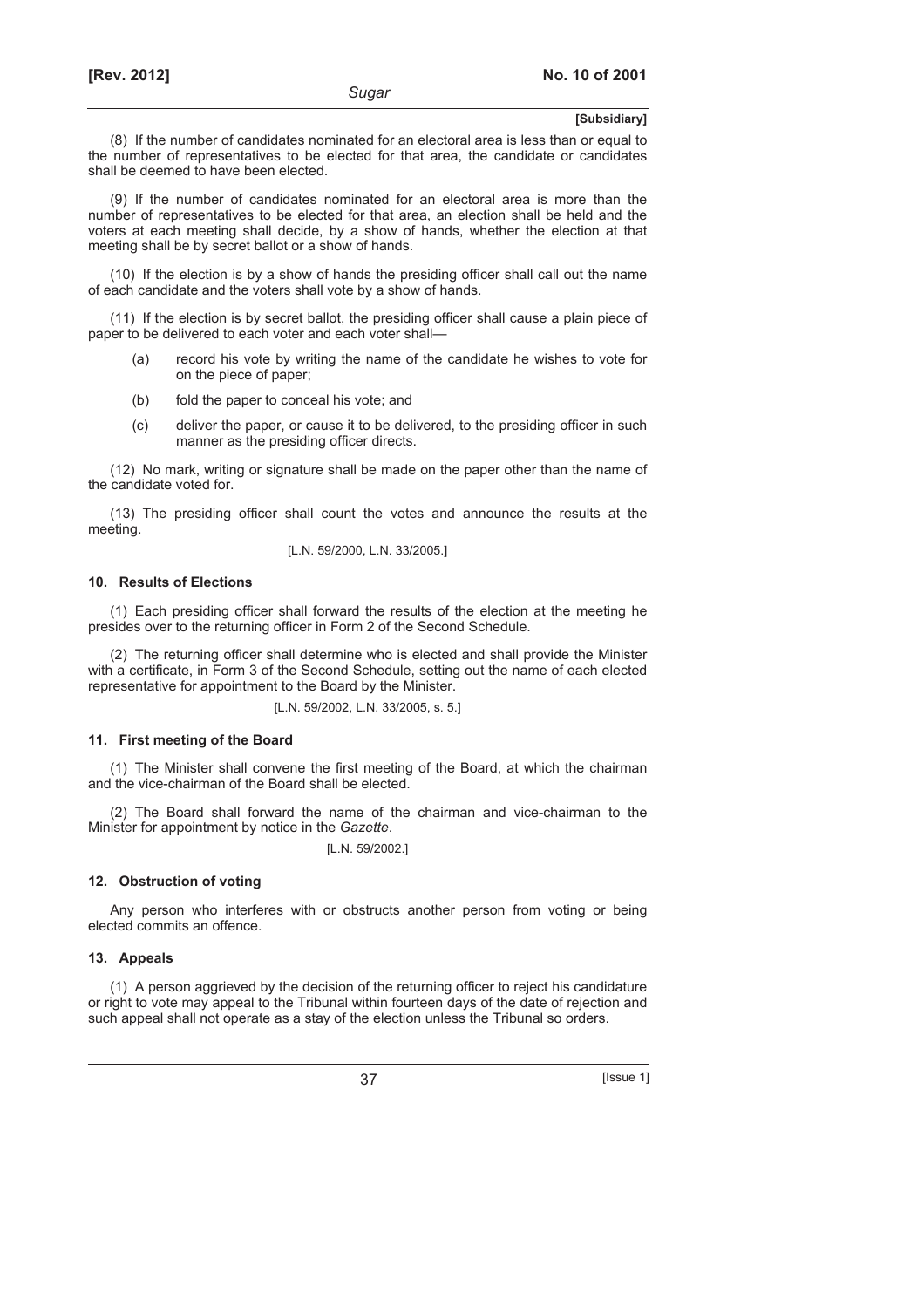(8) If the number of candidates nominated for an electoral area is less than or equal to the number of representatives to be elected for that area, the candidate or candidates shall be deemed to have been elected.

(9) If the number of candidates nominated for an electoral area is more than the number of representatives to be elected for that area, an election shall be held and the voters at each meeting shall decide, by a show of hands, whether the election at that meeting shall be by secret ballot or a show of hands.

(10) If the election is by a show of hands the presiding officer shall call out the name of each candidate and the voters shall vote by a show of hands.

(11) If the election is by secret ballot, the presiding officer shall cause a plain piece of paper to be delivered to each voter and each voter shall—

- (a) record his vote by writing the name of the candidate he wishes to vote for on the piece of paper;
- (b) fold the paper to conceal his vote; and
- (c) deliver the paper, or cause it to be delivered, to the presiding officer in such manner as the presiding officer directs.

(12) No mark, writing or signature shall be made on the paper other than the name of the candidate voted for.

(13) The presiding officer shall count the votes and announce the results at the meeting.

[L.N. 59/2000, L.N. 33/2005.]

### 10. Results of Elections

(1) Each presiding officer shall forward the results of the election at the meeting he presides over to the returning officer in Form 2 of the Second Schedule.

(2) The returning officer shall determine who is elected and shall provide the Minister with a certificate, in Form 3 of the Second Schedule, setting out the name of each elected representative for appointment to the Board by the Minister.

[L.N. 59/2002, L.N. 33/2005, s. 5.]

### 11. First meeting of the Board

(1) The Minister shall convene the first meeting of the Board, at which the chairman and the vice-chairman of the Board shall be elected.

(2) The Board shall forward the name of the chairman and vice-chairman to the Minister for appointment by notice in the *Gazette*.

[L.N. 59/2002.]

### 12. Obstruction of voting

Any person who interferes with or obstructs another person from voting or being elected commits an offence.

### 13. Appeals

(1) A person aggrieved by the decision of the returning officer to reject his candidature or right to vote may appeal to the Tribunal within fourteen days of the date of rejection and such appeal shall not operate as a stay of the election unless the Tribunal so orders.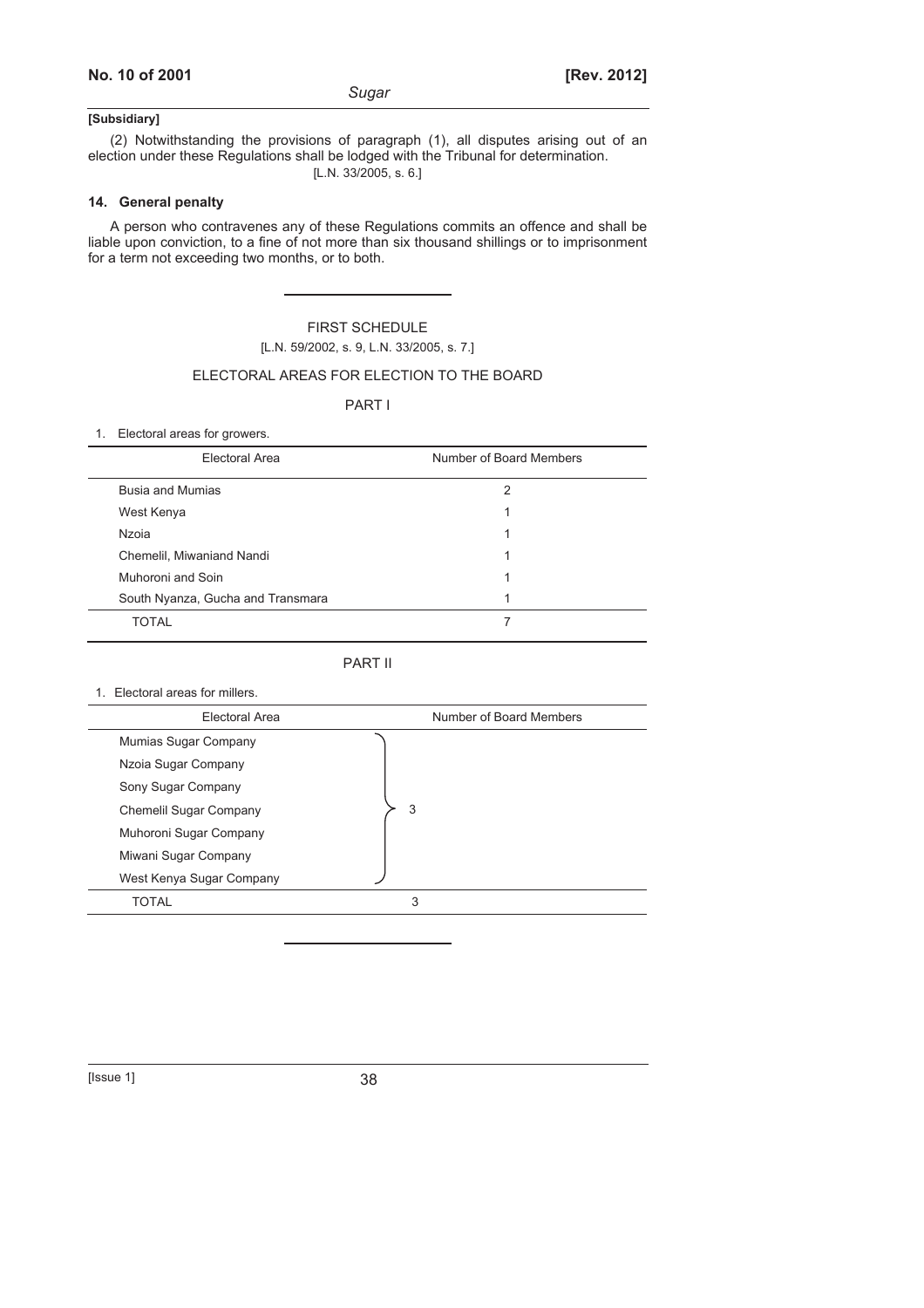[Subsidiary]

(2) Notwithstanding the provisions of paragraph (1), all disputes arising out of an election under these Regulations shall be lodged with the Tribunal for determination.

[L.N. 33/2005, s. 6.]

### 14. General penalty

A person who contravenes any of these Regulations commits an offence and shall be liable upon conviction, to a fine of not more than six thousand shillings or to imprisonment for a term not exceeding two months, or to both.

---

## FIRST SCHEDULE

[L.N. 59/2002, s. 9, L.N. 33/2005, s. 7.]

### ELECTORAL AREAS FOR ELECTION TO THE BOARD

#### PART I

1. Electoral areas for growers.

| Electoral Area | Number of Board Members |
|---|---|
| Busia and Mumias | 2 |
| West Kenya | 1 |
| Nzoia | 1 |
| Chemelil, Miwaniand Nandi | 1 |
| Muhoroni and Soin | 1 |
| South Nyanza, Gucha and Transmara | 1 |
| TOTAL | 7 |

#### PART II

1. Electoral areas for millers.

| Electoral Area | Number of Board Members |
|---|---|
| Mumias Sugar Company<br>Nzoia Sugar Company<br>Sony Sugar Company<br>Chemelil Sugar Company<br>Muhoroni Sugar Company<br>Miwani Sugar Company<br>West Kenya Sugar Company | 3 |
| TOTAL | 3 |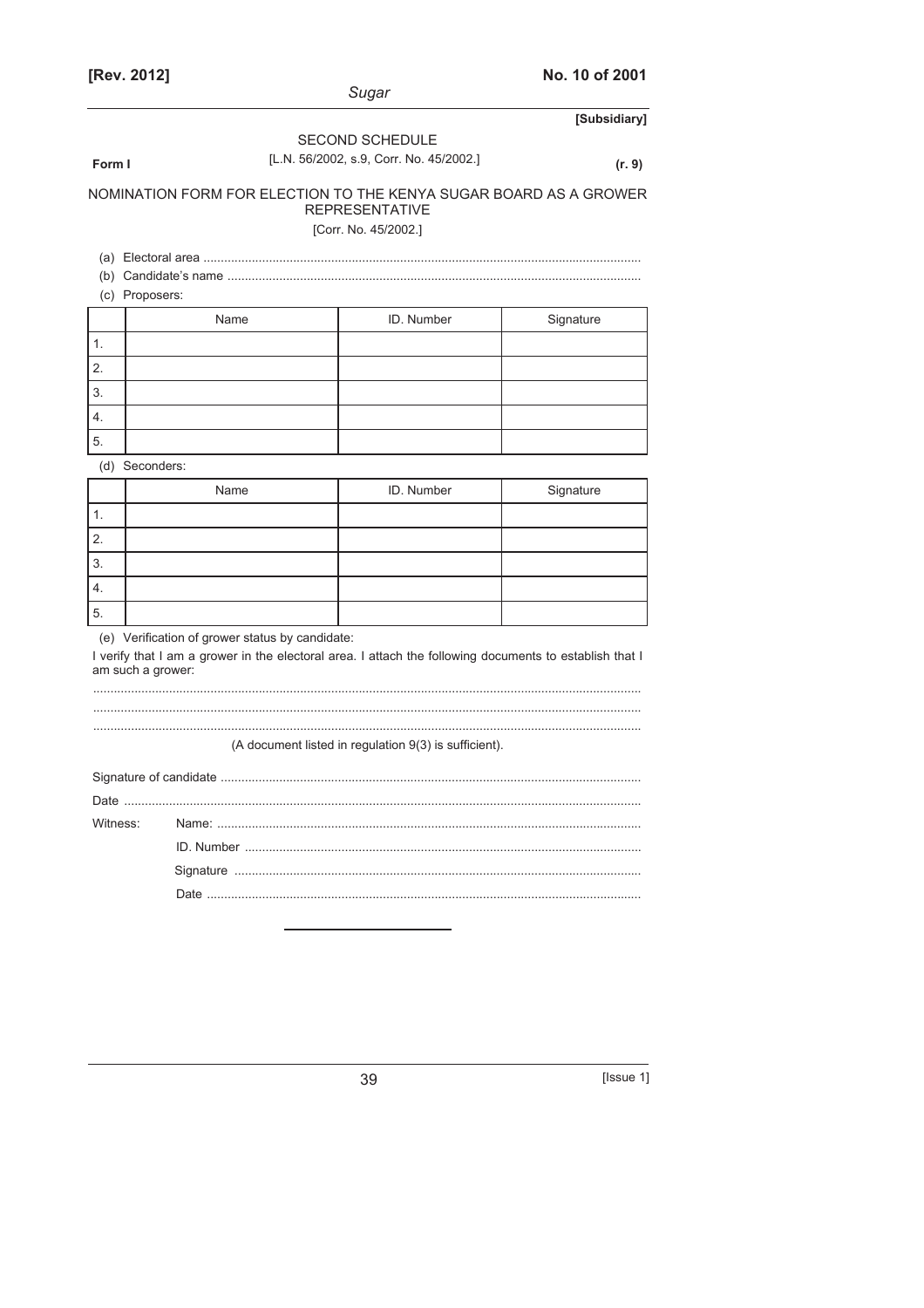**[Subsidiary]**

SECOND SCHEDULE

**Form I** [L.N. 56/2002, s.9, Corr. No. 45/2002.] **(r. 9)**

NOMINATION FORM FOR ELECTION TO THE KENYA SUGAR BOARD AS A GROWER REPRESENTATIVE

[Corr. No. 45/2002.]

(a) Electoral area ..............................................................................................................

(b) Candidate's name ........................................................................................................

(c) Proposers:

| | Name | ID. Number | Signature |
|---|---|---|---|
| 1. | | | |
| 2. | | | |
| 3. | | | |
| 4. | | | |
| 5. | | | |

(d) Seconders:

| | Name | ID. Number | Signature |
|---|---|---|---|
| 1. | | | |
| 2. | | | |
| 3. | | | |
| 4. | | | |
| 5. | | | |

(e) Verification of grower status by candidate:

I verify that I am a grower in the electoral area. I attach the following documents to establish that I am such a grower:

..............................................................................................................................................

..............................................................................................................................................

..............................................................................................................................................

(A document listed in regulation 9(3) is sufficient).

Signature of candidate ..........................................................................................................

Date ......................................................................................................................................

Witness: Name: ..........................................................................................................

ID. Number ..................................................................................................

Signature ......................................................................................................

Date ..............................................................................................................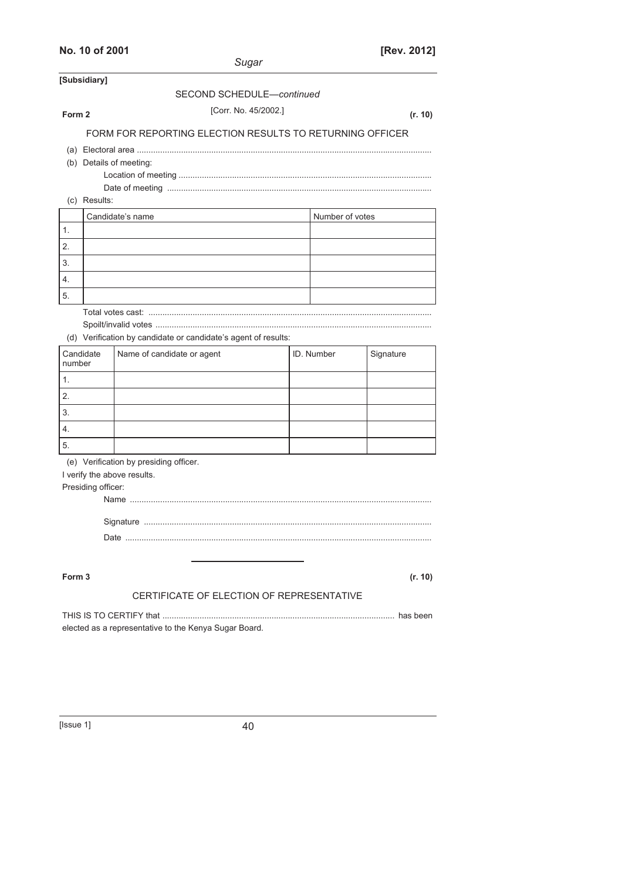[Subsidiary]

SECOND SCHEDULE—*continued*

**Form 2**

[Corr. No. 45/2002.]

**(r. 10)**

FORM FOR REPORTING ELECTION RESULTS TO RETURNING OFFICER

(a) Electoral area .............................................................................................................................

(b) Details of meeting:

Location of meeting ............................................................................................................

Date of meeting .................................................................................................................

(c) Results:

| | Candidate's name | Number of votes |
|---|---|---|
| 1. | | |
| 2. | | |
| 3. | | |
| 4. | | |
| 5. | | |

Total votes cast: .........................................................................................................................

Spoilt/invalid votes .....................................................................................................................

(d) Verification by candidate or candidate's agent of results:

| Candidate number | Name of candidate or agent | ID. Number | Signature |
|---|---|---|---|
| 1. | | | |
| 2. | | | |
| 3. | | | |
| 4. | | | |
| 5. | | | |

(e) Verification by presiding officer.

I verify the above results.

Presiding officer:

Name ................................................................................................................................

Signature ..........................................................................................................................

Date ..................................................................................................................................

---

**Form 3**

**(r. 10)**

CERTIFICATE OF ELECTION OF REPRESENTATIVE

THIS IS TO CERTIFY that ................................................................................................... has been elected as a representative to the Kenya Sugar Board.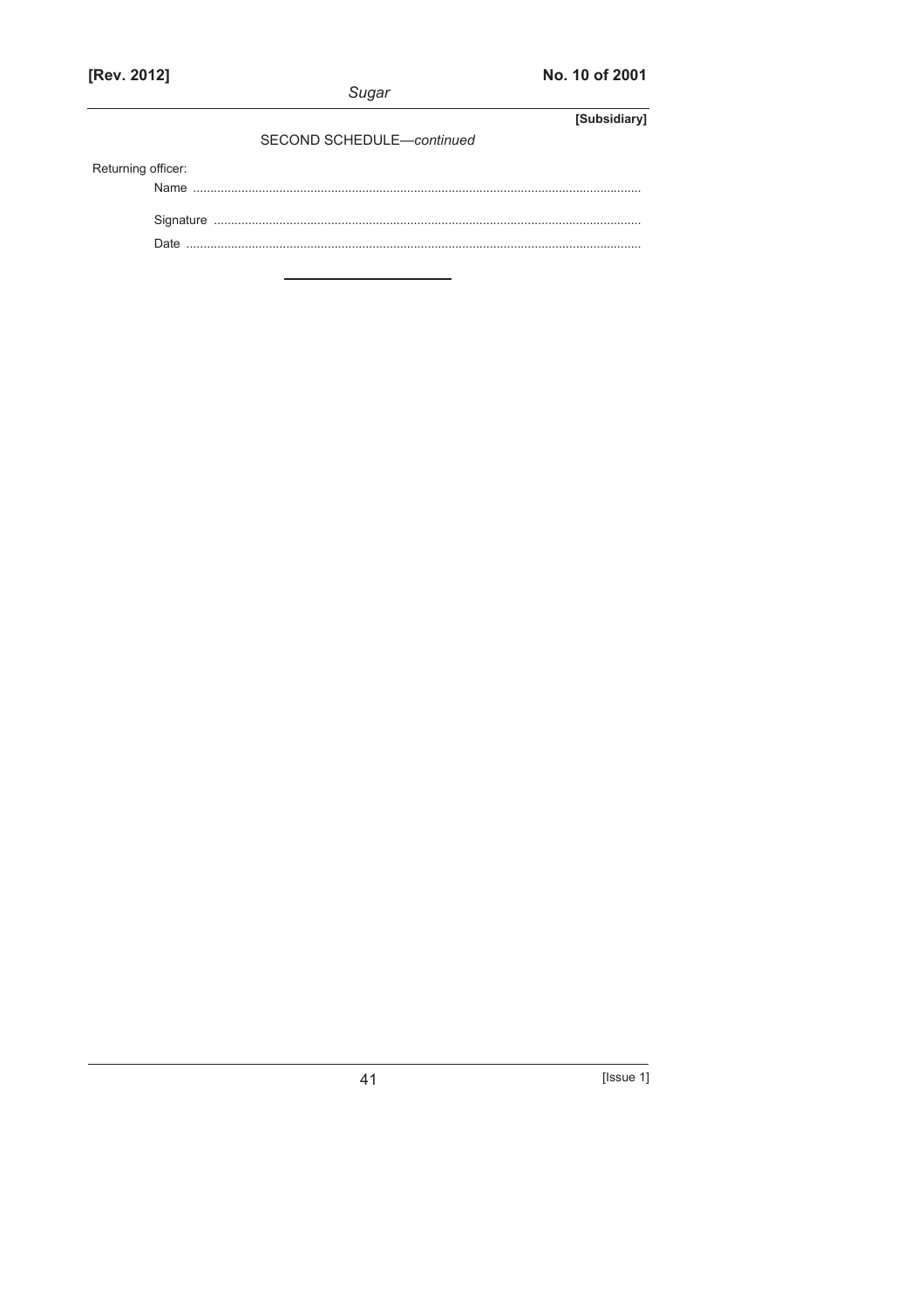SECOND SCHEDULE—*continued*

Returning officer:

Name ..........................................................................................................................

Signature ..................................................................................................................

Date ...........................................................................................................................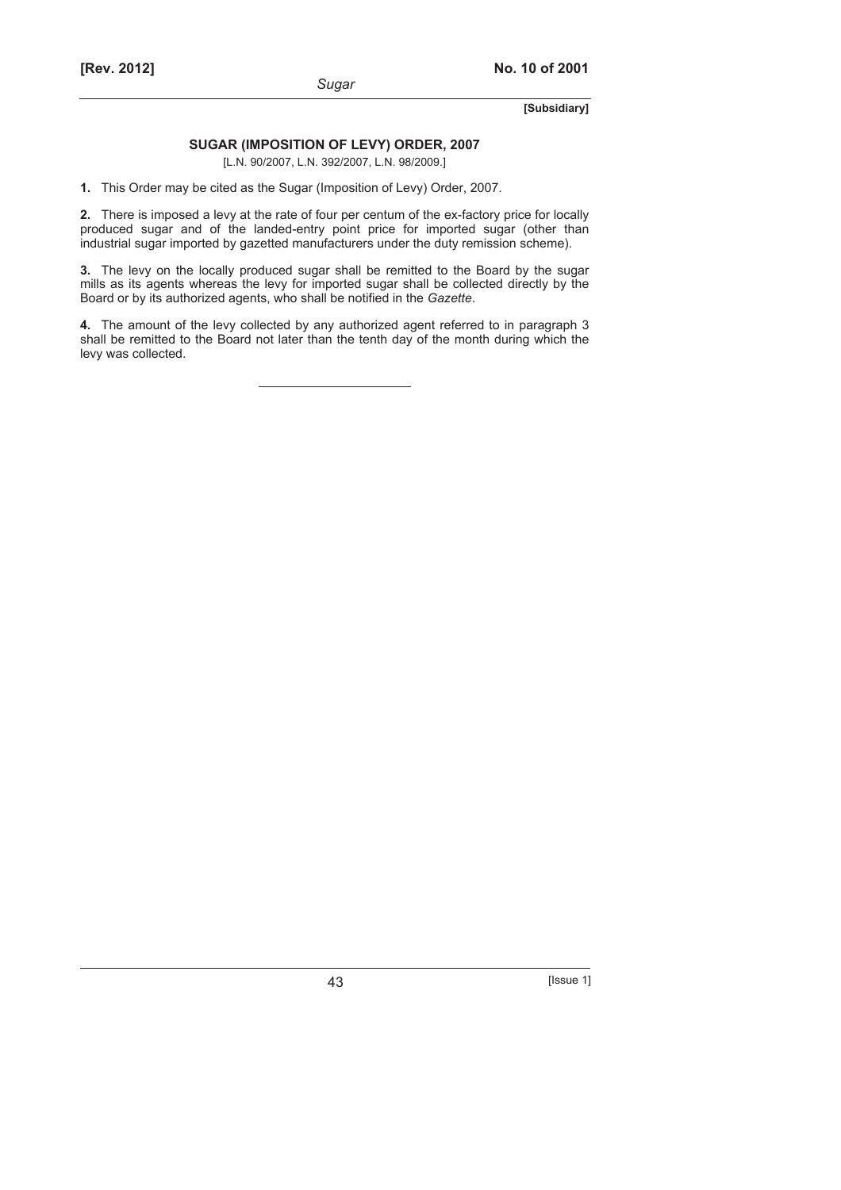**[Subsidiary]**

## SUGAR (IMPOSITION OF LEVY) ORDER, 2007

[L.N. 90/2007, L.N. 392/2007, L.N. 98/2009.]

**1.** This Order may be cited as the Sugar (Imposition of Levy) Order, 2007.

**2.** There is imposed a levy at the rate of four per centum of the ex-factory price for locally produced sugar and of the landed-entry point price for imported sugar (other than industrial sugar imported by gazetted manufacturers under the duty remission scheme).

**3.** The levy on the locally produced sugar shall be remitted to the Board by the sugar mills as its agents whereas the levy for imported sugar shall be collected directly by the Board or by its authorized agents, who shall be notified in the *Gazette*.

**4.** The amount of the levy collected by any authorized agent referred to in paragraph 3 shall be remitted to the Board not later than the tenth day of the month during which the levy was collected.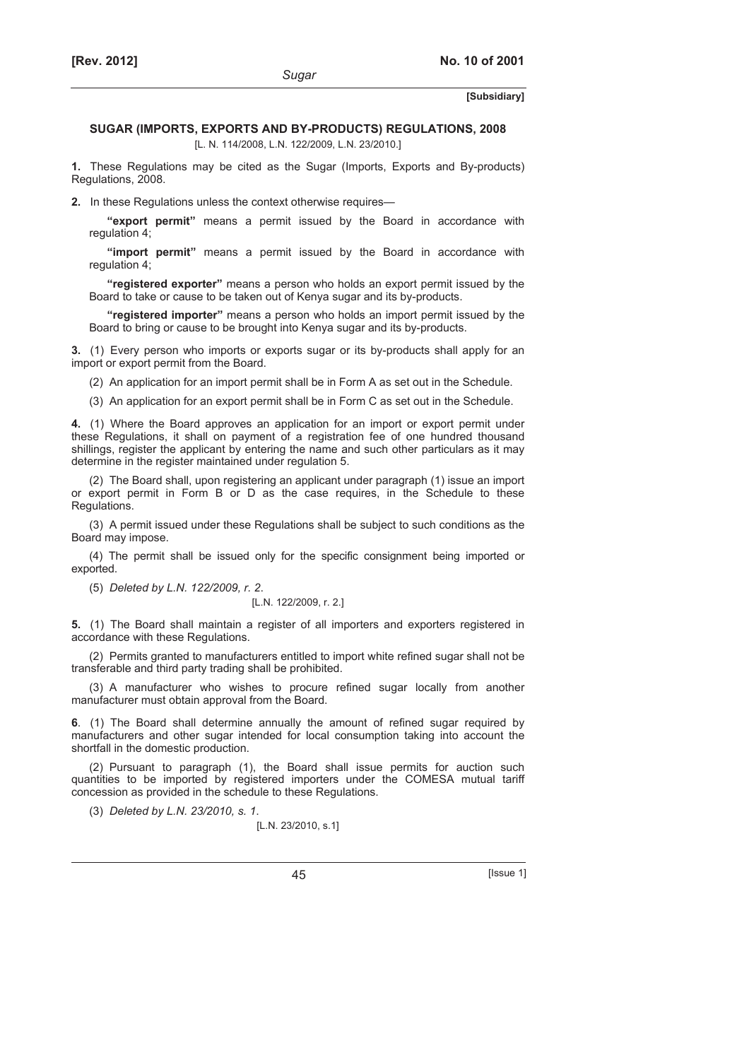**[Subsidiary]**

## SUGAR (IMPORTS, EXPORTS AND BY-PRODUCTS) REGULATIONS, 2008

[L. N. 114/2008, L.N. 122/2009, L.N. 23/2010.]

**1.** These Regulations may be cited as the Sugar (Imports, Exports and By-products) Regulations, 2008.

**2.** In these Regulations unless the context otherwise requires—

**"export permit"** means a permit issued by the Board in accordance with regulation 4;

**"import permit"** means a permit issued by the Board in accordance with regulation 4;

**"registered exporter"** means a person who holds an export permit issued by the Board to take or cause to be taken out of Kenya sugar and its by-products.

**"registered importer"** means a person who holds an import permit issued by the Board to bring or cause to be brought into Kenya sugar and its by-products.

**3.** (1) Every person who imports or exports sugar or its by-products shall apply for an import or export permit from the Board.

(2) An application for an import permit shall be in Form A as set out in the Schedule.

(3) An application for an export permit shall be in Form C as set out in the Schedule.

**4.** (1) Where the Board approves an application for an import or export permit under these Regulations, it shall on payment of a registration fee of one hundred thousand shillings, register the applicant by entering the name and such other particulars as it may determine in the register maintained under regulation 5.

(2) The Board shall, upon registering an applicant under paragraph (1) issue an import or export permit in Form B or D as the case requires, in the Schedule to these Regulations.

(3) A permit issued under these Regulations shall be subject to such conditions as the Board may impose.

(4) The permit shall be issued only for the specific consignment being imported or exported.

(5) *Deleted by L.N. 122/2009, r. 2.*

[L.N. 122/2009, r. 2.]

**5.** (1) The Board shall maintain a register of all importers and exporters registered in accordance with these Regulations.

(2) Permits granted to manufacturers entitled to import white refined sugar shall not be transferable and third party trading shall be prohibited.

(3) A manufacturer who wishes to procure refined sugar locally from another manufacturer must obtain approval from the Board.

**6**. (1) The Board shall determine annually the amount of refined sugar required by manufacturers and other sugar intended for local consumption taking into account the shortfall in the domestic production.

(2) Pursuant to paragraph (1), the Board shall issue permits for auction such quantities to be imported by registered importers under the COMESA mutual tariff concession as provided in the schedule to these Regulations.

(3) *Deleted by L.N. 23/2010, s. 1.*

[L.N. 23/2010, s.1]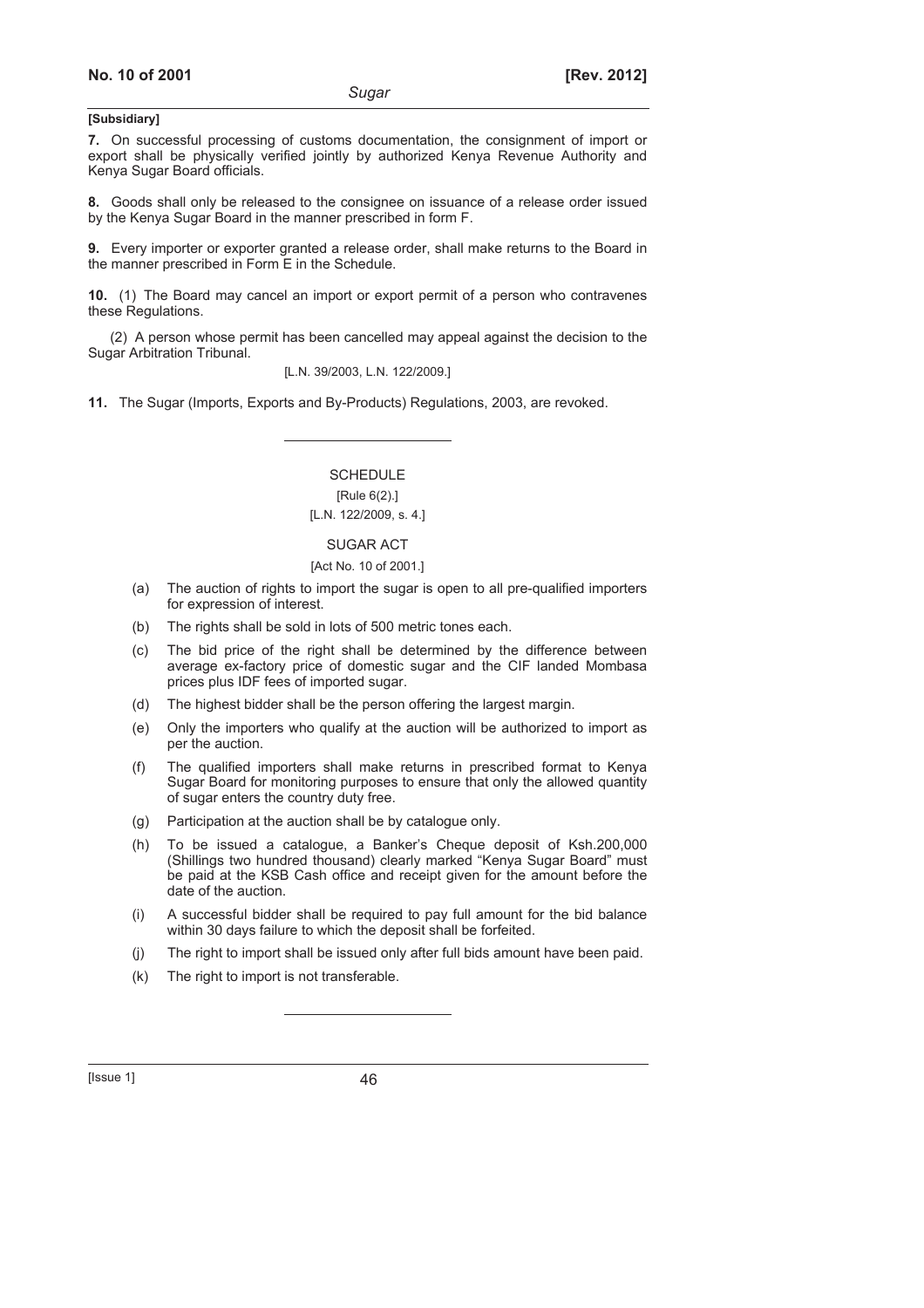**[Subsidiary]**

**7.** On successful processing of customs documentation, the consignment of import or export shall be physically verified jointly by authorized Kenya Revenue Authority and Kenya Sugar Board officials.

**8.** Goods shall only be released to the consignee on issuance of a release order issued by the Kenya Sugar Board in the manner prescribed in form F.

**9.** Every importer or exporter granted a release order, shall make returns to the Board in the manner prescribed in Form E in the Schedule.

**10.** (1) The Board may cancel an import or export permit of a person who contravenes these Regulations.

(2) A person whose permit has been cancelled may appeal against the decision to the Sugar Arbitration Tribunal.

[L.N. 39/2003, L.N. 122/2009.]

**11.** The Sugar (Imports, Exports and By-Products) Regulations, 2003, are revoked.

---

SCHEDULE

[Rule 6(2).]

[L.N. 122/2009, s. 4.]

SUGAR ACT

[Act No. 10 of 2001.]

(a) The auction of rights to import the sugar is open to all pre-qualified importers for expression of interest.

(b) The rights shall be sold in lots of 500 metric tones each.

(c) The bid price of the right shall be determined by the difference between average ex-factory price of domestic sugar and the CIF landed Mombasa prices plus IDF fees of imported sugar.

(d) The highest bidder shall be the person offering the largest margin.

(e) Only the importers who qualify at the auction will be authorized to import as per the auction.

(f) The qualified importers shall make returns in prescribed format to Kenya Sugar Board for monitoring purposes to ensure that only the allowed quantity of sugar enters the country duty free.

(g) Participation at the auction shall be by catalogue only.

(h) To be issued a catalogue, a Banker's Cheque deposit of Ksh.200,000 (Shillings two hundred thousand) clearly marked "Kenya Sugar Board" must be paid at the KSB Cash office and receipt given for the amount before the date of the auction.

(i) A successful bidder shall be required to pay full amount for the bid balance within 30 days failure to which the deposit shall be forfeited.

(j) The right to import shall be issued only after full bids amount have been paid.

(k) The right to import is not transferable.

---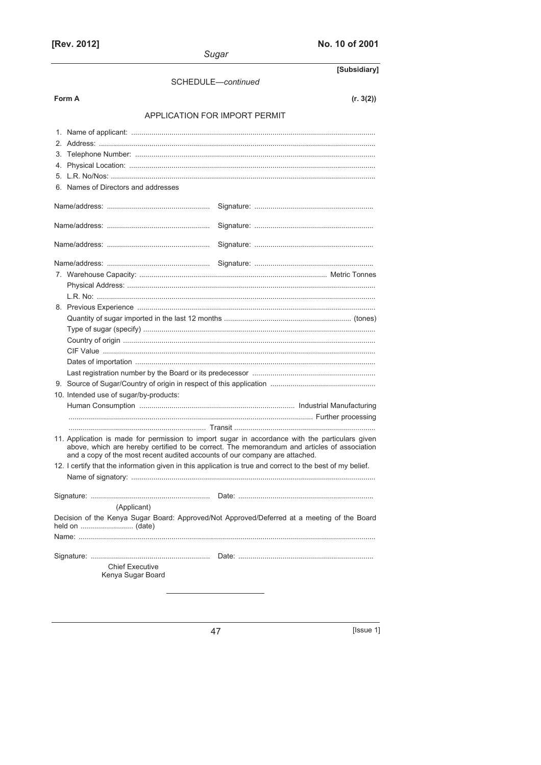[Subsidiary]

SCHEDULE—*continued*

**Form A** **(r. 3(2))**

## APPLICATION FOR IMPORT PERMIT

1. Name of applicant: ........................................................................................................................
2. Address: ........................................................................................................................................
3. Telephone Number: .......................................................................................................................
4. Physical Location: ..........................................................................................................................
5. L.R. No/Nos: ...................................................................................................................................
6. Names of Directors and addresses

Name/address: .................................................. Signature: ..........................................................

Name/address: .................................................. Signature: ..........................................................

Name/address: .................................................. Signature: ..........................................................

Name/address: .................................................. Signature: ..........................................................

7. Warehouse Capacity: ........................................................................................... Metric Tonnes
   Physical Address: ..........................................................................................................................
   L.R. No: .........................................................................................................................................
8. Previous Experience .....................................................................................................................
   Quantity of sugar imported in the last 12 months .............................................................. (tones)
   Type of sugar (specify) ..................................................................................................................
   Country of origin ............................................................................................................................
   CIF Value ......................................................................................................................................
   Dates of importation ......................................................................................................................
   Last registration number by the Board or its predecessor ............................................................
9. Source of Sugar/Country of origin in respect of this application ...................................................
10. Intended use of sugar/by-products:
    Human Consumption ............................................................................ Industrial Manufacturing
    ........................................................................................................................ Further processing
    .................................................................. Transit .....................................................................
11. Application is made for permission to import sugar in accordance with the particulars given above, which are hereby certified to be correct. The memorandum and articles of association and a copy of the most recent audited accounts of our company are attached.
12. I certify that the information given in this application is true and correct to the best of my belief.
    Name of signatory: ........................................................................................................................

Signature: .......................................................... Date: ..................................................................
(Applicant)

Decision of the Kenya Sugar Board: Approved/Not Approved/Deferred at a meeting of the Board held on .......................... (date)

Name: ..................................................................................................................................................

Signature: .......................................................... Date: ..................................................................
Chief Executive
Kenya Sugar Board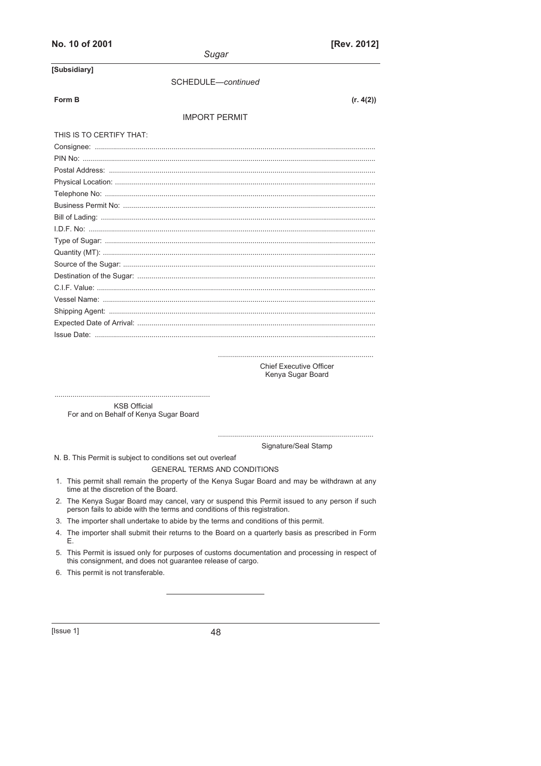[Subsidiary]

SCHEDULE—*continued*

**Form B** **(r. 4(2))**

IMPORT PERMIT

THIS IS TO CERTIFY THAT:

Consignee: ..........................................................................................................................................

PIN No: ..............................................................................................................................................

Postal Address: ..................................................................................................................................

Physical Location: ..............................................................................................................................

Telephone No: ....................................................................................................................................

Business Permit No: ...........................................................................................................................

Bill of Lading: ......................................................................................................................................

I.D.F. No: ............................................................................................................................................

Type of Sugar: ....................................................................................................................................

Quantity (MT): .....................................................................................................................................

Source of the Sugar: ...........................................................................................................................

Destination of the Sugar: ....................................................................................................................

C.I.F. Value: ........................................................................................................................................

Vessel Name: .....................................................................................................................................

Shipping Agent: ..................................................................................................................................

Expected Date of Arrival: ....................................................................................................................

Issue Date: .........................................................................................................................................

............................................................................
Chief Executive Officer
Kenya Sugar Board

............................................................................
KSB Official
For and on Behalf of Kenya Sugar Board

............................................................................
Signature/Seal Stamp

N. B. This Permit is subject to conditions set out overleaf

GENERAL TERMS AND CONDITIONS

1. This permit shall remain the property of the Kenya Sugar Board and may be withdrawn at any time at the discretion of the Board.
2. The Kenya Sugar Board may cancel, vary or suspend this Permit issued to any person if such person fails to abide with the terms and conditions of this registration.
3. The importer shall undertake to abide by the terms and conditions of this permit.
4. The importer shall submit their returns to the Board on a quarterly basis as prescribed in Form E.
5. This Permit is issued only for purposes of customs documentation and processing in respect of this consignment, and does not guarantee release of cargo.
6. This permit is not transferable.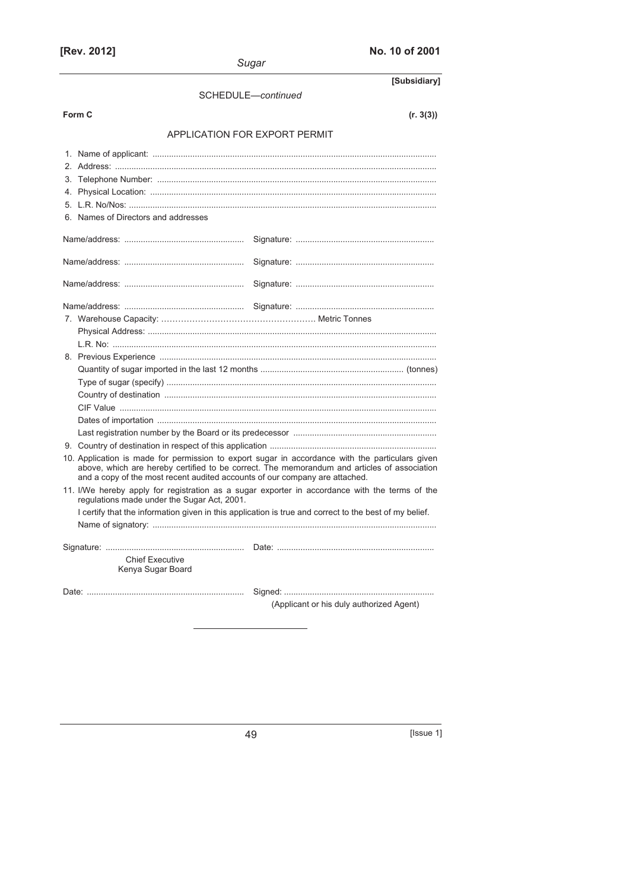[Subsidiary]

SCHEDULE—*continued*

**Form C** (r. 3(3))

## APPLICATION FOR EXPORT PERMIT

1. Name of applicant: ..........................................................................................................................
2. Address: ..........................................................................................................................
3. Telephone Number: ..........................................................................................................................
4. Physical Location: ..........................................................................................................................
5. L.R. No/Nos: ..........................................................................................................................
6. Names of Directors and addresses

Name/address: .................................................. Signature: ..........................................................

Name/address: .................................................. Signature: ..........................................................

Name/address: .................................................. Signature: ..........................................................

Name/address: .................................................. Signature: ..........................................................

7. Warehouse Capacity: ………………………………………………. Metric Tonnes
   Physical Address: ..........................................................................................................................
   L.R. No: ..........................................................................................................................
8. Previous Experience ..........................................................................................................................
   Quantity of sugar imported in the last 12 months ............................................................ (tonnes)
   Type of sugar (specify) ..........................................................................................................................
   Country of destination ..........................................................................................................................
   CIF Value ..........................................................................................................................
   Dates of importation ..........................................................................................................................
   Last registration number by the Board or its predecessor ............................................................
9. Country of destination in respect of this application ......................................................................
10. Application is made for permission to export sugar in accordance with the particulars given above, which are hereby certified to be correct. The memorandum and articles of association and a copy of the most recent audited accounts of our company are attached.
11. I/We hereby apply for registration as a sugar exporter in accordance with the terms of the regulations made under the Sugar Act, 2001.

    I certify that the information given in this application is true and correct to the best of my belief.

    Name of signatory: ..........................................................................................................................

Signature: .......................................................... Date: ..................................................................

Chief Executive
Kenya Sugar Board

Date: .................................................................. Signed: ...............................................................

(Applicant or his duly authorized Agent)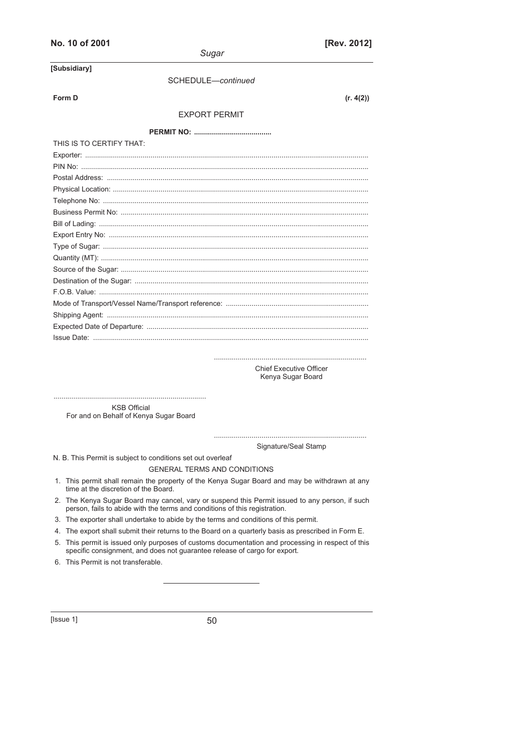[Subsidiary]

SCHEDULE—*continued*

**Form D** **(r. 4(2))**

## EXPORT PERMIT

**PERMIT NO: .......................................**

THIS IS TO CERTIFY THAT:

Exporter: ...............................................................................................................................................

PIN No: ...............................................................................................................................................

Postal Address: ...............................................................................................................................................

Physical Location: ...............................................................................................................................................

Telephone No: ...............................................................................................................................................

Business Permit No: ...............................................................................................................................................

Bill of Lading: ...............................................................................................................................................

Export Entry No: ...............................................................................................................................................

Type of Sugar: ...............................................................................................................................................

Quantity (MT): ...............................................................................................................................................

Source of the Sugar: ...............................................................................................................................................

Destination of the Sugar: ...............................................................................................................................................

F.O.B. Value: ...............................................................................................................................................

Mode of Transport/Vessel Name/Transport reference: .......................................................................

Shipping Agent: ...............................................................................................................................................

Expected Date of Departure: ...............................................................................................................

Issue Date: ...............................................................................................................................................

............................................................................
Chief Executive Officer
Kenya Sugar Board

............................................................................
KSB Official
For and on Behalf of Kenya Sugar Board

............................................................................
Signature/Seal Stamp

N. B. This Permit is subject to conditions set out overleaf

GENERAL TERMS AND CONDITIONS

1. This permit shall remain the property of the Kenya Sugar Board and may be withdrawn at any time at the discretion of the Board.
2. The Kenya Sugar Board may cancel, vary or suspend this Permit issued to any person, if such person, fails to abide with the terms and conditions of this registration.
3. The exporter shall undertake to abide by the terms and conditions of this permit.
4. The export shall submit their returns to the Board on a quarterly basis as prescribed in Form E.
5. This permit is issued only purposes of customs documentation and processing in respect of this specific consignment, and does not guarantee release of cargo for export.
6. This Permit is not transferable.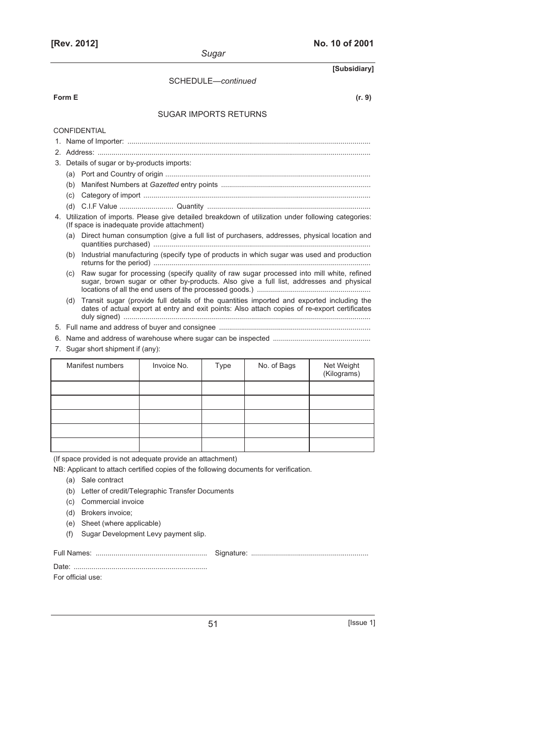SCHEDULE—*continued*

**Form E** **(r. 9)**

SUGAR IMPORTS RETURNS

CONFIDENTIAL

1. Name of Importer: ..........................................................................................................................
2. Address: ........................................................................................................................................
3. Details of sugar or by-products imports:
   - (a) Port and Country of origin ......................................................................................................
   - (b) Manifest Numbers at *Gazetted* entry points ..........................................................................
   - (c) Category of import .................................................................................................................
   - (d) C.I.F Value ........................... Quantity .................................................................................
4. Utilization of imports. Please give detailed breakdown of utilization under following categories: (If space is inadequate provide attachment)
   - (a) Direct human consumption (give a full list of purchasers, addresses, physical location and quantities purchased) ............................................................................................................
   - (b) Industrial manufacturing (specify type of products in which sugar was used and production returns for the period) ............................................................................................................
   - (c) Raw sugar for processing (specify quality of raw sugar processed into mill white, refined sugar, brown sugar or other by-products. Also give a full list, addresses and physical locations of all the end users of the processed goods.) ........................................................
   - (d) Transit sugar (provide full details of the quantities imported and exported including the dates of actual export at entry and exit points: Also attach copies of re-export certificates duly signed) ............................................................................................................................
5. Full name and address of buyer and consignee ...........................................................................
6. Name and address of warehouse where sugar can be inspected ................................................
7. Sugar short shipment if (any):

| Manifest numbers | Invoice No. | Type | No. of Bags | Net Weight (Kilograms) |
|---|---|---|---|---|
| | | | | |
| | | | | |
| | | | | |
| | | | | |
| | | | | |

(If space provided is not adequate provide an attachment)

NB: Applicant to attach certified copies of the following documents for verification.

- (a) Sale contract
- (b) Letter of credit/Telegraphic Transfer Documents
- (c) Commercial invoice
- (d) Brokers invoice;
- (e) Sheet (where applicable)
- (f) Sugar Development Levy payment slip.

Full Names: ........................................................ Signature: ...........................................................

Date: ...................................................................

For official use: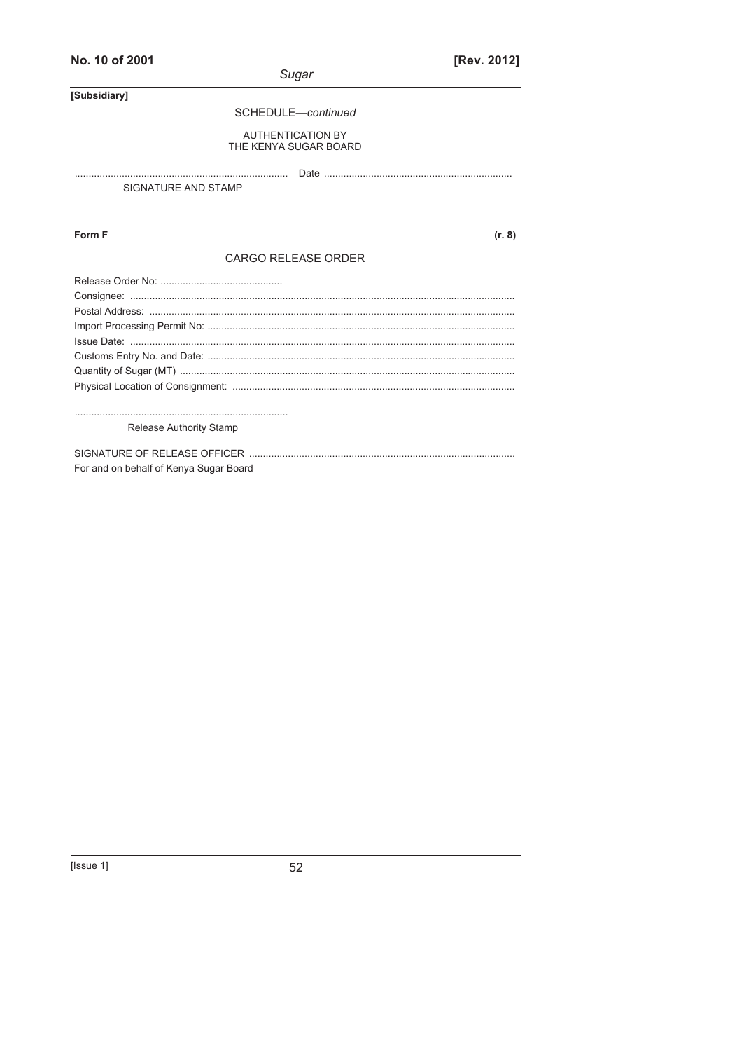SCHEDULE—*continued*

AUTHENTICATION BY
THE KENYA SUGAR BOARD

............................................................................ Date ...................................................................

SIGNATURE AND STAMP

---

**Form F** **(r. 8)**

## CARGO RELEASE ORDER

Release Order No: ..........................................

Consignee: ..........................................................................................................................................

Postal Address: ....................................................................................................................................

Import Processing Permit No: ..............................................................................................................

Issue Date: ..........................................................................................................................................

Customs Entry No. and Date: ..............................................................................................................

Quantity of Sugar (MT) ........................................................................................................................

Physical Location of Consignment: ......................................................................................................

............................................................................

Release Authority Stamp

SIGNATURE OF RELEASE OFFICER ...............................................................................................

For and on behalf of Kenya Sugar Board

---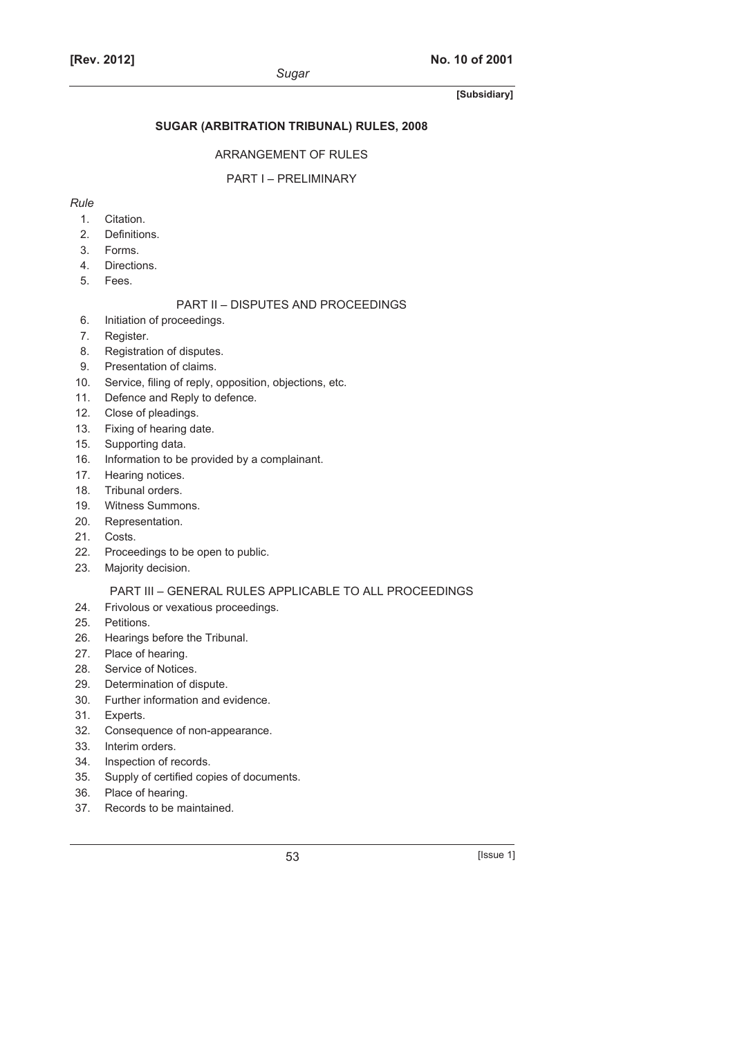**[Subsidiary]**

## SUGAR (ARBITRATION TRIBUNAL) RULES, 2008

### ARRANGEMENT OF RULES

#### PART I – PRELIMINARY

*Rule*

1. Citation.
2. Definitions.
3. Forms.
4. Directions.
5. Fees.

#### PART II – DISPUTES AND PROCEEDINGS

6. Initiation of proceedings.
7. Register.
8. Registration of disputes.
9. Presentation of claims.
10. Service, filing of reply, opposition, objections, etc.
11. Defence and Reply to defence.
12. Close of pleadings.
13. Fixing of hearing date.
15. Supporting data.
16. Information to be provided by a complainant.
17. Hearing notices.
18. Tribunal orders.
19. Witness Summons.
20. Representation.
21. Costs.
22. Proceedings to be open to public.
23. Majority decision.

#### PART III – GENERAL RULES APPLICABLE TO ALL PROCEEDINGS

24. Frivolous or vexatious proceedings.
25. Petitions.
26. Hearings before the Tribunal.
27. Place of hearing.
28. Service of Notices.
29. Determination of dispute.
30. Further information and evidence.
31. Experts.
32. Consequence of non-appearance.
33. Interim orders.
34. Inspection of records.
35. Supply of certified copies of documents.
36. Place of hearing.
37. Records to be maintained.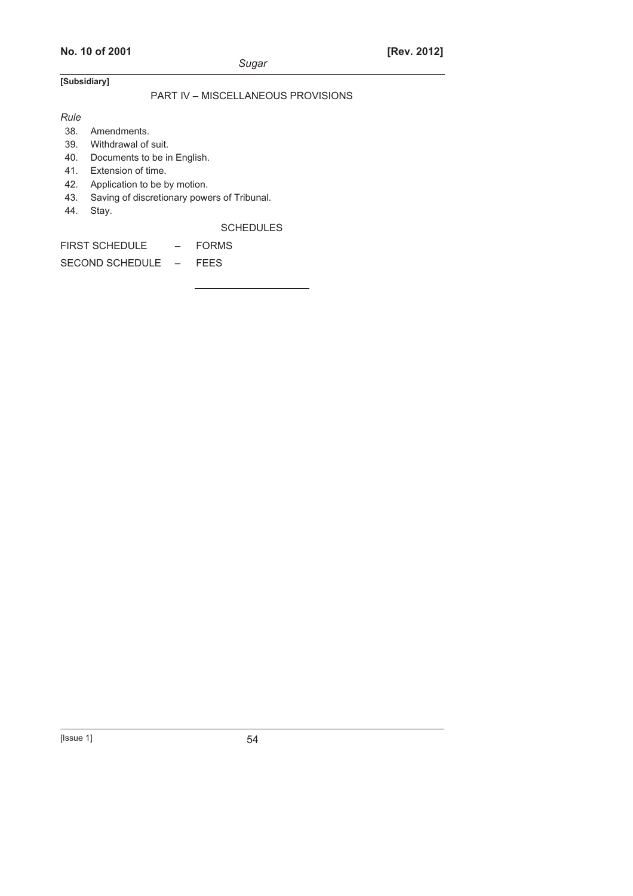[Subsidiary]

PART IV – MISCELLANEOUS PROVISIONS

*Rule*

38. Amendments.
39. Withdrawal of suit.
40. Documents to be in English.
41. Extension of time.
42. Application to be by motion.
43. Saving of discretionary powers of Tribunal.
44. Stay.

SCHEDULES

FIRST SCHEDULE – FORMS

SECOND SCHEDULE – FEES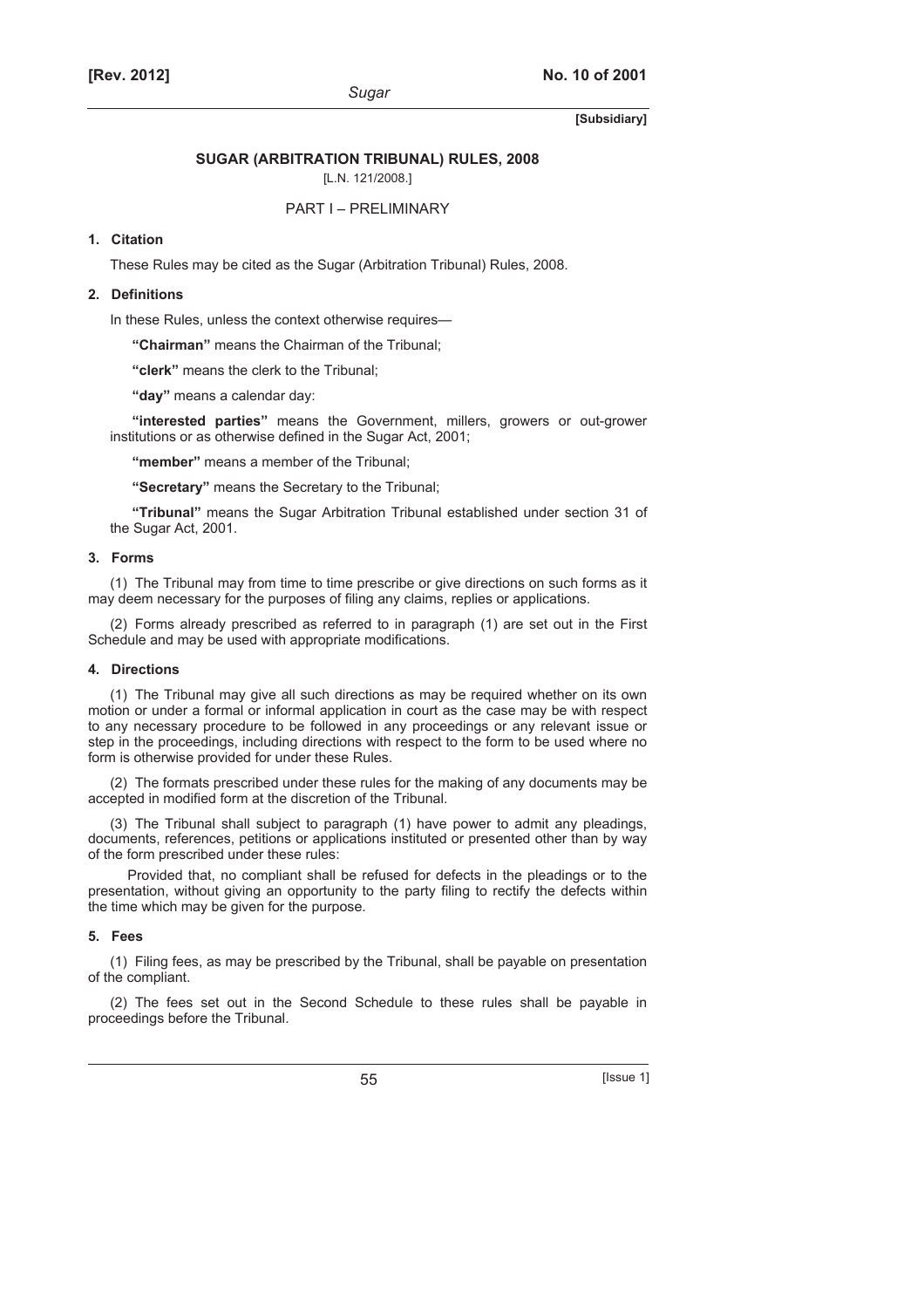**[Subsidiary]**

## SUGAR (ARBITRATION TRIBUNAL) RULES, 2008

[L.N. 121/2008.]

### PART I – PRELIMINARY

**1. Citation**

These Rules may be cited as the Sugar (Arbitration Tribunal) Rules, 2008.

**2. Definitions**

In these Rules, unless the context otherwise requires—

**"Chairman"** means the Chairman of the Tribunal;

**"clerk"** means the clerk to the Tribunal;

**"day"** means a calendar day:

**"interested parties"** means the Government, millers, growers or out-grower institutions or as otherwise defined in the Sugar Act, 2001;

**"member"** means a member of the Tribunal;

**"Secretary"** means the Secretary to the Tribunal;

**"Tribunal"** means the Sugar Arbitration Tribunal established under section 31 of the Sugar Act, 2001.

**3. Forms**

(1) The Tribunal may from time to time prescribe or give directions on such forms as it may deem necessary for the purposes of filing any claims, replies or applications.

(2) Forms already prescribed as referred to in paragraph (1) are set out in the First Schedule and may be used with appropriate modifications.

**4. Directions**

(1) The Tribunal may give all such directions as may be required whether on its own motion or under a formal or informal application in court as the case may be with respect to any necessary procedure to be followed in any proceedings or any relevant issue or step in the proceedings, including directions with respect to the form to be used where no form is otherwise provided for under these Rules.

(2) The formats prescribed under these rules for the making of any documents may be accepted in modified form at the discretion of the Tribunal.

(3) The Tribunal shall subject to paragraph (1) have power to admit any pleadings, documents, references, petitions or applications instituted or presented other than by way of the form prescribed under these rules:

Provided that, no compliant shall be refused for defects in the pleadings or to the presentation, without giving an opportunity to the party filing to rectify the defects within the time which may be given for the purpose.

**5. Fees**

(1) Filing fees, as may be prescribed by the Tribunal, shall be payable on presentation of the compliant.

(2) The fees set out in the Second Schedule to these rules shall be payable in proceedings before the Tribunal.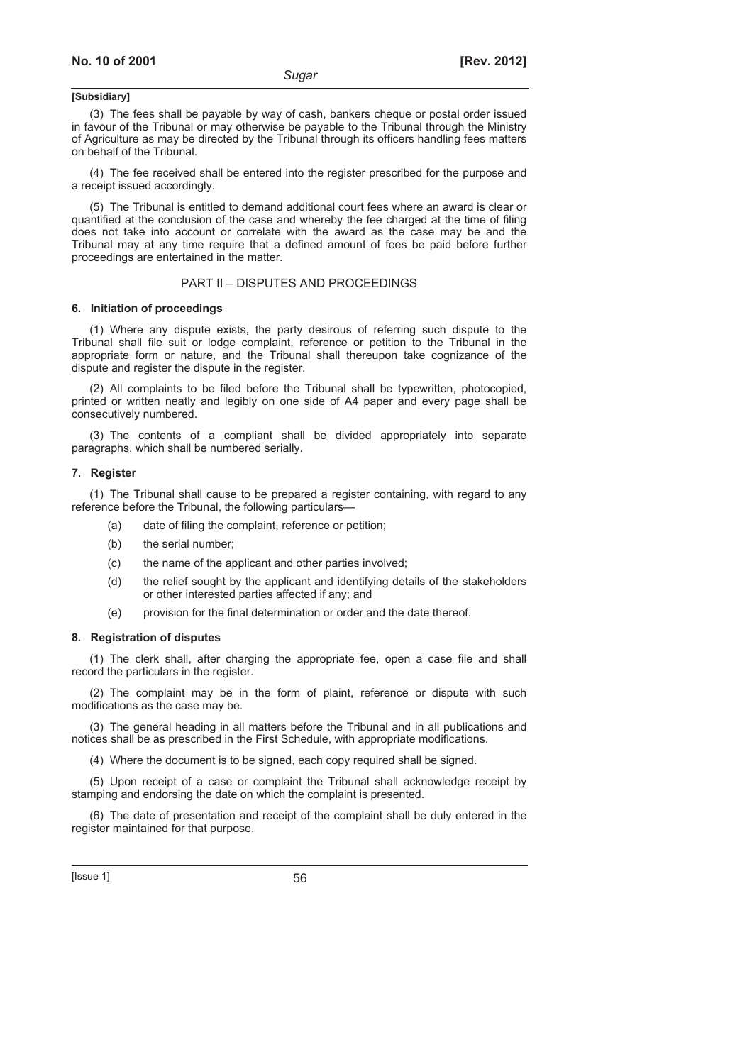**[Subsidiary]**

(3) The fees shall be payable by way of cash, bankers cheque or postal order issued in favour of the Tribunal or may otherwise be payable to the Tribunal through the Ministry of Agriculture as may be directed by the Tribunal through its officers handling fees matters on behalf of the Tribunal.

(4) The fee received shall be entered into the register prescribed for the purpose and a receipt issued accordingly.

(5) The Tribunal is entitled to demand additional court fees where an award is clear or quantified at the conclusion of the case and whereby the fee charged at the time of filing does not take into account or correlate with the award as the case may be and the Tribunal may at any time require that a defined amount of fees be paid before further proceedings are entertained in the matter.

## PART II – DISPUTES AND PROCEEDINGS

### 6. Initiation of proceedings

(1) Where any dispute exists, the party desirous of referring such dispute to the Tribunal shall file suit or lodge complaint, reference or petition to the Tribunal in the appropriate form or nature, and the Tribunal shall thereupon take cognizance of the dispute and register the dispute in the register.

(2) All complaints to be filed before the Tribunal shall be typewritten, photocopied, printed or written neatly and legibly on one side of A4 paper and every page shall be consecutively numbered.

(3) The contents of a compliant shall be divided appropriately into separate paragraphs, which shall be numbered serially.

### 7. Register

(1) The Tribunal shall cause to be prepared a register containing, with regard to any reference before the Tribunal, the following particulars—

(a) date of filing the complaint, reference or petition;

(b) the serial number;

(c) the name of the applicant and other parties involved;

(d) the relief sought by the applicant and identifying details of the stakeholders or other interested parties affected if any; and

(e) provision for the final determination or order and the date thereof.

### 8. Registration of disputes

(1) The clerk shall, after charging the appropriate fee, open a case file and shall record the particulars in the register.

(2) The complaint may be in the form of plaint, reference or dispute with such modifications as the case may be.

(3) The general heading in all matters before the Tribunal and in all publications and notices shall be as prescribed in the First Schedule, with appropriate modifications.

(4) Where the document is to be signed, each copy required shall be signed.

(5) Upon receipt of a case or complaint the Tribunal shall acknowledge receipt by stamping and endorsing the date on which the complaint is presented.

(6) The date of presentation and receipt of the complaint shall be duly entered in the register maintained for that purpose.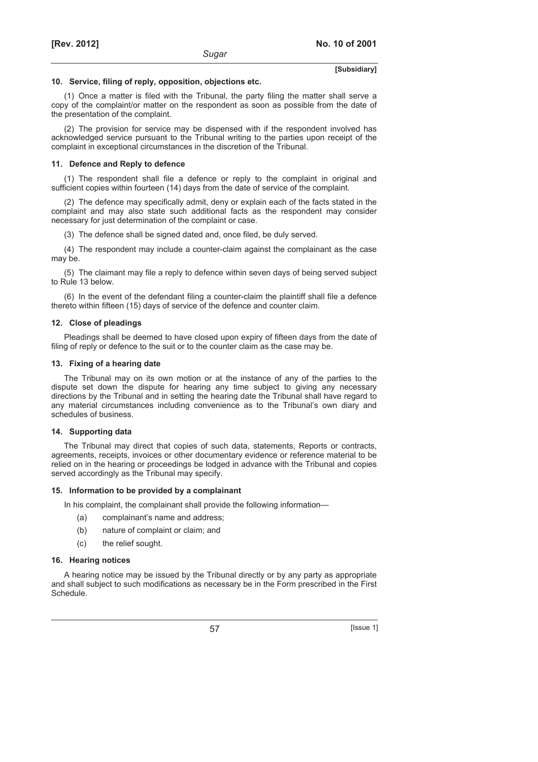**[Subsidiary]**

**10. Service, filing of reply, opposition, objections etc.**

(1) Once a matter is filed with the Tribunal, the party filing the matter shall serve a copy of the complaint/or matter on the respondent as soon as possible from the date of the presentation of the complaint.

(2) The provision for service may be dispensed with if the respondent involved has acknowledged service pursuant to the Tribunal writing to the parties upon receipt of the complaint in exceptional circumstances in the discretion of the Tribunal.

**11. Defence and Reply to defence**

(1) The respondent shall file a defence or reply to the complaint in original and sufficient copies within fourteen (14) days from the date of service of the complaint.

(2) The defence may specifically admit, deny or explain each of the facts stated in the complaint and may also state such additional facts as the respondent may consider necessary for just determination of the complaint or case.

(3) The defence shall be signed dated and, once filed, be duly served.

(4) The respondent may include a counter-claim against the complainant as the case may be.

(5) The claimant may file a reply to defence within seven days of being served subject to Rule 13 below.

(6) In the event of the defendant filing a counter-claim the plaintiff shall file a defence thereto within fifteen (15) days of service of the defence and counter claim.

**12. Close of pleadings**

Pleadings shall be deemed to have closed upon expiry of fifteen days from the date of filing of reply or defence to the suit or to the counter claim as the case may be.

**13. Fixing of a hearing date**

The Tribunal may on its own motion or at the instance of any of the parties to the dispute set down the dispute for hearing any time subject to giving any necessary directions by the Tribunal and in setting the hearing date the Tribunal shall have regard to any material circumstances including convenience as to the Tribunal's own diary and schedules of business.

**14. Supporting data**

The Tribunal may direct that copies of such data, statements, Reports or contracts, agreements, receipts, invoices or other documentary evidence or reference material to be relied on in the hearing or proceedings be lodged in advance with the Tribunal and copies served accordingly as the Tribunal may specify.

**15. Information to be provided by a complainant**

In his complaint, the complainant shall provide the following information—

(a) complainant's name and address;

(b) nature of complaint or claim; and

(c) the relief sought.

**16. Hearing notices**

A hearing notice may be issued by the Tribunal directly or by any party as appropriate and shall subject to such modifications as necessary be in the Form prescribed in the First Schedule.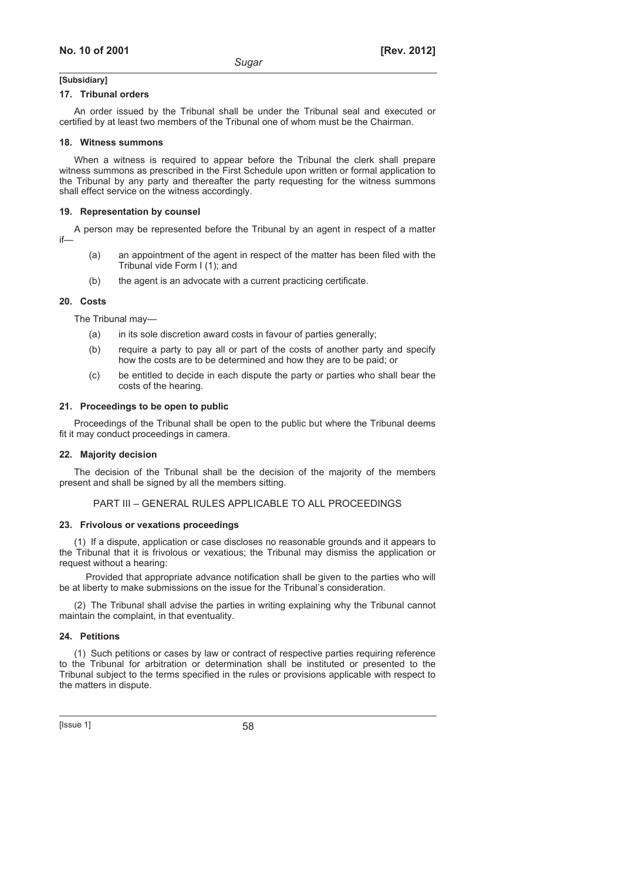**[Subsidiary]**

**17. Tribunal orders**

An order issued by the Tribunal shall be under the Tribunal seal and executed or certified by at least two members of the Tribunal one of whom must be the Chairman.

**18. Witness summons**

When a witness is required to appear before the Tribunal the clerk shall prepare witness summons as prescribed in the First Schedule upon written or formal application to the Tribunal by any party and thereafter the party requesting for the witness summons shall effect service on the witness accordingly.

**19. Representation by counsel**

A person may be represented before the Tribunal by an agent in respect of a matter if—

(a) an appointment of the agent in respect of the matter has been filed with the Tribunal vide Form I (1); and

(b) the agent is an advocate with a current practicing certificate.

**20. Costs**

The Tribunal may—

(a) in its sole discretion award costs in favour of parties generally;

(b) require a party to pay all or part of the costs of another party and specify how the costs are to be determined and how they are to be paid; or

(c) be entitled to decide in each dispute the party or parties who shall bear the costs of the hearing.

**21. Proceedings to be open to public**

Proceedings of the Tribunal shall be open to the public but where the Tribunal deems fit it may conduct proceedings in camera.

**22. Majority decision**

The decision of the Tribunal shall be the decision of the majority of the members present and shall be signed by all the members sitting.

PART III – GENERAL RULES APPLICABLE TO ALL PROCEEDINGS

**23. Frivolous or vexations proceedings**

(1) If a dispute, application or case discloses no reasonable grounds and it appears to the Tribunal that it is frivolous or vexatious; the Tribunal may dismiss the application or request without a hearing:

Provided that appropriate advance notification shall be given to the parties who will be at liberty to make submissions on the issue for the Tribunal's consideration.

(2) The Tribunal shall advise the parties in writing explaining why the Tribunal cannot maintain the complaint, in that eventuality.

**24. Petitions**

(1) Such petitions or cases by law or contract of respective parties requiring reference to the Tribunal for arbitration or determination shall be instituted or presented to the Tribunal subject to the terms specified in the rules or provisions applicable with respect to the matters in dispute.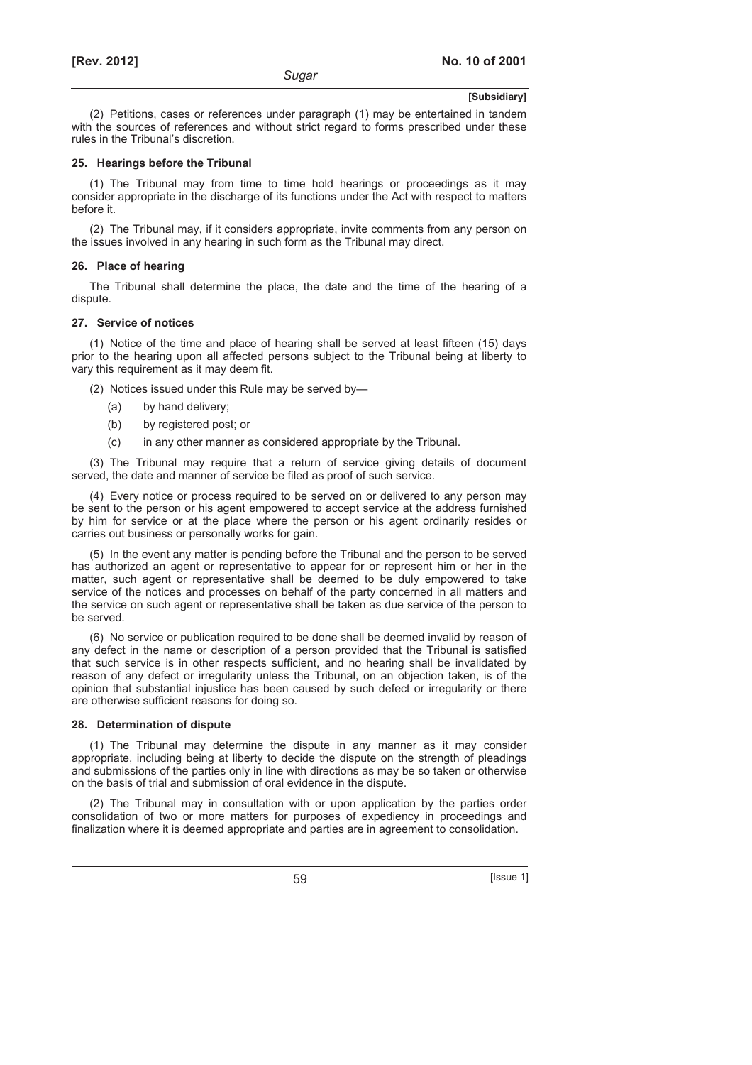(2) Petitions, cases or references under paragraph (1) may be entertained in tandem with the sources of references and without strict regard to forms prescribed under these rules in the Tribunal's discretion.

**25. Hearings before the Tribunal**

(1) The Tribunal may from time to time hold hearings or proceedings as it may consider appropriate in the discharge of its functions under the Act with respect to matters before it.

(2) The Tribunal may, if it considers appropriate, invite comments from any person on the issues involved in any hearing in such form as the Tribunal may direct.

**26. Place of hearing**

The Tribunal shall determine the place, the date and the time of the hearing of a dispute.

**27. Service of notices**

(1) Notice of the time and place of hearing shall be served at least fifteen (15) days prior to the hearing upon all affected persons subject to the Tribunal being at liberty to vary this requirement as it may deem fit.

(2) Notices issued under this Rule may be served by—

(a) by hand delivery;

(b) by registered post; or

(c) in any other manner as considered appropriate by the Tribunal.

(3) The Tribunal may require that a return of service giving details of document served, the date and manner of service be filed as proof of such service.

(4) Every notice or process required to be served on or delivered to any person may be sent to the person or his agent empowered to accept service at the address furnished by him for service or at the place where the person or his agent ordinarily resides or carries out business or personally works for gain.

(5) In the event any matter is pending before the Tribunal and the person to be served has authorized an agent or representative to appear for or represent him or her in the matter, such agent or representative shall be deemed to be duly empowered to take service of the notices and processes on behalf of the party concerned in all matters and the service on such agent or representative shall be taken as due service of the person to be served.

(6) No service or publication required to be done shall be deemed invalid by reason of any defect in the name or description of a person provided that the Tribunal is satisfied that such service is in other respects sufficient, and no hearing shall be invalidated by reason of any defect or irregularity unless the Tribunal, on an objection taken, is of the opinion that substantial injustice has been caused by such defect or irregularity or there are otherwise sufficient reasons for doing so.

**28. Determination of dispute**

(1) The Tribunal may determine the dispute in any manner as it may consider appropriate, including being at liberty to decide the dispute on the strength of pleadings and submissions of the parties only in line with directions as may be so taken or otherwise on the basis of trial and submission of oral evidence in the dispute.

(2) The Tribunal may in consultation with or upon application by the parties order consolidation of two or more matters for purposes of expediency in proceedings and finalization where it is deemed appropriate and parties are in agreement to consolidation.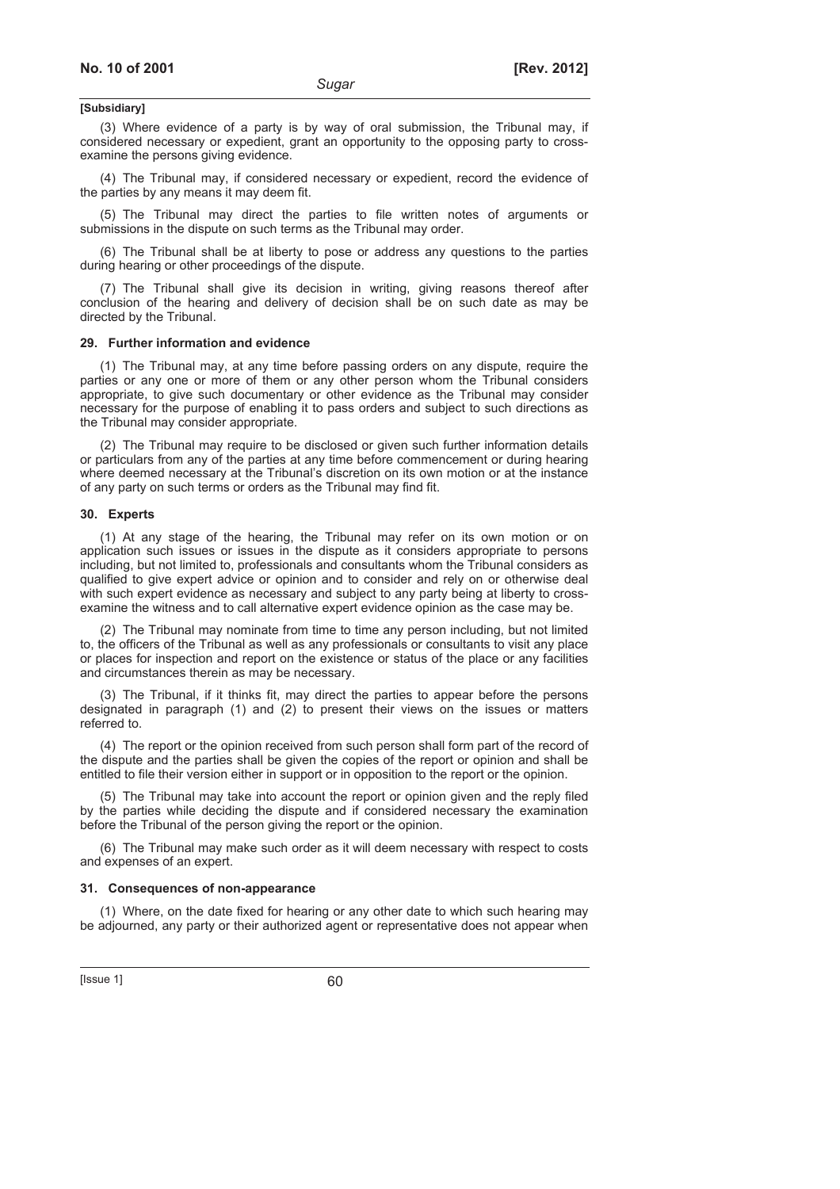**[Subsidiary]**

(3) Where evidence of a party is by way of oral submission, the Tribunal may, if considered necessary or expedient, grant an opportunity to the opposing party to cross-examine the persons giving evidence.

(4) The Tribunal may, if considered necessary or expedient, record the evidence of the parties by any means it may deem fit.

(5) The Tribunal may direct the parties to file written notes of arguments or submissions in the dispute on such terms as the Tribunal may order.

(6) The Tribunal shall be at liberty to pose or address any questions to the parties during hearing or other proceedings of the dispute.

(7) The Tribunal shall give its decision in writing, giving reasons thereof after conclusion of the hearing and delivery of decision shall be on such date as may be directed by the Tribunal.

**29. Further information and evidence**

(1) The Tribunal may, at any time before passing orders on any dispute, require the parties or any one or more of them or any other person whom the Tribunal considers appropriate, to give such documentary or other evidence as the Tribunal may consider necessary for the purpose of enabling it to pass orders and subject to such directions as the Tribunal may consider appropriate.

(2) The Tribunal may require to be disclosed or given such further information details or particulars from any of the parties at any time before commencement or during hearing where deemed necessary at the Tribunal's discretion on its own motion or at the instance of any party on such terms or orders as the Tribunal may find fit.

**30. Experts**

(1) At any stage of the hearing, the Tribunal may refer on its own motion or on application such issues or issues in the dispute as it considers appropriate to persons including, but not limited to, professionals and consultants whom the Tribunal considers as qualified to give expert advice or opinion and to consider and rely on or otherwise deal with such expert evidence as necessary and subject to any party being at liberty to cross-examine the witness and to call alternative expert evidence opinion as the case may be.

(2) The Tribunal may nominate from time to time any person including, but not limited to, the officers of the Tribunal as well as any professionals or consultants to visit any place or places for inspection and report on the existence or status of the place or any facilities and circumstances therein as may be necessary.

(3) The Tribunal, if it thinks fit, may direct the parties to appear before the persons designated in paragraph (1) and (2) to present their views on the issues or matters referred to.

(4) The report or the opinion received from such person shall form part of the record of the dispute and the parties shall be given the copies of the report or opinion and shall be entitled to file their version either in support or in opposition to the report or the opinion.

(5) The Tribunal may take into account the report or opinion given and the reply filed by the parties while deciding the dispute and if considered necessary the examination before the Tribunal of the person giving the report or the opinion.

(6) The Tribunal may make such order as it will deem necessary with respect to costs and expenses of an expert.

**31. Consequences of non-appearance**

(1) Where, on the date fixed for hearing or any other date to which such hearing may be adjourned, any party or their authorized agent or representative does not appear when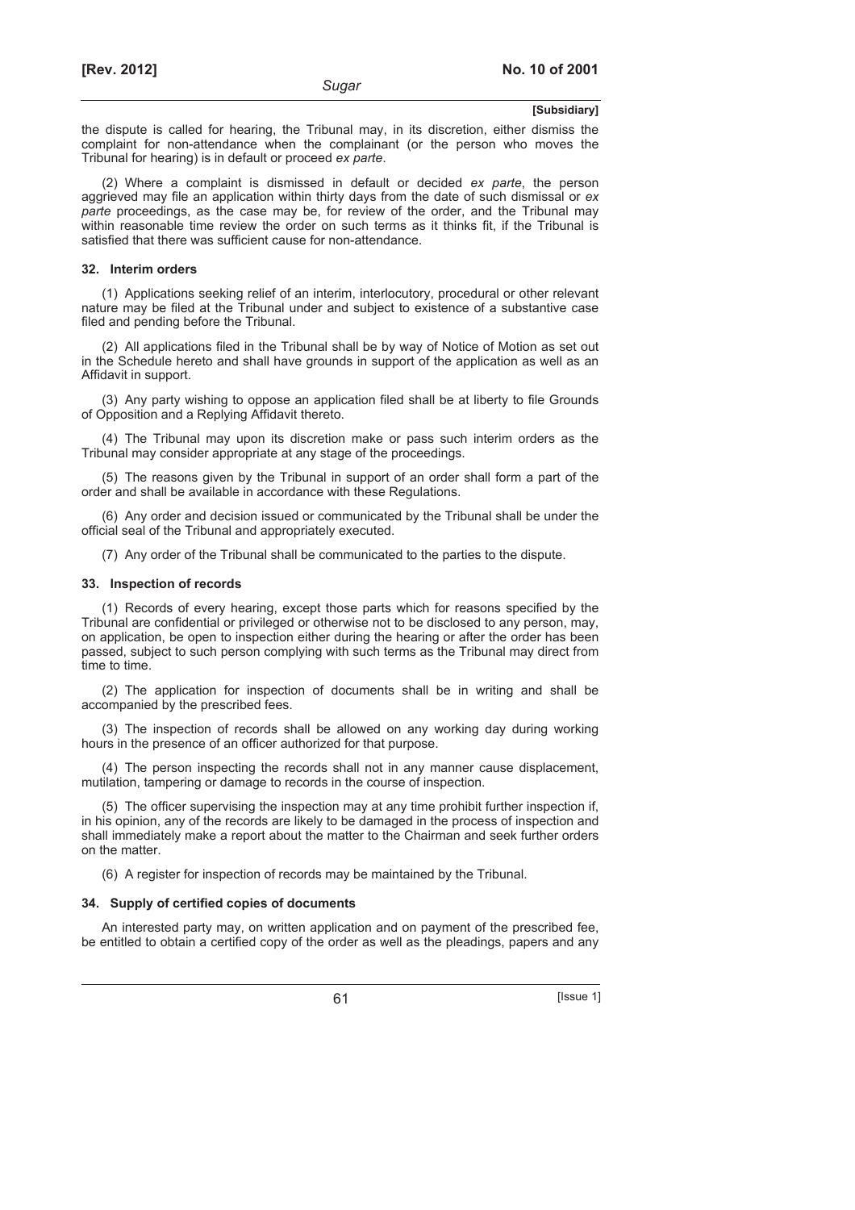the dispute is called for hearing, the Tribunal may, in its discretion, either dismiss the complaint for non-attendance when the complainant (or the person who moves the Tribunal for hearing) is in default or proceed *ex parte*.

(2) Where a complaint is dismissed in default or decided *ex parte*, the person aggrieved may file an application within thirty days from the date of such dismissal or *ex parte* proceedings, as the case may be, for review of the order, and the Tribunal may within reasonable time review the order on such terms as it thinks fit, if the Tribunal is satisfied that there was sufficient cause for non-attendance.

**32. Interim orders**

(1) Applications seeking relief of an interim, interlocutory, procedural or other relevant nature may be filed at the Tribunal under and subject to existence of a substantive case filed and pending before the Tribunal.

(2) All applications filed in the Tribunal shall be by way of Notice of Motion as set out in the Schedule hereto and shall have grounds in support of the application as well as an Affidavit in support.

(3) Any party wishing to oppose an application filed shall be at liberty to file Grounds of Opposition and a Replying Affidavit thereto.

(4) The Tribunal may upon its discretion make or pass such interim orders as the Tribunal may consider appropriate at any stage of the proceedings.

(5) The reasons given by the Tribunal in support of an order shall form a part of the order and shall be available in accordance with these Regulations.

(6) Any order and decision issued or communicated by the Tribunal shall be under the official seal of the Tribunal and appropriately executed.

(7) Any order of the Tribunal shall be communicated to the parties to the dispute.

**33. Inspection of records**

(1) Records of every hearing, except those parts which for reasons specified by the Tribunal are confidential or privileged or otherwise not to be disclosed to any person, may, on application, be open to inspection either during the hearing or after the order has been passed, subject to such person complying with such terms as the Tribunal may direct from time to time.

(2) The application for inspection of documents shall be in writing and shall be accompanied by the prescribed fees.

(3) The inspection of records shall be allowed on any working day during working hours in the presence of an officer authorized for that purpose.

(4) The person inspecting the records shall not in any manner cause displacement, mutilation, tampering or damage to records in the course of inspection.

(5) The officer supervising the inspection may at any time prohibit further inspection if, in his opinion, any of the records are likely to be damaged in the process of inspection and shall immediately make a report about the matter to the Chairman and seek further orders on the matter.

(6) A register for inspection of records may be maintained by the Tribunal.

**34. Supply of certified copies of documents**

An interested party may, on written application and on payment of the prescribed fee, be entitled to obtain a certified copy of the order as well as the pleadings, papers and any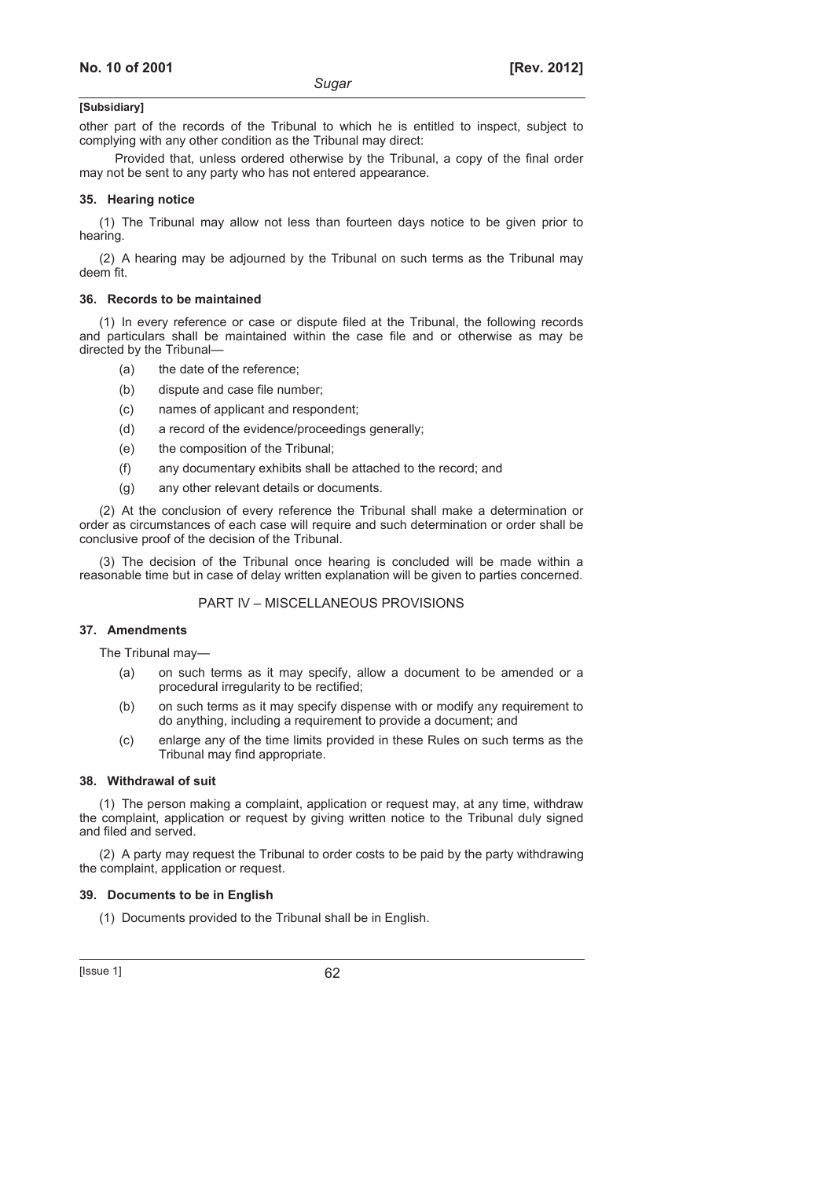other part of the records of the Tribunal to which he is entitled to inspect, subject to complying with any other condition as the Tribunal may direct:

Provided that, unless ordered otherwise by the Tribunal, a copy of the final order may not be sent to any party who has not entered appearance.

#### 35. Hearing notice

(1) The Tribunal may allow not less than fourteen days notice to be given prior to hearing.

(2) A hearing may be adjourned by the Tribunal on such terms as the Tribunal may deem fit.

#### 36. Records to be maintained

(1) In every reference or case or dispute filed at the Tribunal, the following records and particulars shall be maintained within the case file and or otherwise as may be directed by the Tribunal—

- (a) the date of the reference;
- (b) dispute and case file number;
- (c) names of applicant and respondent;
- (d) a record of the evidence/proceedings generally;
- (e) the composition of the Tribunal;
- (f) any documentary exhibits shall be attached to the record; and
- (g) any other relevant details or documents.

(2) At the conclusion of every reference the Tribunal shall make a determination or order as circumstances of each case will require and such determination or order shall be conclusive proof of the decision of the Tribunal.

(3) The decision of the Tribunal once hearing is concluded will be made within a reasonable time but in case of delay written explanation will be given to parties concerned.

### PART IV – MISCELLANEOUS PROVISIONS

#### 37. Amendments

The Tribunal may—

- (a) on such terms as it may specify, allow a document to be amended or a procedural irregularity to be rectified;
- (b) on such terms as it may specify dispense with or modify any requirement to do anything, including a requirement to provide a document; and
- (c) enlarge any of the time limits provided in these Rules on such terms as the Tribunal may find appropriate.

#### 38. Withdrawal of suit

(1) The person making a complaint, application or request may, at any time, withdraw the complaint, application or request by giving written notice to the Tribunal duly signed and filed and served.

(2) A party may request the Tribunal to order costs to be paid by the party withdrawing the complaint, application or request.

#### 39. Documents to be in English

(1) Documents provided to the Tribunal shall be in English.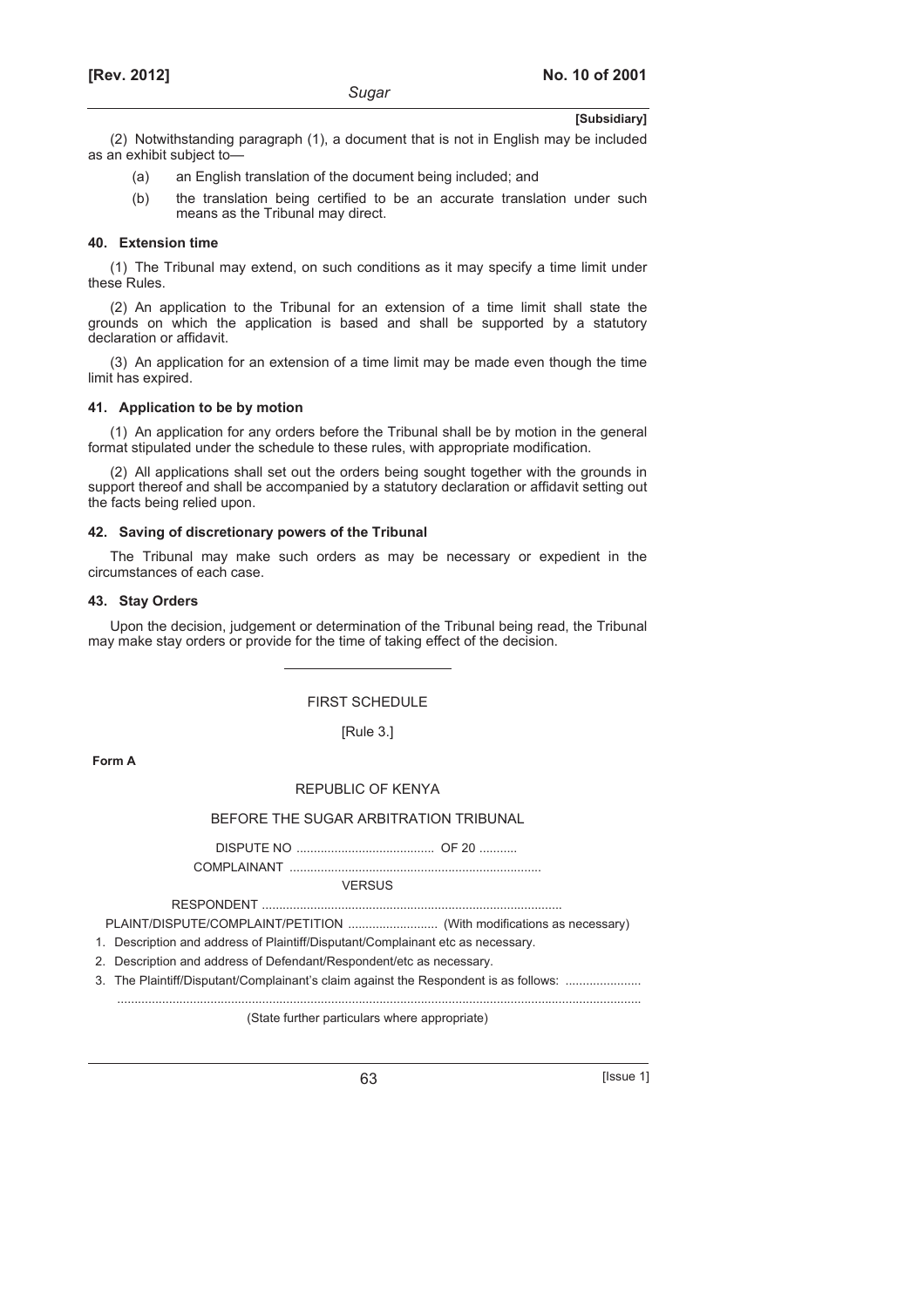(2) Notwithstanding paragraph (1), a document that is not in English may be included as an exhibit subject to—

(a) an English translation of the document being included; and

(b) the translation being certified to be an accurate translation under such means as the Tribunal may direct.

**40. Extension time**

(1) The Tribunal may extend, on such conditions as it may specify a time limit under these Rules.

(2) An application to the Tribunal for an extension of a time limit shall state the grounds on which the application is based and shall be supported by a statutory declaration or affidavit.

(3) An application for an extension of a time limit may be made even though the time limit has expired.

**41. Application to be by motion**

(1) An application for any orders before the Tribunal shall be by motion in the general format stipulated under the schedule to these rules, with appropriate modification.

(2) All applications shall set out the orders being sought together with the grounds in support thereof and shall be accompanied by a statutory declaration or affidavit setting out the facts being relied upon.

**42. Saving of discretionary powers of the Tribunal**

The Tribunal may make such orders as may be necessary or expedient in the circumstances of each case.

**43. Stay Orders**

Upon the decision, judgement or determination of the Tribunal being read, the Tribunal may make stay orders or provide for the time of taking effect of the decision.

---

FIRST SCHEDULE

[Rule 3.]

**Form A**

REPUBLIC OF KENYA

BEFORE THE SUGAR ARBITRATION TRIBUNAL

DISPUTE NO ........................................ OF 20 ...........

COMPLAINANT ........................................................................

VERSUS

RESPONDENT ......................................................................................

PLAINT/DISPUTE/COMPLAINT/PETITION .......................... (With modifications as necessary)

1. Description and address of Plaintiff/Disputant/Complainant etc as necessary.
2. Description and address of Defendant/Respondent/etc as necessary.
3. The Plaintiff/Disputant/Complainant's claim against the Respondent is as follows: ......................

.......................................................................................................................................................

(State further particulars where appropriate)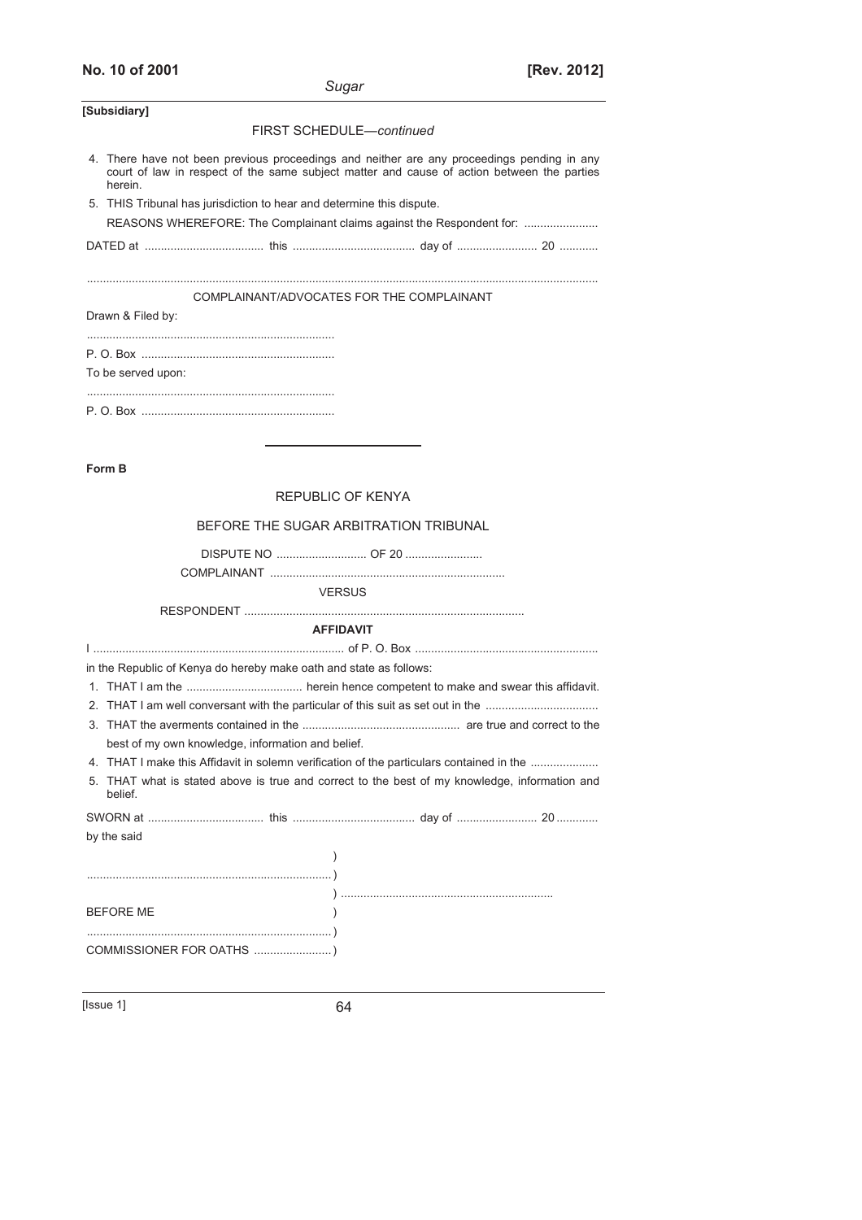[Subsidiary]

FIRST SCHEDULE—*continued*

4. There have not been previous proceedings and neither are any proceedings pending in any court of law in respect of the same subject matter and cause of action between the parties herein.
5. THIS Tribunal has jurisdiction to hear and determine this dispute.

REASONS WHEREFORE: The Complainant claims against the Respondent for: .......................

DATED at ..................................... this ...................................... day of ......................... 20 ............

.....................................................................................................................................................

COMPLAINANT/ADVOCATES FOR THE COMPLAINANT

Drawn & Filed by:

............................................................................

P. O. Box ............................................................

To be served upon:

............................................................................

P. O. Box ............................................................

---

**Form B**

REPUBLIC OF KENYA

BEFORE THE SUGAR ARBITRATION TRIBUNAL

DISPUTE NO ............................ OF 20 ........................

COMPLAINANT .........................................................................

VERSUS

RESPONDENT .......................................................................................

**AFFIDAVIT**

I ............................................................................. of P. O. Box .........................................................

in the Republic of Kenya do hereby make oath and state as follows:

1. THAT I am the .................................... herein hence competent to make and swear this affidavit.
2. THAT I am well conversant with the particular of this suit as set out in the ..................................
3. THAT the averments contained in the ................................................ are true and correct to the best of my own knowledge, information and belief.
4. THAT I make this Affidavit in solemn verification of the particulars contained in the .....................
5. THAT what is stated above is true and correct to the best of my knowledge, information and belief.

SWORN at .................................... this ...................................... day of ......................... 20 .............

by the said

)

............................................................................)

) .................................................................

BEFORE ME )

............................................................................)

COMMISSIONER FOR OATHS ........................)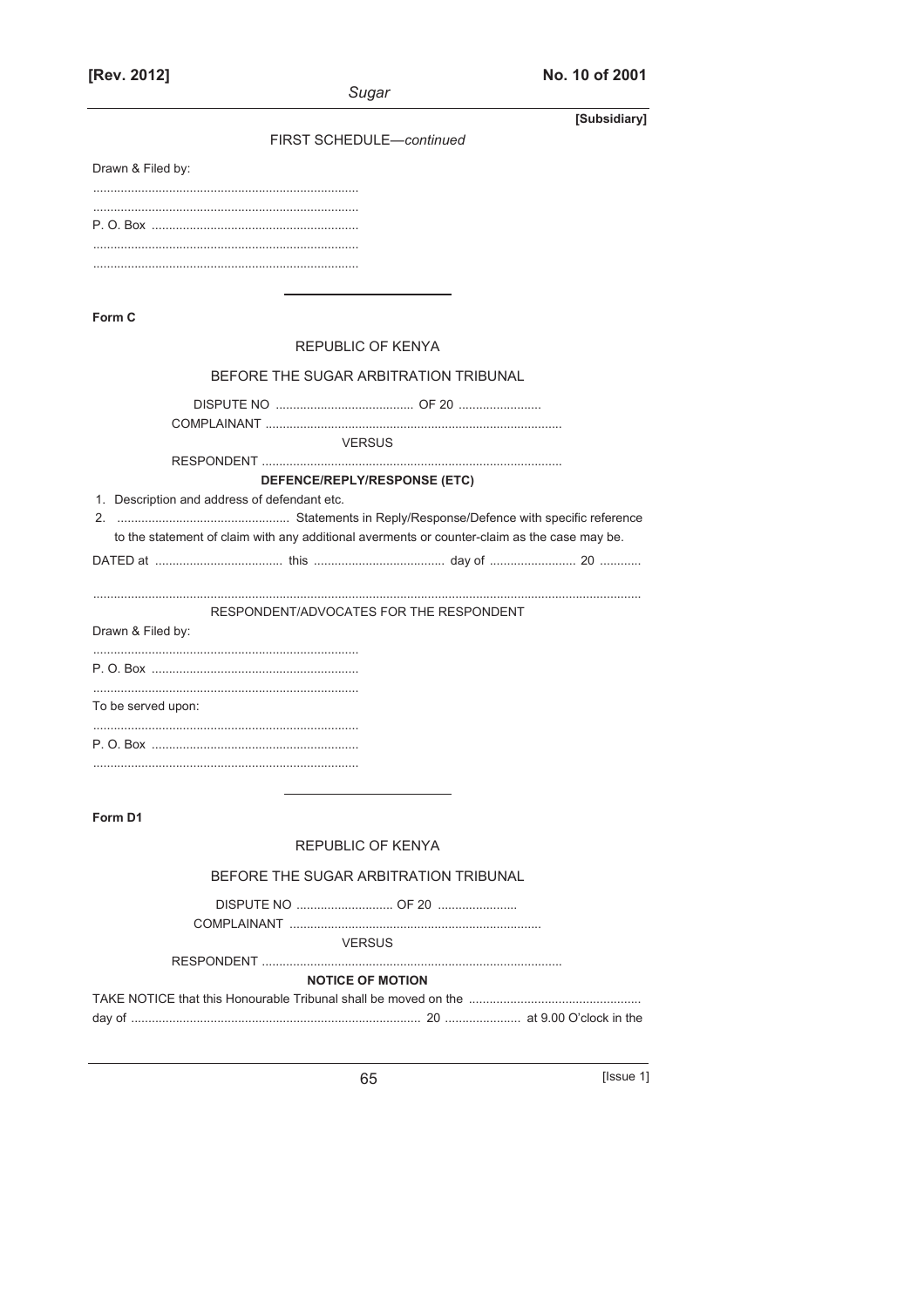FIRST SCHEDULE—*continued*

Drawn & Filed by:

............................................................................

............................................................................

P. O. Box ............................................................

............................................................................

............................................................................

---

**Form C**

REPUBLIC OF KENYA

BEFORE THE SUGAR ARBITRATION TRIBUNAL

DISPUTE NO ........................................ OF 20 ........................

COMPLAINANT .....................................................................................

VERSUS

RESPONDENT ......................................................................................

**DEFENCE/REPLY/RESPONSE (ETC)**

1. Description and address of defendant etc.
2. .................................................. Statements in Reply/Response/Defence with specific reference to the statement of claim with any additional averments or counter-claim as the case may be.

DATED at ..................................... this ...................................... day of ......................... 20 ............

...............................................................................................................................................

RESPONDENT/ADVOCATES FOR THE RESPONDENT

Drawn & Filed by:

............................................................................

P. O. Box ............................................................

............................................................................

To be served upon:

............................................................................

P. O. Box ............................................................

............................................................................

---

**Form D1**

REPUBLIC OF KENYA

BEFORE THE SUGAR ARBITRATION TRIBUNAL

DISPUTE NO ............................ OF 20 .......................

COMPLAINANT ........................................................................

VERSUS

RESPONDENT ......................................................................................

**NOTICE OF MOTION**

TAKE NOTICE that this Honourable Tribunal shall be moved on the .................................................. day of ................................................................................... 20 ...................... at 9.00 O'clock in the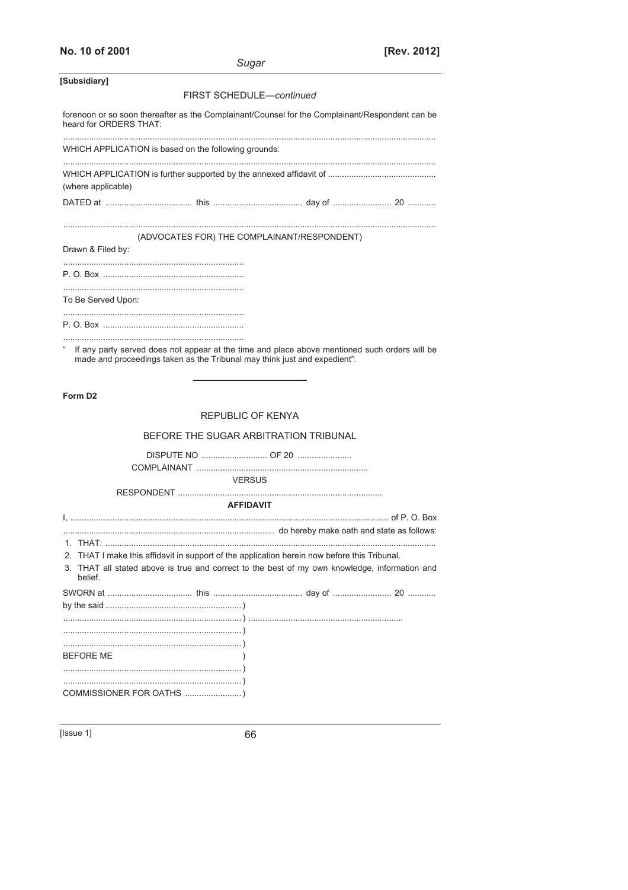[Subsidiary]

FIRST SCHEDULE—*continued*

forenoon or so soon thereafter as the Complainant/Counsel for the Complainant/Respondent can be heard for ORDERS THAT:

..............................................................................................................................................

WHICH APPLICATION is based on the following grounds:

..............................................................................................................................................

WHICH APPLICATION is further supported by the annexed affidavit of .............................................
(where applicable)

DATED at ..................................... this ...................................... day of ......................... 20 ............

..............................................................................................................................................

(ADVOCATES FOR) THE COMPLAINANT/RESPONDENT)

Drawn & Filed by:

............................................................................

P. O. Box ...........................................................

............................................................................

To Be Served Upon:

............................................................................

P. O. Box ...........................................................

............................................................................

" If any party served does not appear at the time and place above mentioned such orders will be made and proceedings taken as the Tribunal may think just and expedient".

---

**Form D2**

REPUBLIC OF KENYA

BEFORE THE SUGAR ARBITRATION TRIBUNAL

DISPUTE NO ............................ OF 20 .......................

COMPLAINANT .........................................................................

VERSUS

RESPONDENT .......................................................................................

**AFFIDAVIT**

I, ........................................................................................................................................ of P. O. Box

.......................................................................................... do hereby make oath and state as follows:

1. THAT: ...........................................................................................................................................
2. THAT I make this affidavit in support of the application herein now before this Tribunal.
3. THAT all stated above is true and correct to the best of my own knowledge, information and belief.

SWORN at .................................... this ...................................... day of ......................... 20 ............

by the said .......................................................... )

............................................................................ ) .................................................................

............................................................................ )

............................................................................ )

BEFORE ME )

............................................................................ )

............................................................................ )

COMMISSIONER FOR OATHS ........................ )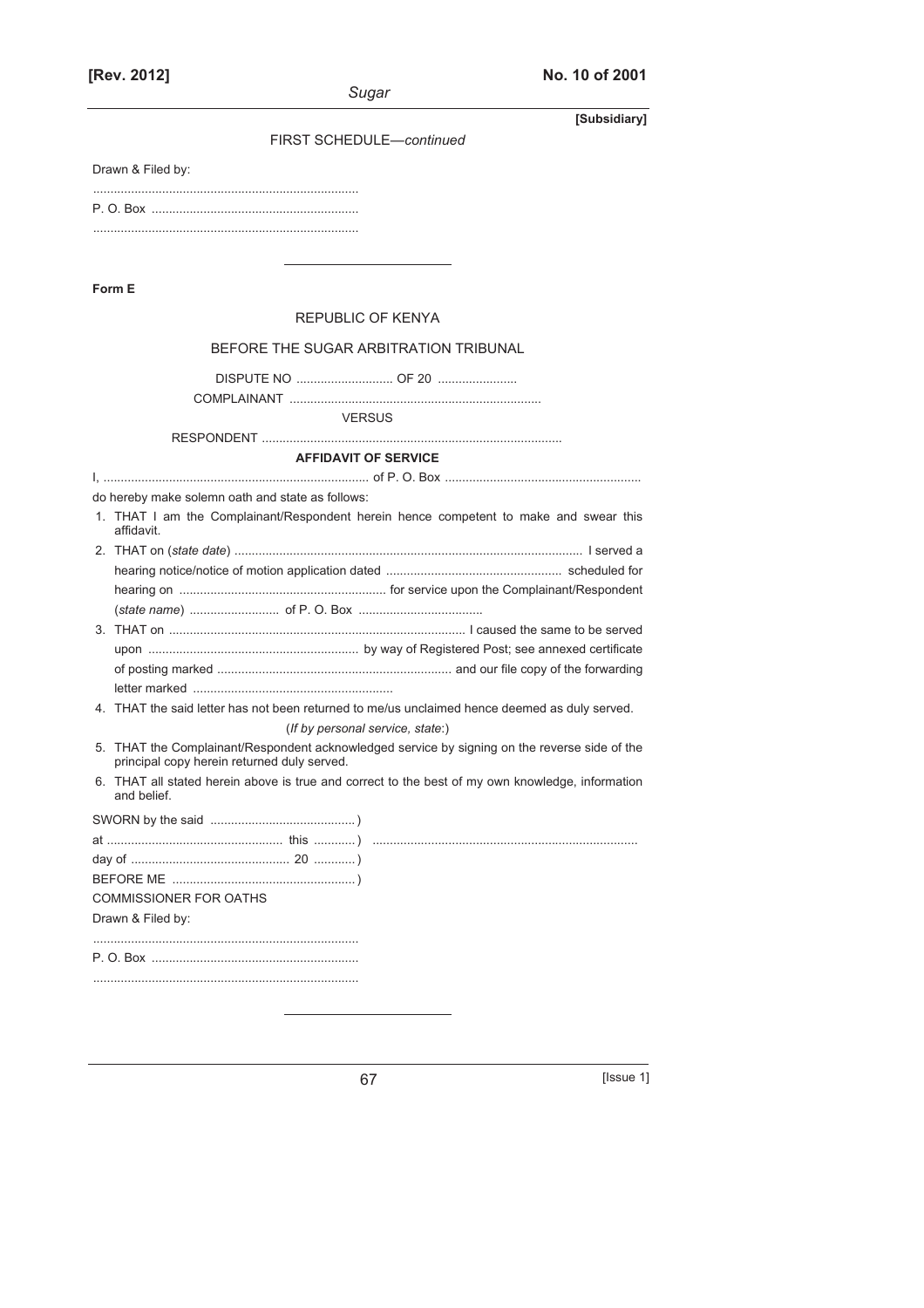FIRST SCHEDULE—*continued*

Drawn & Filed by:

............................................................................

P. O. Box ............................................................

............................................................................

---

**Form E**

REPUBLIC OF KENYA

BEFORE THE SUGAR ARBITRATION TRIBUNAL

DISPUTE NO ............................ OF 20 .......................

COMPLAINANT ........................................................................

VERSUS

RESPONDENT ......................................................................................

**AFFIDAVIT OF SERVICE**

I, ............................................................................ of P. O. Box .........................................................

do hereby make solemn oath and state as follows:

1. THAT I am the Complainant/Respondent herein hence competent to make and swear this affidavit.
2. THAT on (*state date*) .................................................................................................... I served a hearing notice/notice of motion application dated .................................................. scheduled for hearing on ........................................................... for service upon the Complainant/Respondent (*state name*) .......................... of P. O. Box ....................................
3. THAT on ...................................................................................... I caused the same to be served upon ............................................................ by way of Registered Post; see annexed certificate of posting marked .................................................................... and our file copy of the forwarding letter marked ..........................................................
4. THAT the said letter has not been returned to me/us unclaimed hence deemed as duly served.

(*If by personal service, state*:)

5. THAT the Complainant/Respondent acknowledged service by signing on the reverse side of the principal copy herein returned duly served.
6. THAT all stated herein above is true and correct to the best of my own knowledge, information and belief.

SWORN by the said .......................................... )
at .................................................. this ............ ) ............................................................................
day of ............................................. 20 ............ )
BEFORE ME .................................................... )
COMMISSIONER FOR OATHS

Drawn & Filed by:

............................................................................

P. O. Box ............................................................

............................................................................

---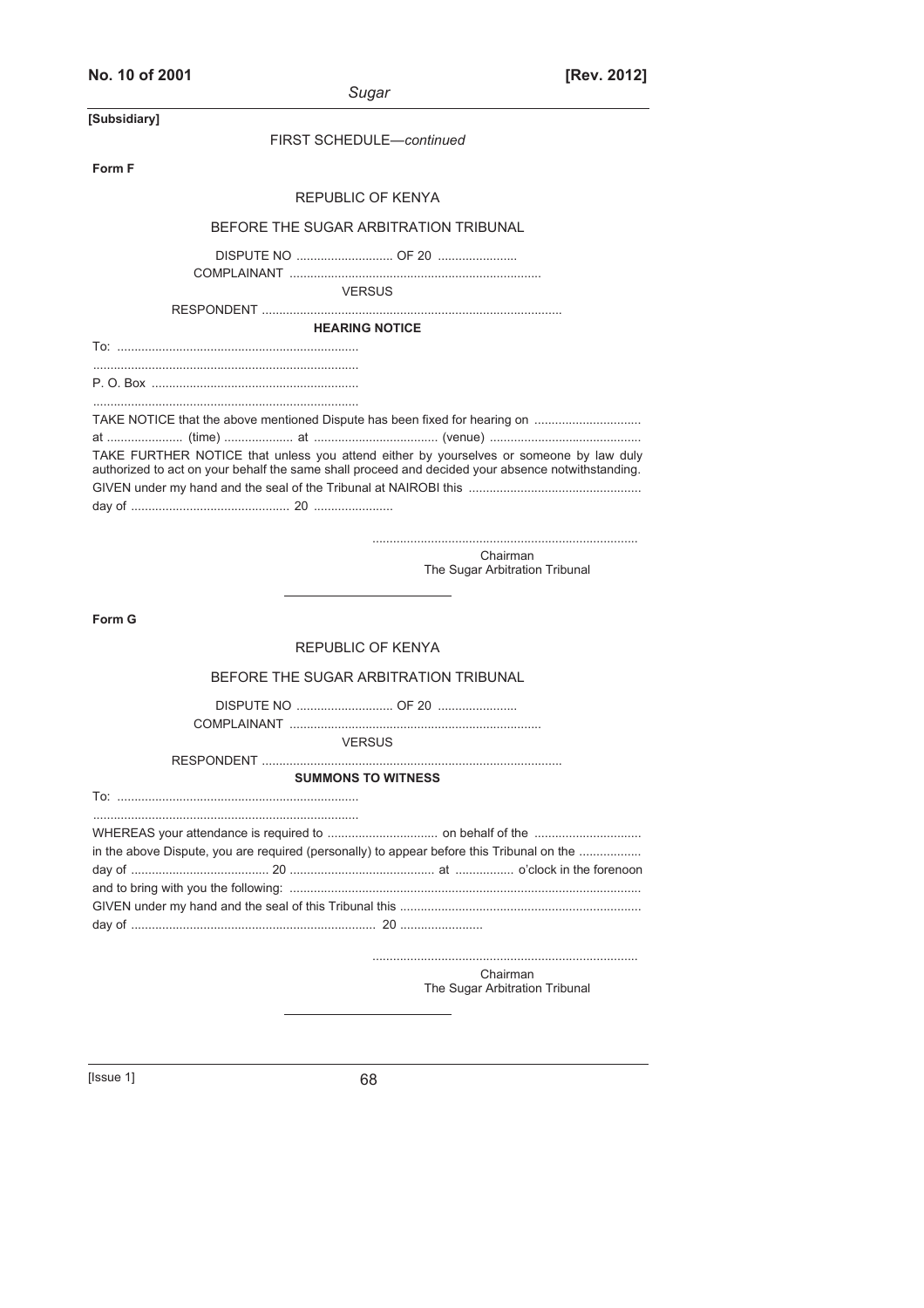[Subsidiary]

FIRST SCHEDULE—*continued*

**Form F**

REPUBLIC OF KENYA

BEFORE THE SUGAR ARBITRATION TRIBUNAL

DISPUTE NO ............................ OF 20 .......................

COMPLAINANT .........................................................................

VERSUS

RESPONDENT ......................................................................................

**HEARING NOTICE**

To: ......................................................................

............................................................................

P. O. Box ............................................................

............................................................................

TAKE NOTICE that the above mentioned Dispute has been fixed for hearing on ...............................
at ...................... (time) .................... at .................................... (venue) ............................................

TAKE FURTHER NOTICE that unless you attend either by yourselves or someone by law duly authorized to act on your behalf the same shall proceed and decided your absence notwithstanding.

GIVEN under my hand and the seal of the Tribunal at NAIROBI this ..................................................
day of .............................................. 20 .......................

............................................................................
Chairman
The Sugar Arbitration Tribunal

---

**Form G**

REPUBLIC OF KENYA

BEFORE THE SUGAR ARBITRATION TRIBUNAL

DISPUTE NO ............................ OF 20 .......................

COMPLAINANT .........................................................................

VERSUS

RESPONDENT ......................................................................................

**SUMMONS TO WITNESS**

To: ......................................................................

............................................................................

WHEREAS your attendance is required to ................................ on behalf of the ...............................
in the above Dispute, you are required (personally) to appear before this Tribunal on the ..................
day of ........................................ 20 .......................................... at ................. o'clock in the forenoon
and to bring with you the following: .......................................................................................................

GIVEN under my hand and the seal of this Tribunal this .....................................................................
day of ...................................................................... 20 ........................

............................................................................
Chairman
The Sugar Arbitration Tribunal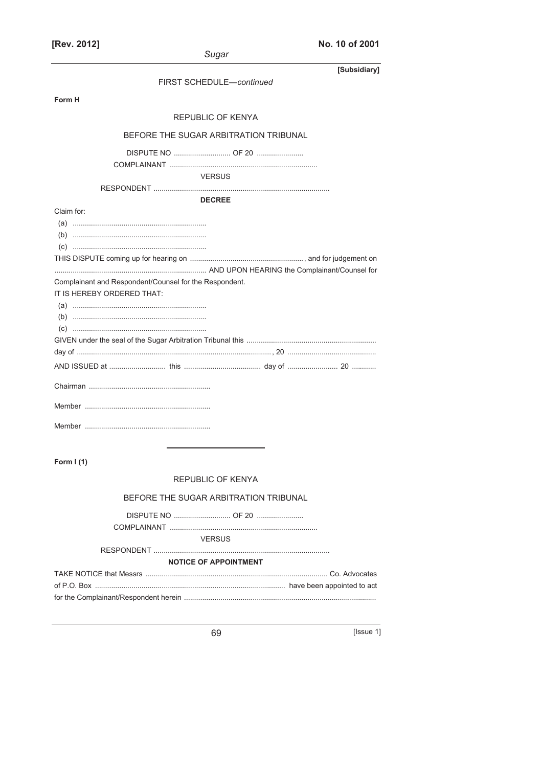FIRST SCHEDULE—*continued*

**Form H**

REPUBLIC OF KENYA

BEFORE THE SUGAR ARBITRATION TRIBUNAL

DISPUTE NO ............................ OF 20 .......................

COMPLAINANT ........................................................................

VERSUS

RESPONDENT ......................................................................................

**DECREE**

Claim for:

(a) .................................................................

(b) .................................................................

(c) .................................................................

THIS DISPUTE coming up for hearing on ........................................................, and for judgement on .......................................................................... AND UPON HEARING the Complainant/Counsel for Complainant and Respondent/Counsel for the Respondent.

IT IS HEREBY ORDERED THAT:

(a) .................................................................

(b) .................................................................

(c) .................................................................

GIVEN under the seal of the Sugar Arbitration Tribunal this ................................................................ day of ................................................................................................, 20 ...........................................

AND ISSUED at ............................ this ...................................... day of ......................... 20 ............

Chairman ............................................................

Member .............................................................

Member .............................................................

---

**Form I (1)**

REPUBLIC OF KENYA

BEFORE THE SUGAR ARBITRATION TRIBUNAL

DISPUTE NO ............................ OF 20 .......................

COMPLAINANT ........................................................................

VERSUS

RESPONDENT ......................................................................................

**NOTICE OF APPOINTMENT**

TAKE NOTICE that Messrs ......................................................................................... Co. Advocates of P.O. Box ............................................................................................ have been appointed to act for the Complainant/Respondent herein ..............................................................................................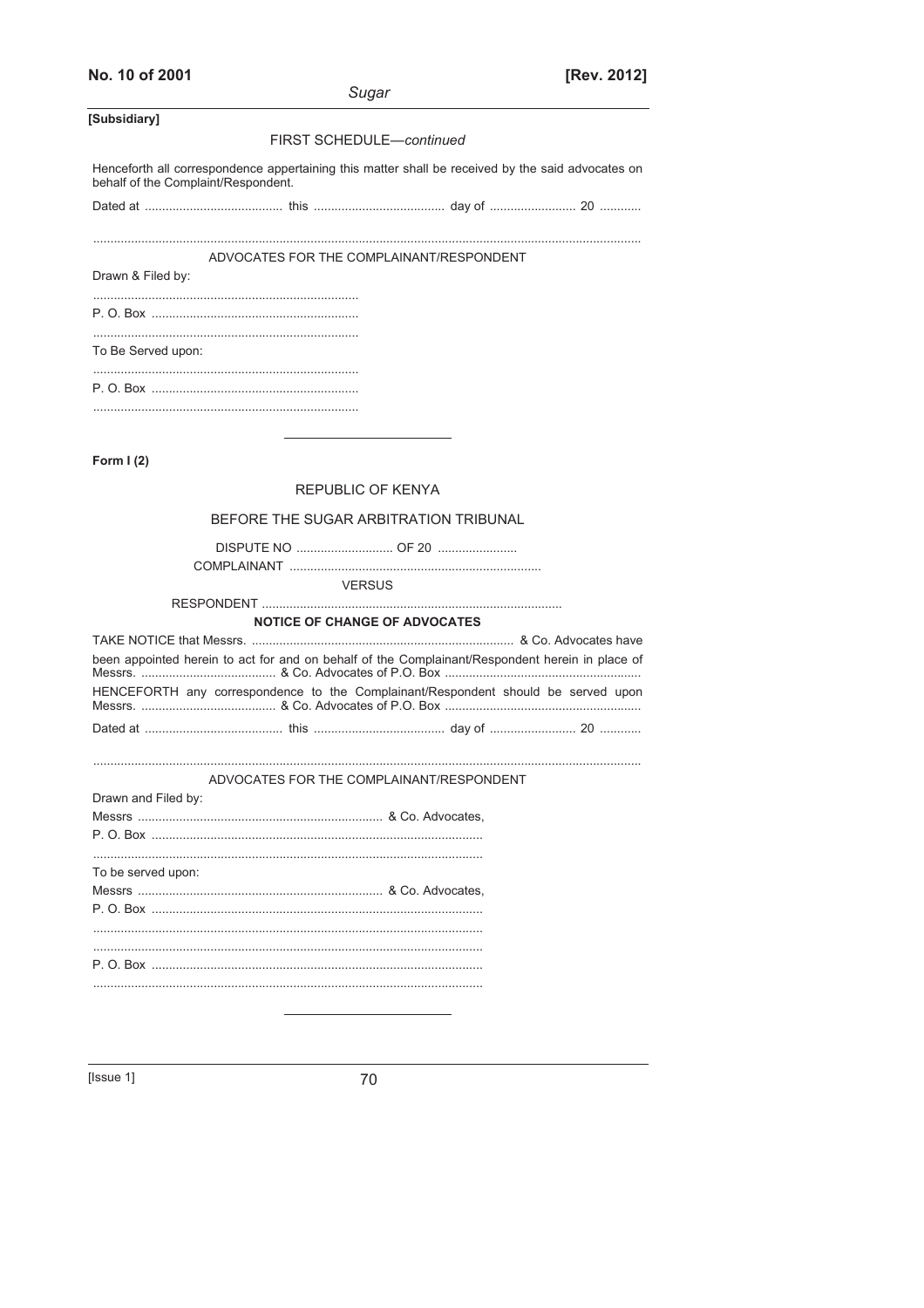[Subsidiary]

FIRST SCHEDULE—*continued*

Henceforth all correspondence appertaining this matter shall be received by the said advocates on behalf of the Complaint/Respondent.

Dated at ........................................ this ...................................... day of ......................... 20 ............

.................................................................................................................................................

ADVOCATES FOR THE COMPLAINANT/RESPONDENT

Drawn & Filed by:

............................................................................

P. O. Box ...........................................................

............................................................................

To Be Served upon:

............................................................................

P. O. Box ...........................................................

............................................................................

---

**Form I (2)**

REPUBLIC OF KENYA

BEFORE THE SUGAR ARBITRATION TRIBUNAL

DISPUTE NO ............................ OF 20 .......................

COMPLAINANT ........................................................................

VERSUS

RESPONDENT ......................................................................................

**NOTICE OF CHANGE OF ADVOCATES**

TAKE NOTICE that Messrs. ........................................................................... & Co. Advocates have been appointed herein to act for and on behalf of the Complainant/Respondent herein in place of Messrs. ...................................... & Co. Advocates of P.O. Box ........................................................

HENCEFORTH any correspondence to the Complainant/Respondent should be served upon Messrs. ...................................... & Co. Advocates of P.O. Box ........................................................

Dated at ........................................ this ...................................... day of ......................... 20 ............

.................................................................................................................................................

ADVOCATES FOR THE COMPLAINANT/RESPONDENT

Drawn and Filed by:

Messrs ...................................................................... & Co. Advocates,

P. O. Box ...............................................................................................

................................................................................................................

To be served upon:

Messrs ...................................................................... & Co. Advocates,

P. O. Box ...............................................................................................

................................................................................................................

................................................................................................................

P. O. Box ...............................................................................................

................................................................................................................

---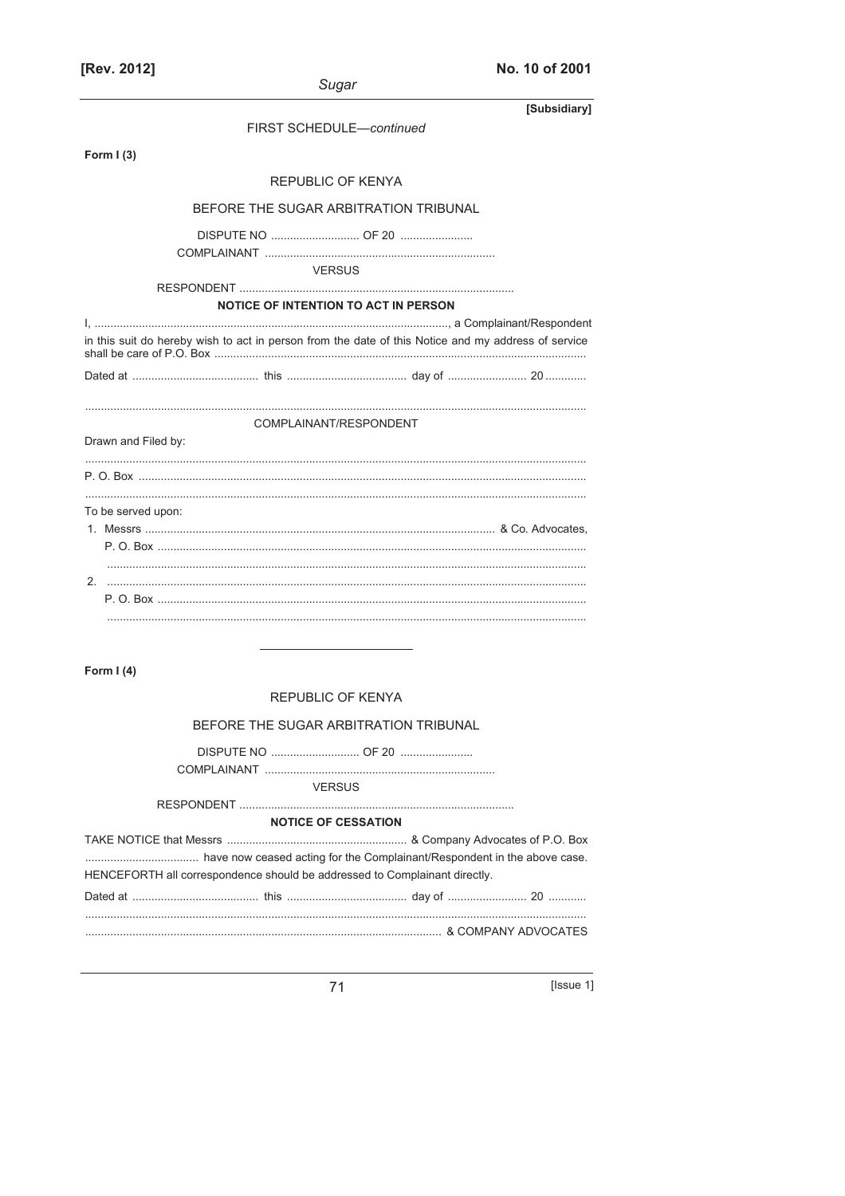[Subsidiary]

FIRST SCHEDULE—*continued*

**Form I (3)**

REPUBLIC OF KENYA

BEFORE THE SUGAR ARBITRATION TRIBUNAL

DISPUTE NO ............................ OF 20 .......................

COMPLAINANT ........................................................................

VERSUS

RESPONDENT ......................................................................................

**NOTICE OF INTENTION TO ACT IN PERSON**

I, ................................................................................................................, a Complainant/Respondent in this suit do hereby wish to act in person from the date of this Notice and my address of service shall be care of P.O. Box ....................................................................................................................

Dated at ........................................ this ...................................... day of ......................... 20 .............

..............................................................................................................................................

COMPLAINANT/RESPONDENT

Drawn and Filed by:

..............................................................................................................................................

P. O. Box ..............................................................................................................................

..............................................................................................................................................

To be served upon:

1. Messrs ............................................................................................................. & Co. Advocates,
   P. O. Box ........................................................................................................................
   ........................................................................................................................................
2. ........................................................................................................................................
   P. O. Box ........................................................................................................................
   ........................................................................................................................................

---

**Form I (4)**

REPUBLIC OF KENYA

BEFORE THE SUGAR ARBITRATION TRIBUNAL

DISPUTE NO ............................ OF 20 .......................

COMPLAINANT ........................................................................

VERSUS

RESPONDENT ......................................................................................

**NOTICE OF CESSATION**

TAKE NOTICE that Messrs ......................................................... & Company Advocates of P.O. Box .................................... have now ceased acting for the Complainant/Respondent in the above case. HENCEFORTH all correspondence should be addressed to Complainant directly.

Dated at ........................................ this ...................................... day of ......................... 20 ............

..............................................................................................................................................

.............................................................................................................. & COMPANY ADVOCATES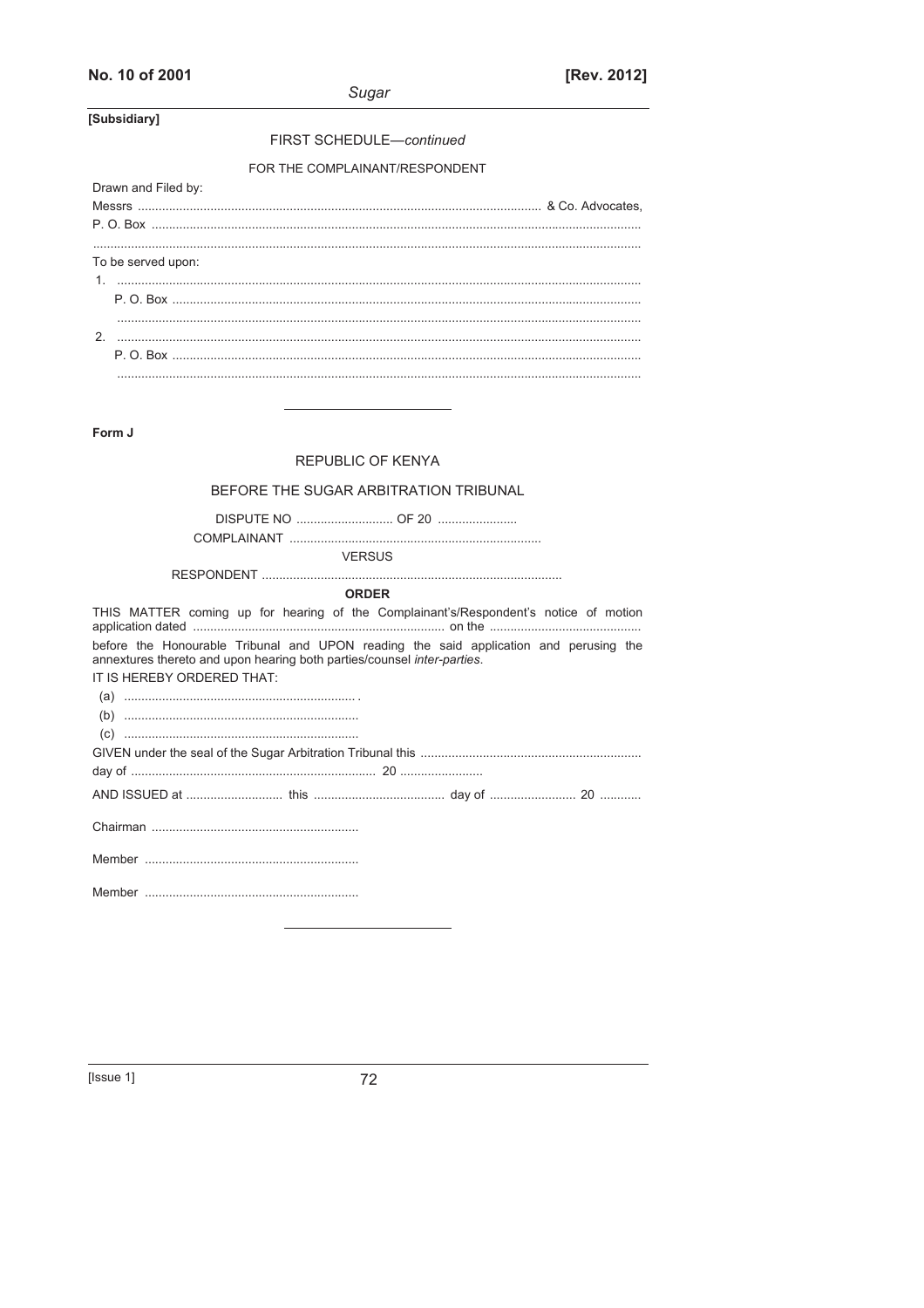[Subsidiary]

FIRST SCHEDULE—*continued*

FOR THE COMPLAINANT/RESPONDENT

Drawn and Filed by:

Messrs ................................................................................................................. & Co. Advocates,

P. O. Box ..........................................................................................................................................

..........................................................................................................................................................

To be served upon:

1. ..................................................................................................................................................

P. O. Box ..................................................................................................................................

..................................................................................................................................................

2. ..................................................................................................................................................

P. O. Box ..................................................................................................................................

..................................................................................................................................................

---

**Form J**

REPUBLIC OF KENYA

BEFORE THE SUGAR ARBITRATION TRIBUNAL

DISPUTE NO ............................ OF 20 .......................

COMPLAINANT ........................................................................

VERSUS

RESPONDENT ......................................................................................

**ORDER**

THIS MATTER coming up for hearing of the Complainant's/Respondent's notice of motion application dated ........................................................................ on the ...........................................

before the Honourable Tribunal and UPON reading the said application and perusing the annextures thereto and upon hearing both parties/counsel *inter-parties*.

IT IS HEREBY ORDERED THAT:

(a) .................................................................. .

(b) ..................................................................

(c) ..................................................................

GIVEN under the seal of the Sugar Arbitration Tribunal this ..............................................................

day of ...................................................................... 20 ........................

AND ISSUED at ............................ this ...................................... day of ......................... 20 ............

Chairman ..........................................................

Member .............................................................

Member .............................................................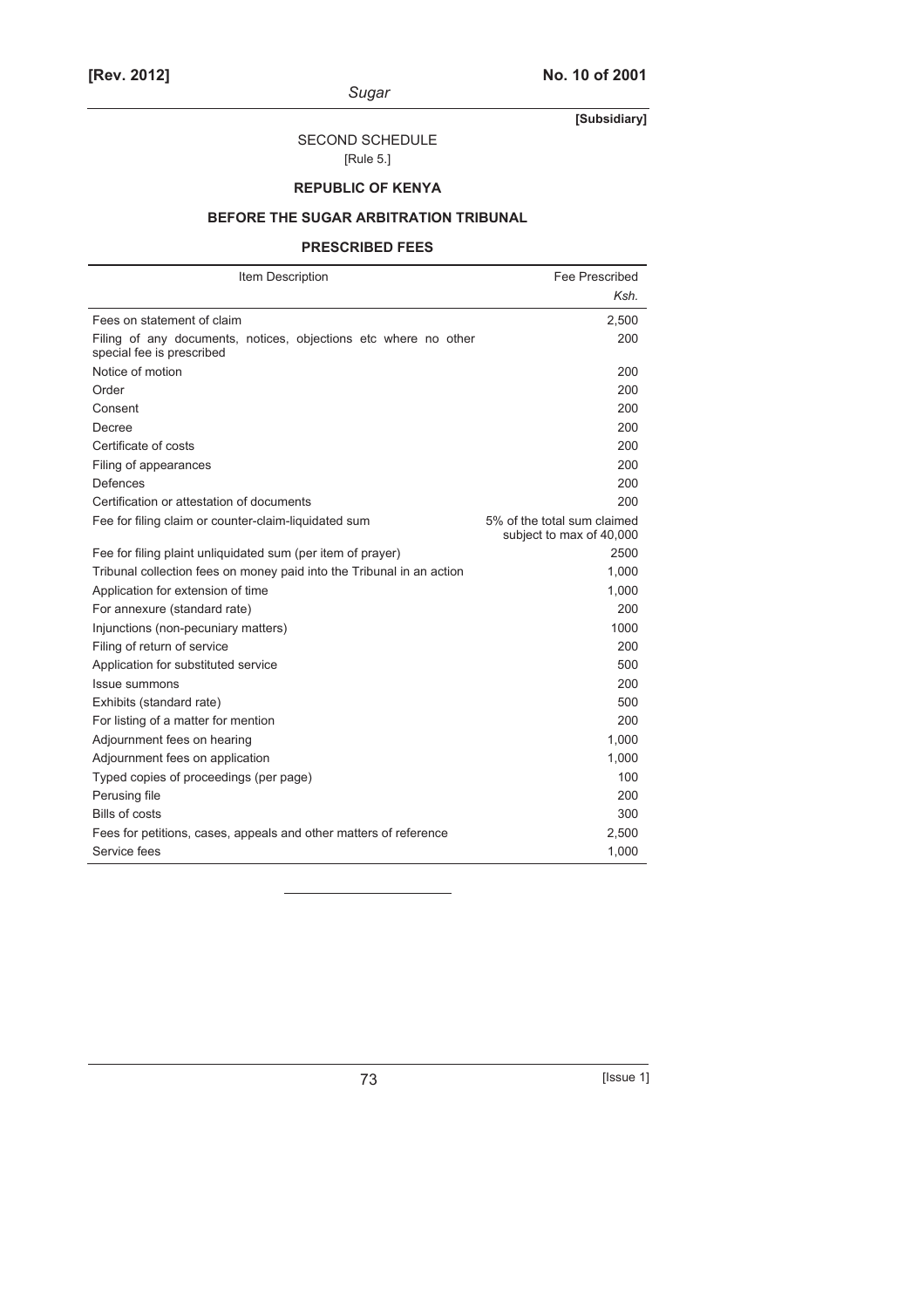[Subsidiary]

SECOND SCHEDULE

[Rule 5.]

**REPUBLIC OF KENYA**

**BEFORE THE SUGAR ARBITRATION TRIBUNAL**

**PRESCRIBED FEES**

| Item Description | Fee Prescribed *Ksh.* |
|---|---|
| Fees on statement of claim | 2,500 |
| Filing of any documents, notices, objections etc where no other special fee is prescribed | 200 |
| Notice of motion | 200 |
| Order | 200 |
| Consent | 200 |
| Decree | 200 |
| Certificate of costs | 200 |
| Filing of appearances | 200 |
| Defences | 200 |
| Certification or attestation of documents | 200 |
| Fee for filing claim or counter-claim-liquidated sum | 5% of the total sum claimed subject to max of 40,000 |
| Fee for filing plaint unliquidated sum (per item of prayer) | 2500 |
| Tribunal collection fees on money paid into the Tribunal in an action | 1,000 |
| Application for extension of time | 1,000 |
| For annexure (standard rate) | 200 |
| Injunctions (non-pecuniary matters) | 1000 |
| Filing of return of service | 200 |
| Application for substituted service | 500 |
| Issue summons | 200 |
| Exhibits (standard rate) | 500 |
| For listing of a matter for mention | 200 |
| Adjournment fees on hearing | 1,000 |
| Adjournment fees on application | 1,000 |
| Typed copies of proceedings (per page) | 100 |
| Perusing file | 200 |
| Bills of costs | 300 |
| Fees for petitions, cases, appeals and other matters of reference | 2,500 |
| Service fees | 1,000 |